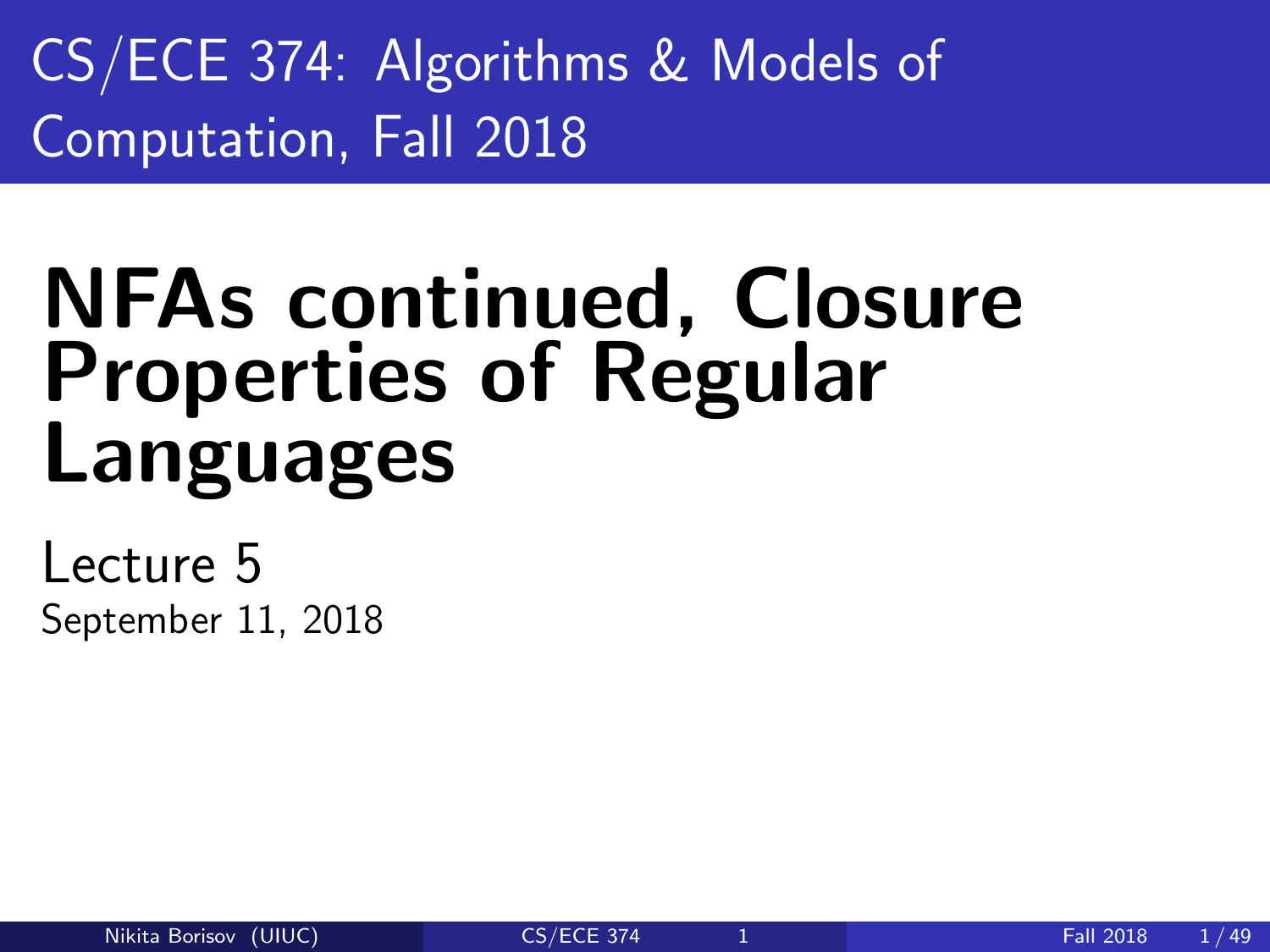# CS/ECE 374: Algorithms & Models of Computation, Fall 2018

# NFAs continued, Closure Properties of Regular Languages

Lecture 5

September 11, 2018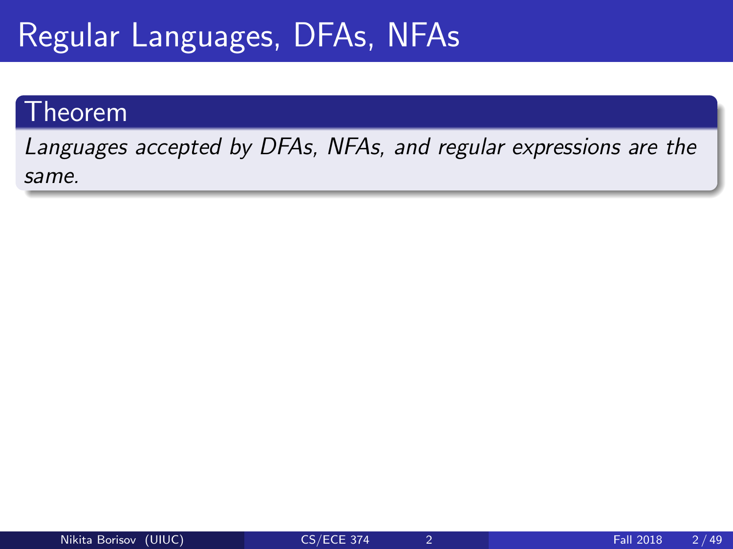# Regular Languages, DFAs, NFAs

**Theorem**

*Languages accepted by DFAs, NFAs, and regular expressions are the same.*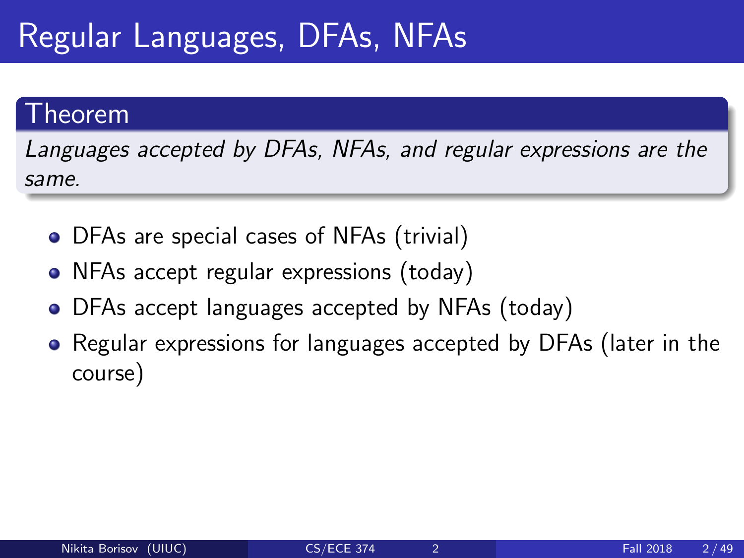# Regular Languages, DFAs, NFAs

**Theorem**

*Languages accepted by DFAs, NFAs, and regular expressions are the same.*

- DFAs are special cases of NFAs (trivial)
- NFAs accept regular expressions (today)
- DFAs accept languages accepted by NFAs (today)
- Regular expressions for languages accepted by DFAs (later in the course)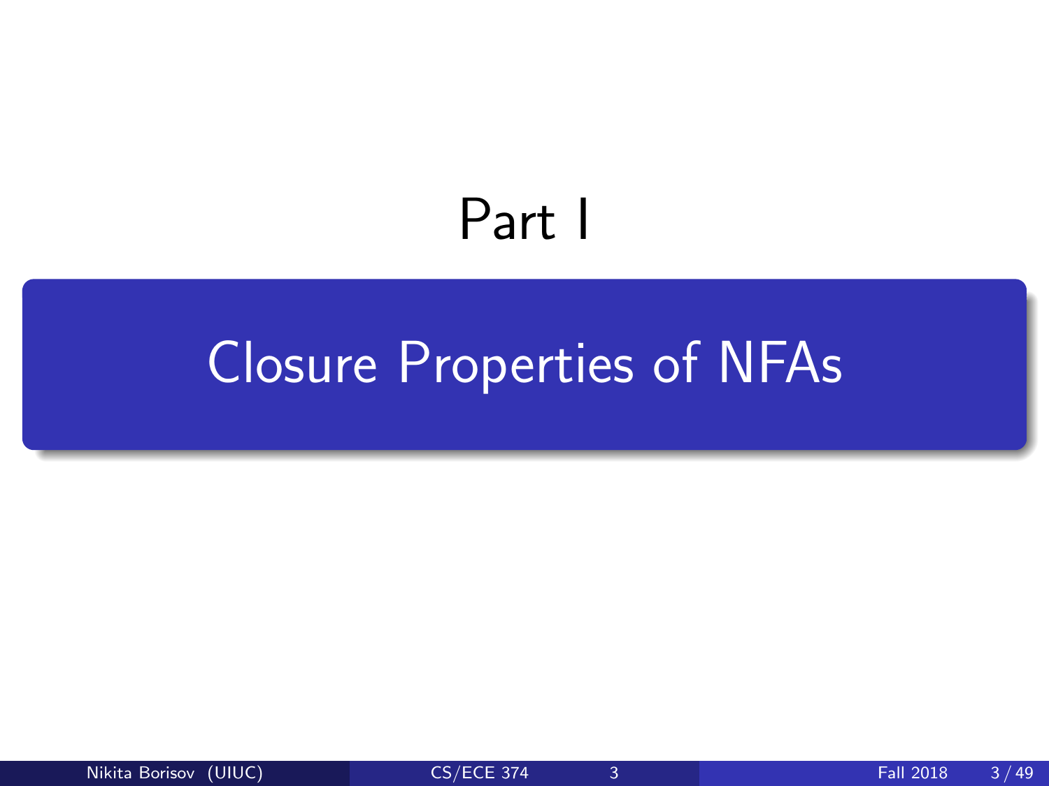# Part I

## Closure Properties of NFAs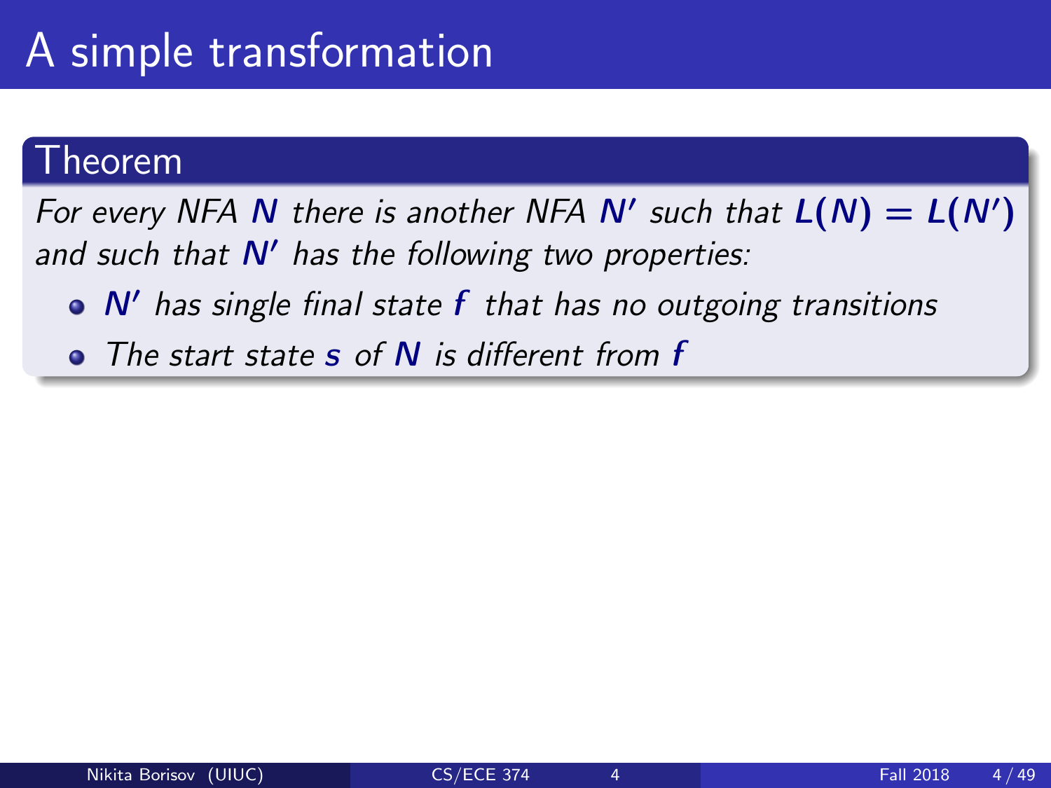# A simple transformation

## Theorem

*For every NFA $N$ there is another NFA $N'$ such that $L(N) = L(N')$ and such that $N'$ has the following two properties:*

- *$N'$ has single final state $f$ that has no outgoing transitions*
- *The start state $s$ of $N$ is different from $f$*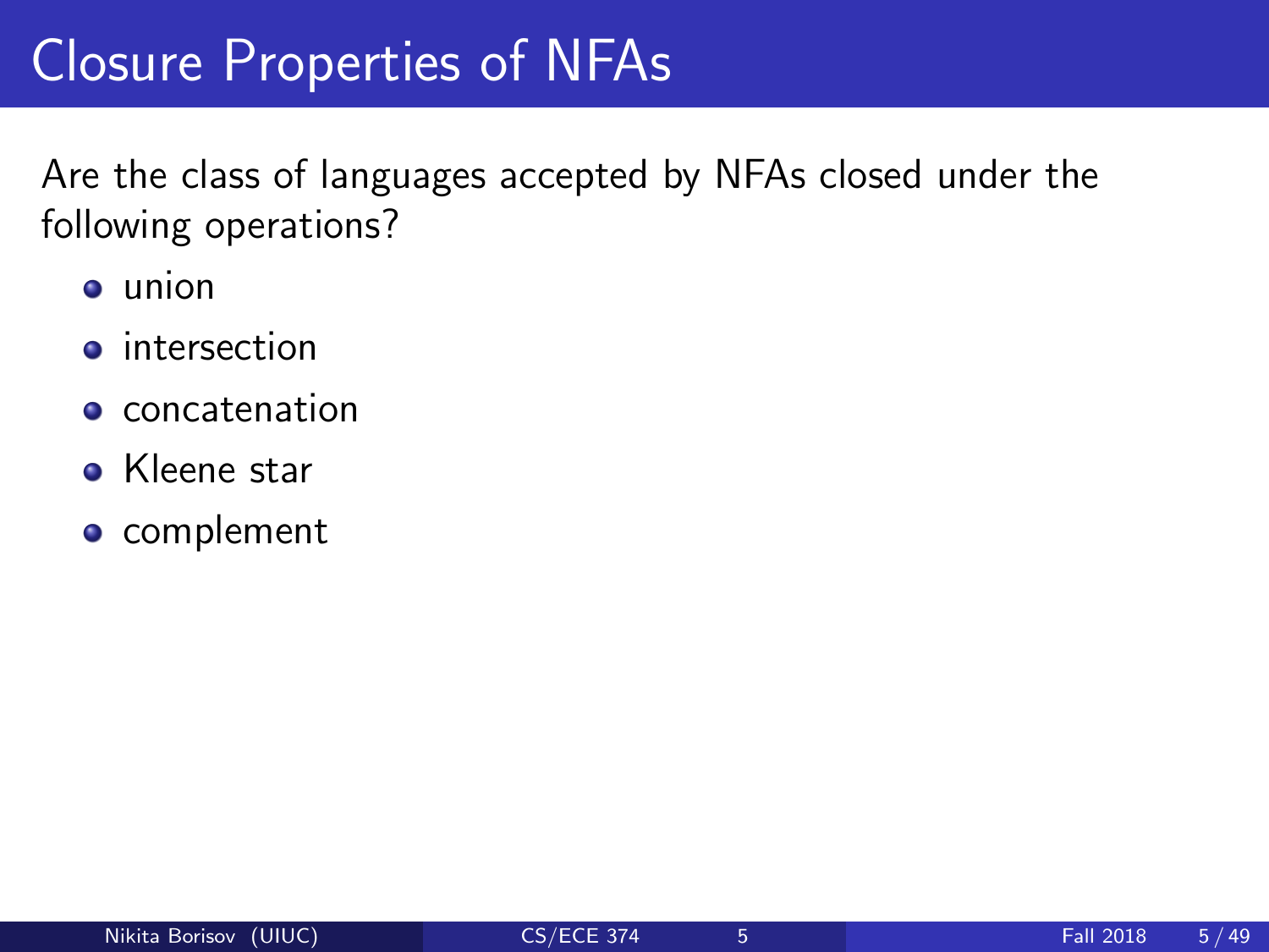# Closure Properties of NFAs

Are the class of languages accepted by NFAs closed under the following operations?

- union
- intersection
- concatenation
- Kleene star
- complement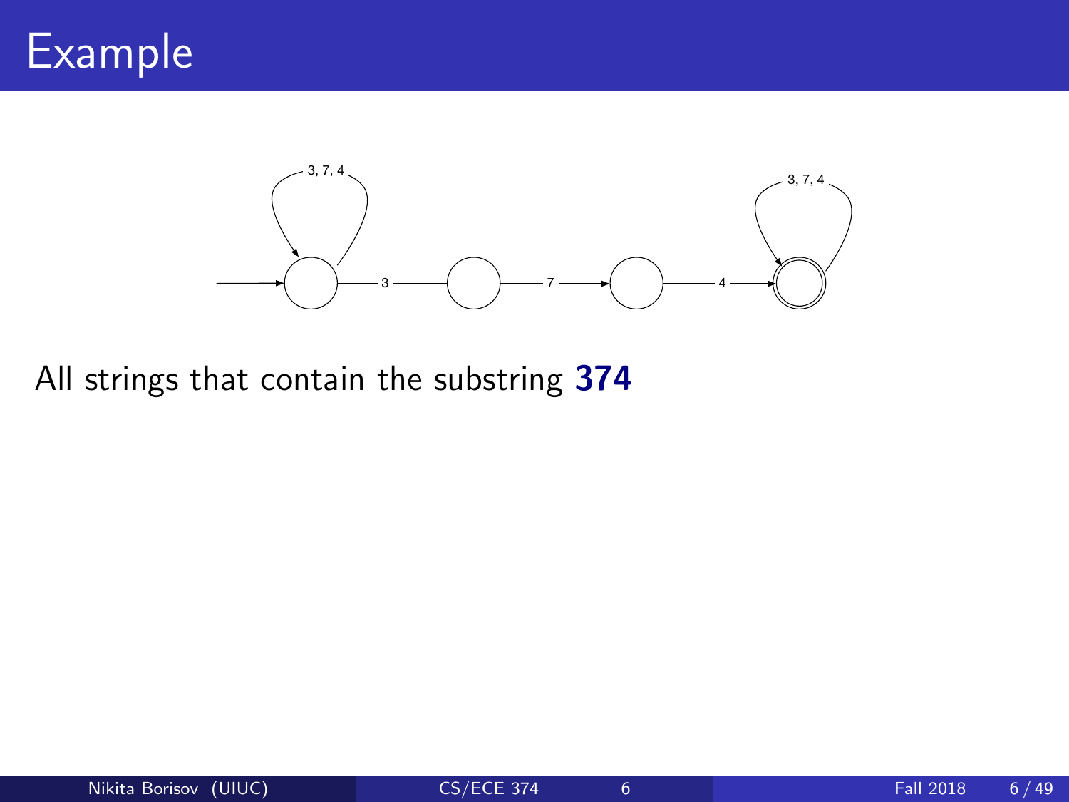# Example

All strings that contain the substring **374**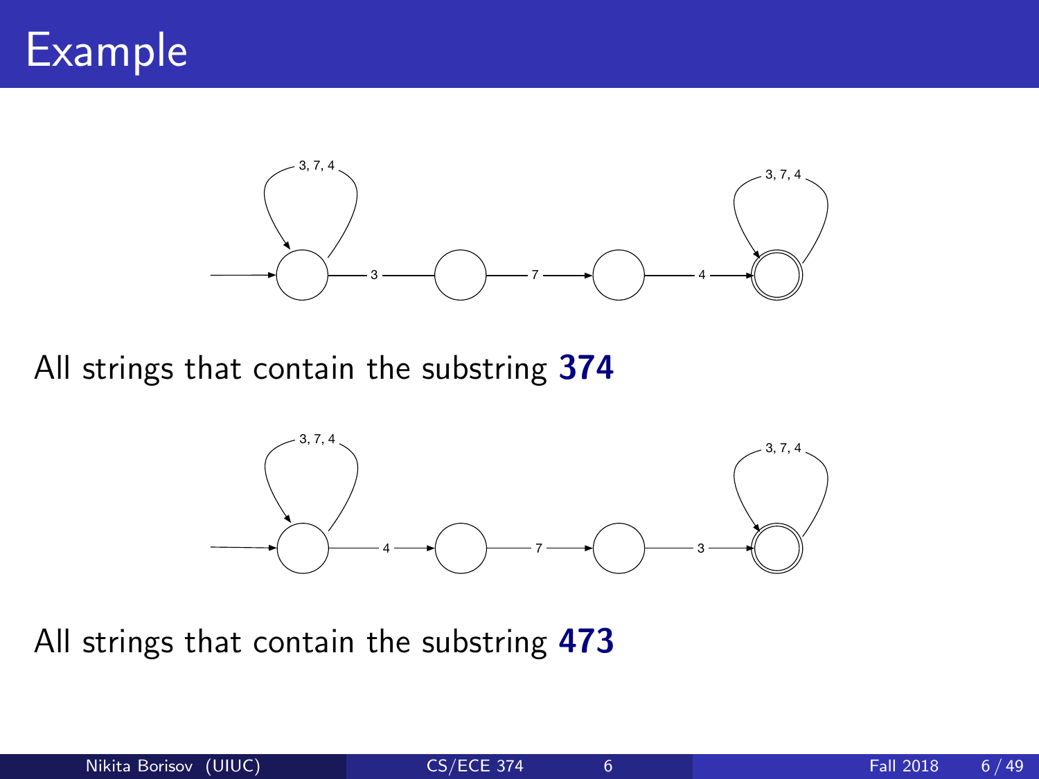# Example

All strings that contain the substring **374**

All strings that contain the substring **473**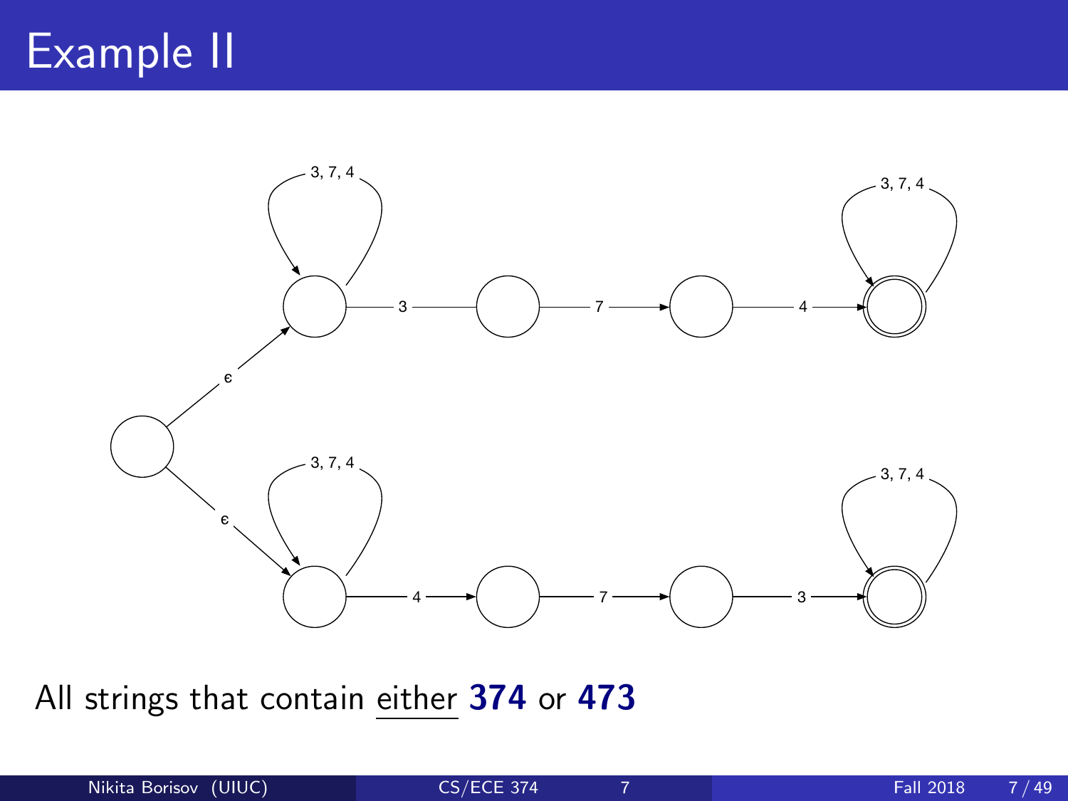# Example II

All strings that contain <u>either</u> **374** or **473**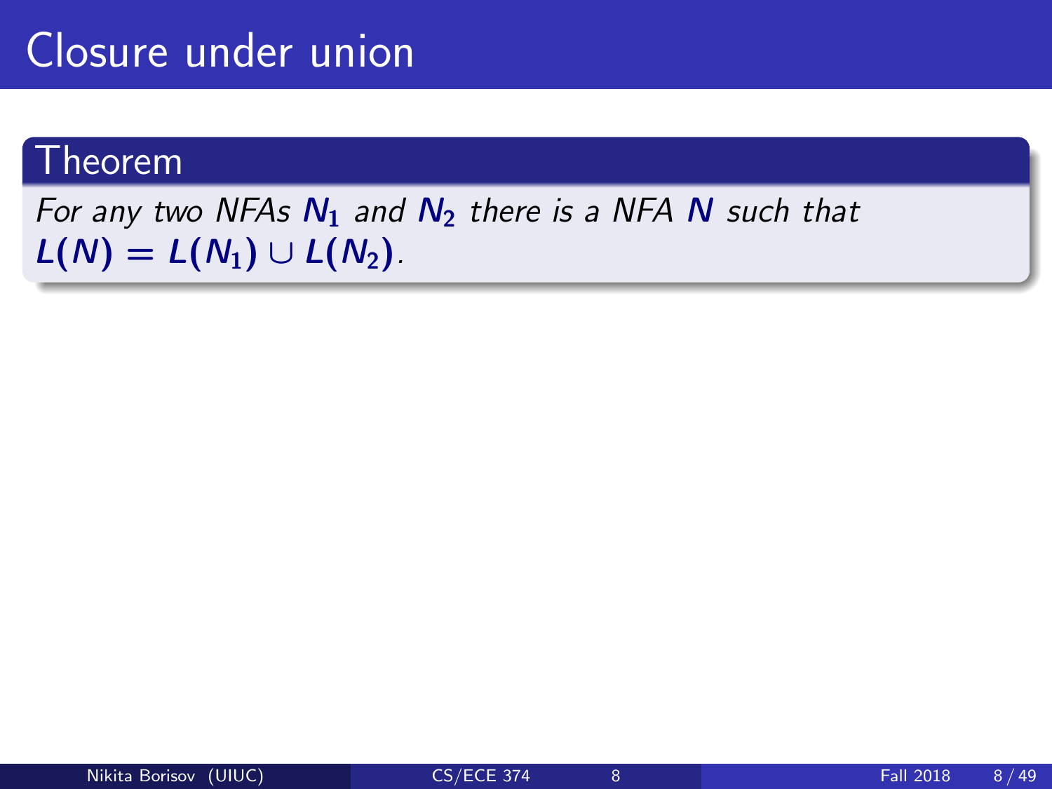# Closure under union

**Theorem**

*For any two NFAs $N_1$ and $N_2$ there is a NFA $N$ such that $L(N) = L(N_1) \cup L(N_2)$.*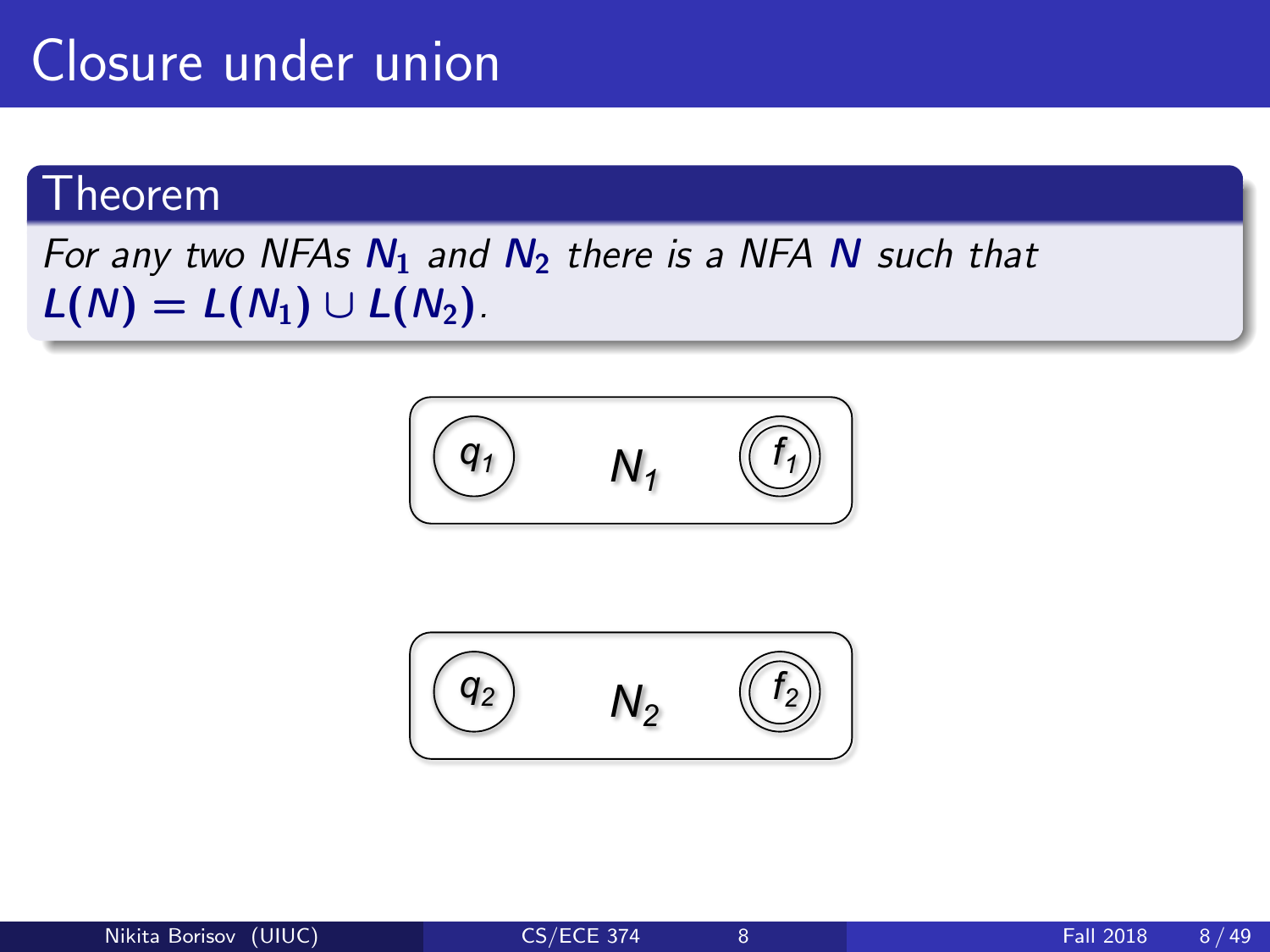# Closure under union

**Theorem**

*For any two NFAs $N_1$ and $N_2$ there is a NFA $N$ such that $L(N) = L(N_1) \cup L(N_2)$.*

$q_1$ $N_1$ $f_1$

$q_2$ $N_2$ $f_2$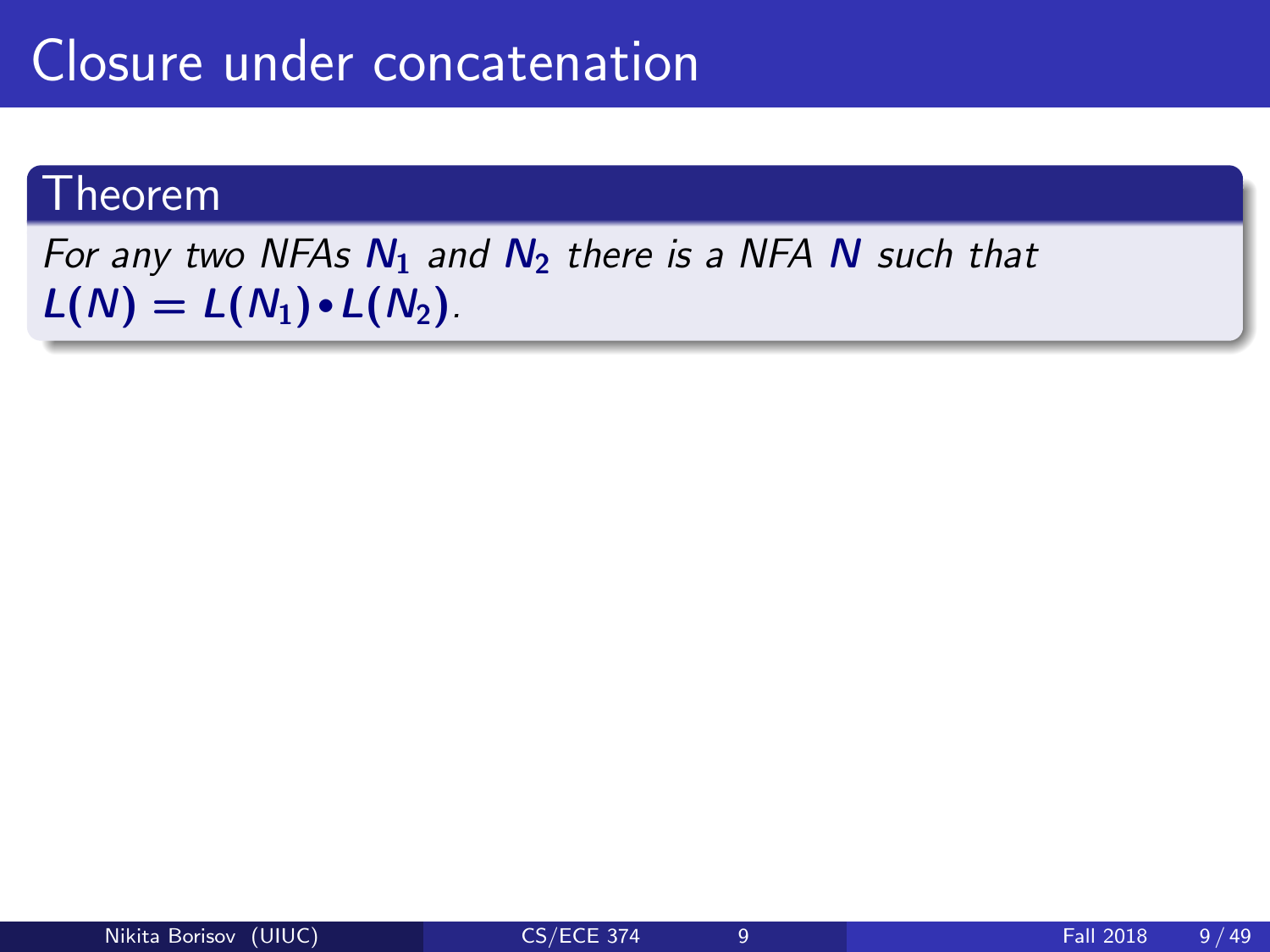# Closure under concatenation

**Theorem**

*For any two NFAs $N_1$ and $N_2$ there is a NFA $N$ such that $L(N) = L(N_1) \bullet L(N_2)$.*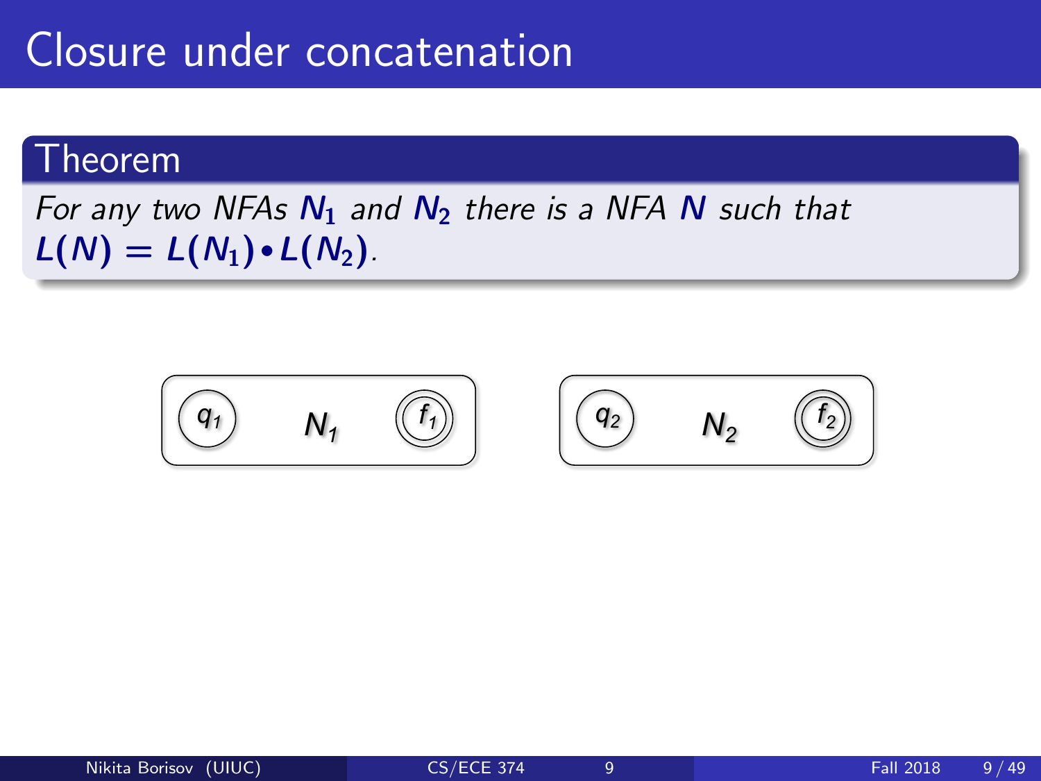# Closure under concatenation

## Theorem

*For any two NFAs* $N_1$ *and* $N_2$ *there is a NFA* $N$ *such that* $L(N) = L(N_1) \bullet L(N_2)$.

$q_1$ $N_1$ $f_1$

$q_2$ $N_2$ $f_2$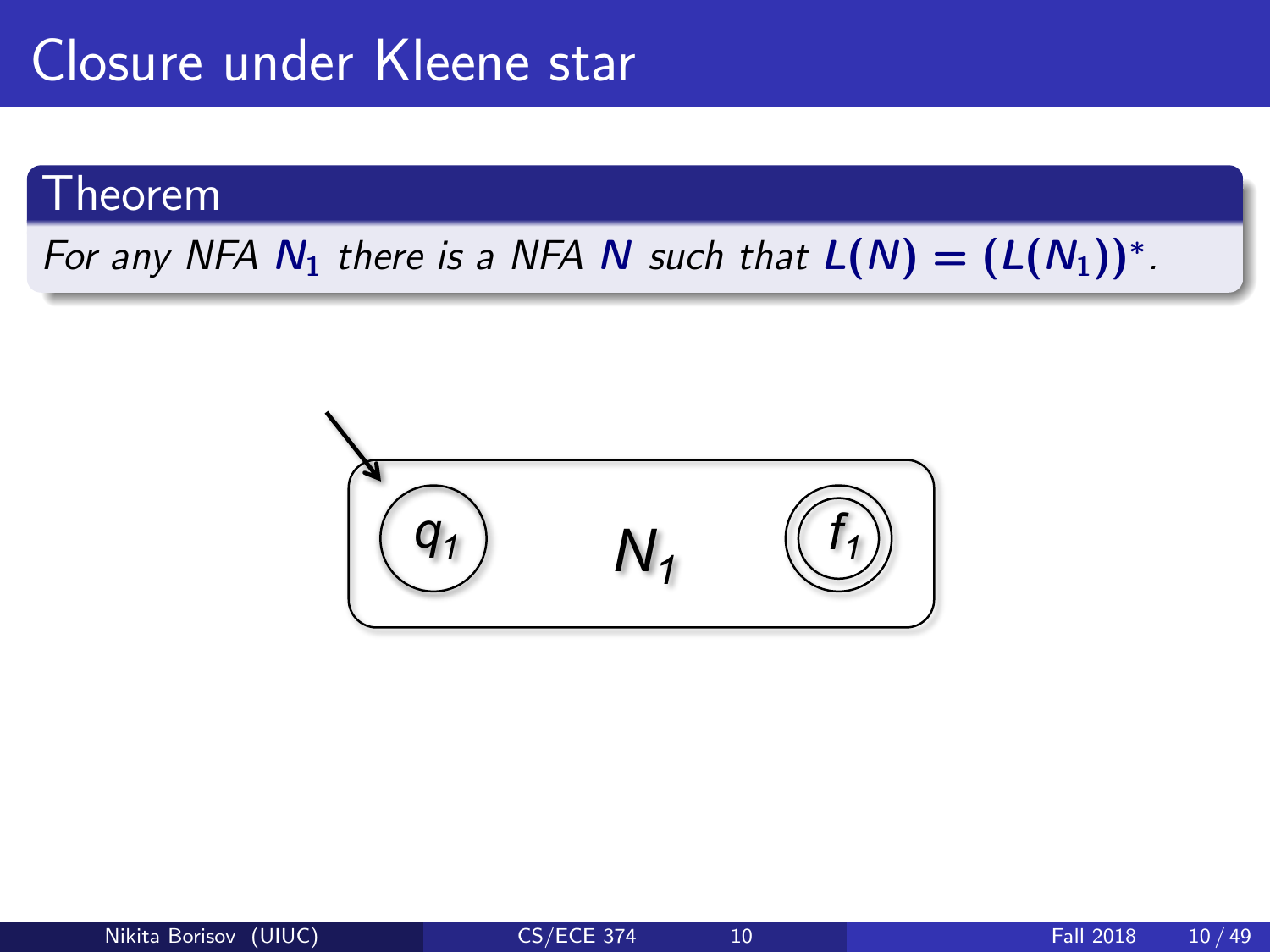# Closure under Kleene star

**Theorem**

*For any NFA $N_1$ there is a NFA $N$ such that $L(N) = (L(N_1))^*$.*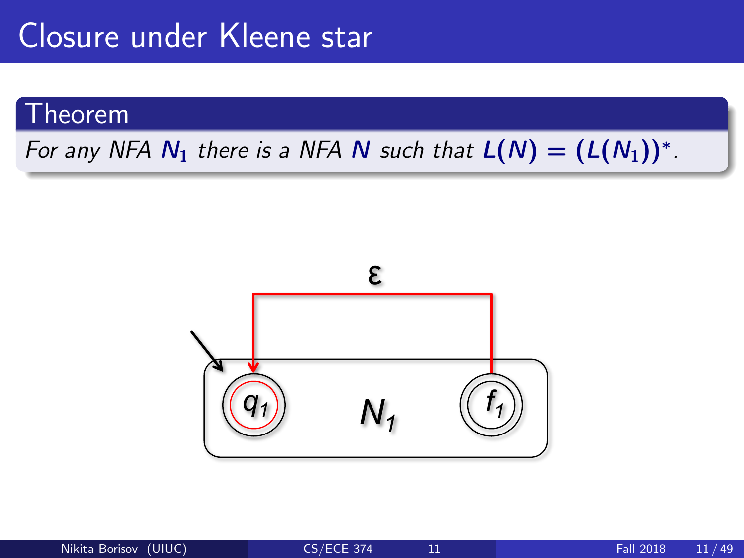# Closure under Kleene star

**Theorem**

*For any NFA $N_1$ there is a NFA $N$ such that $L(N) = (L(N_1))^*$.*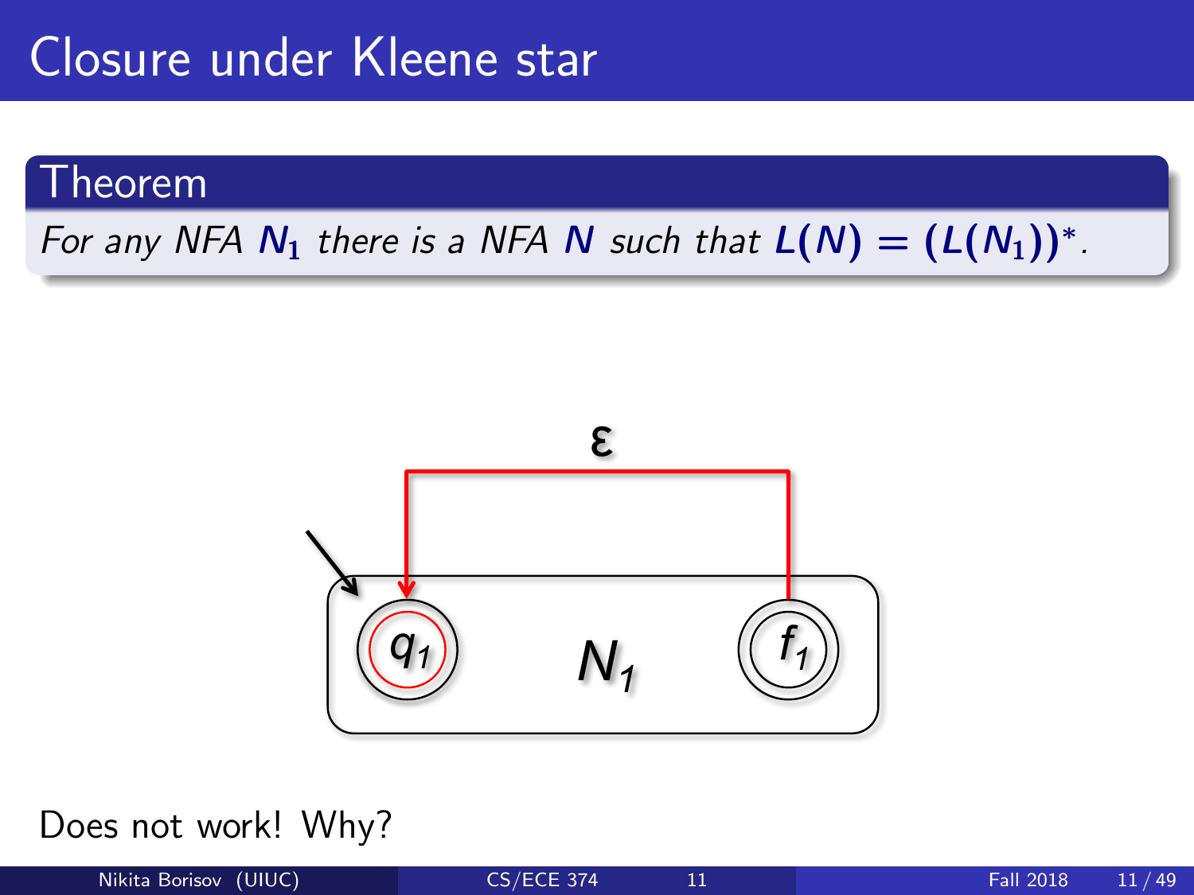# Closure under Kleene star

**Theorem**

*For any NFA $N_1$ there is a NFA $N$ such that $L(N) = (L(N_1))^*$.*

Does not work! Why?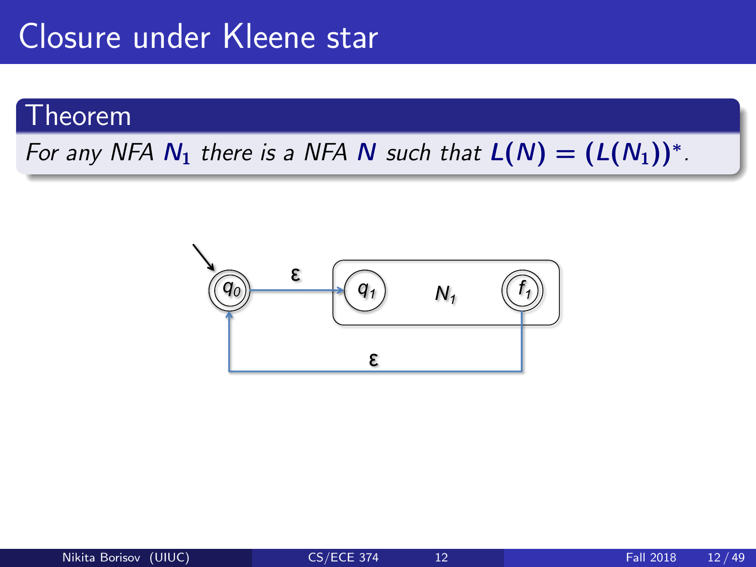# Closure under Kleene star

**Theorem**

*For any NFA* $N_1$ *there is a NFA* $N$ *such that* $L(N) = (L(N_1))^*$.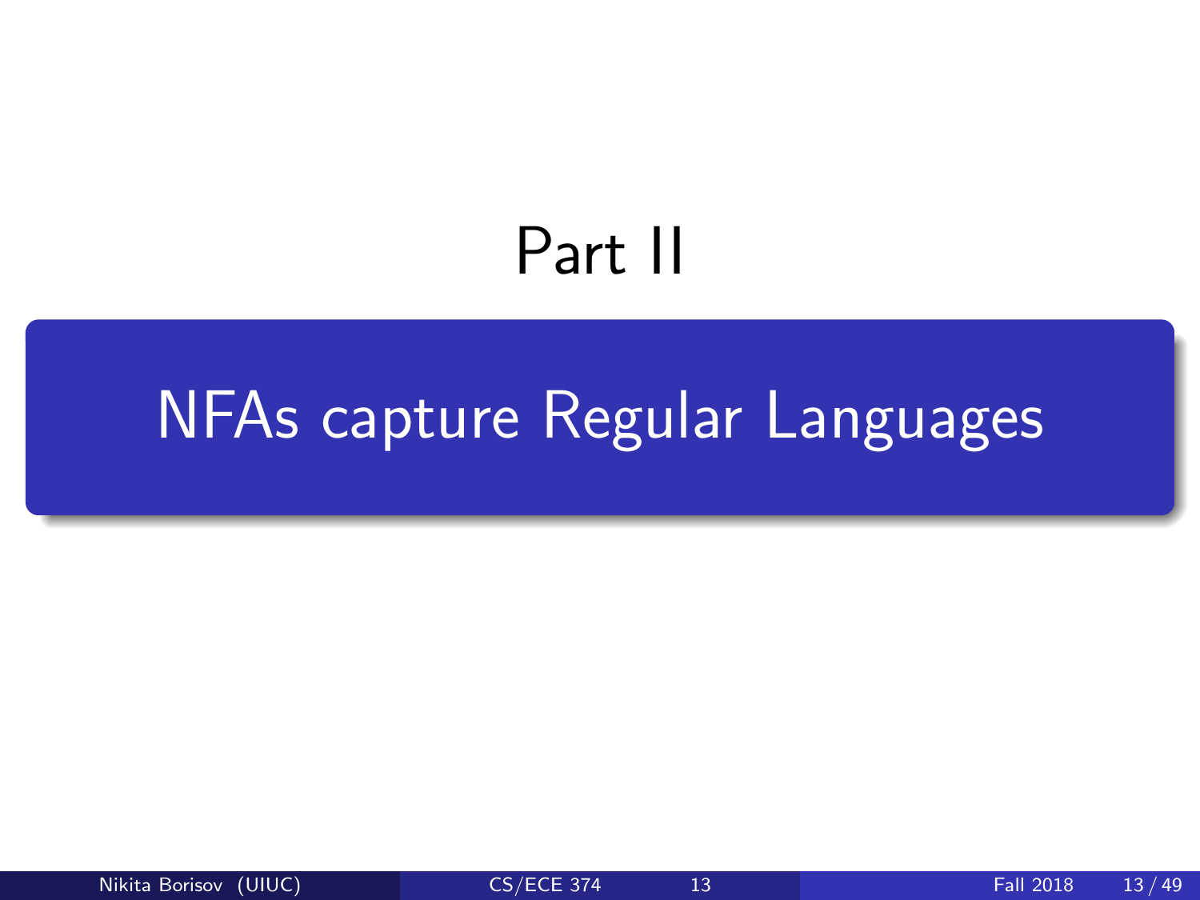# Part II

## NFAs capture Regular Languages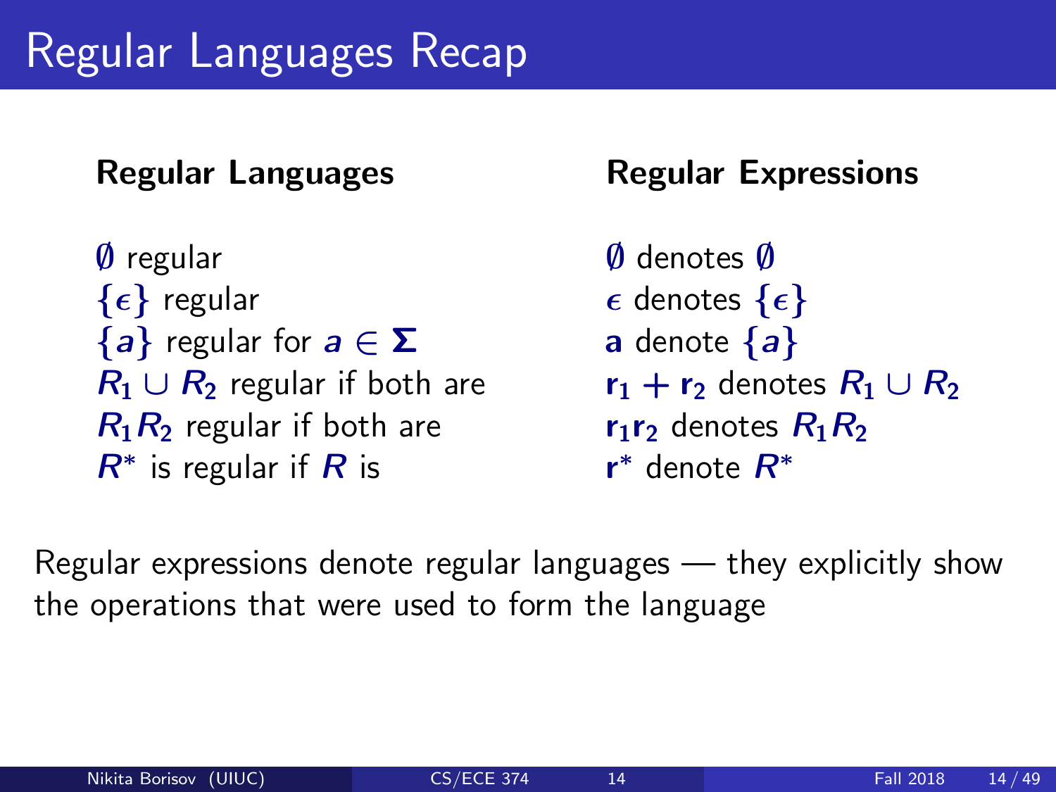# Regular Languages Recap

**Regular Languages**

$\emptyset$ regular
$\{\epsilon\}$ regular
$\{a\}$ regular for $a \in \Sigma$
$R_1 \cup R_2$ regular if both are
$R_1 R_2$ regular if both are
$R^*$ is regular if $R$ is

**Regular Expressions**

$\emptyset$ denotes $\emptyset$
$\epsilon$ denotes $\{\epsilon\}$
$\mathbf{a}$ denote $\{a\}$
$\mathbf{r_1} + \mathbf{r_2}$ denotes $R_1 \cup R_2$
$\mathbf{r_1 r_2}$ denotes $R_1 R_2$
$\mathbf{r}^*$ denote $R^*$

Regular expressions denote regular languages — they explicitly show the operations that were used to form the language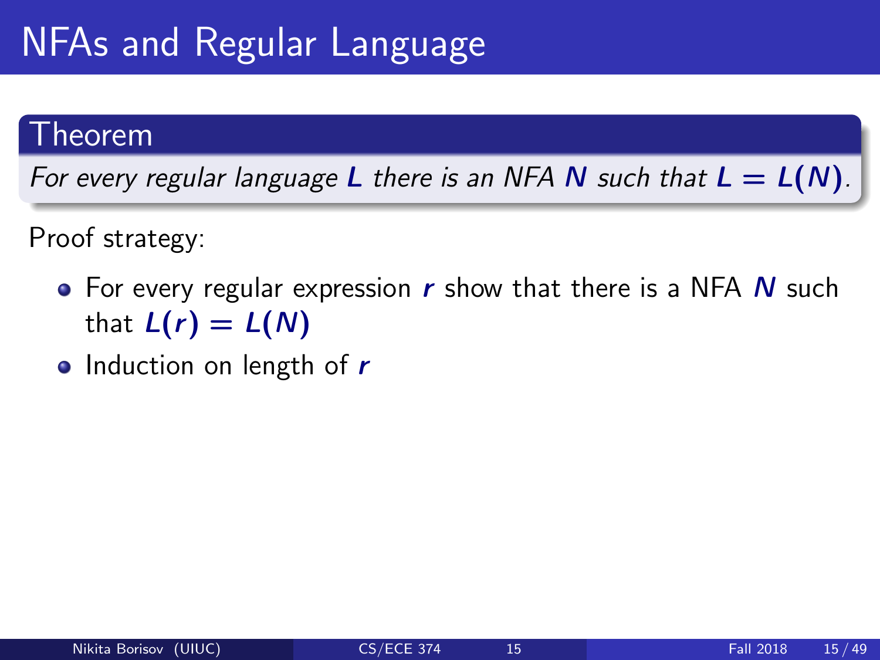# NFAs and Regular Language

**Theorem**

*For every regular language $L$ there is an NFA $N$ such that $L = L(N)$.*

Proof strategy:

- For every regular expression $r$ show that there is a NFA $N$ such that $L(r) = L(N)$
- Induction on length of $r$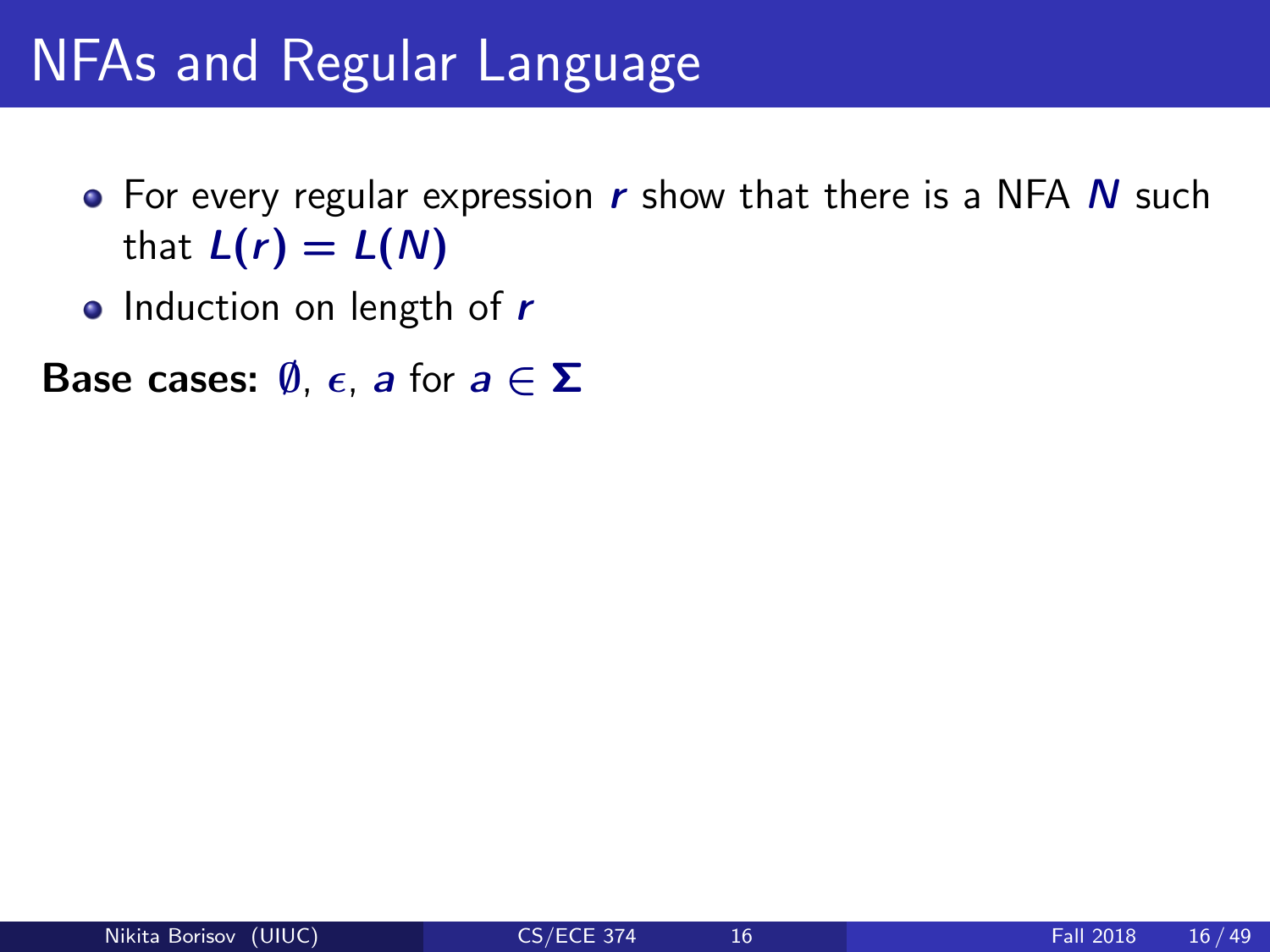# NFAs and Regular Language

- For every regular expression $r$ show that there is a NFA $N$ such that $L(r) = L(N)$
- Induction on length of $r$

**Base cases:** $\emptyset$, $\epsilon$, $a$ for $a \in \Sigma$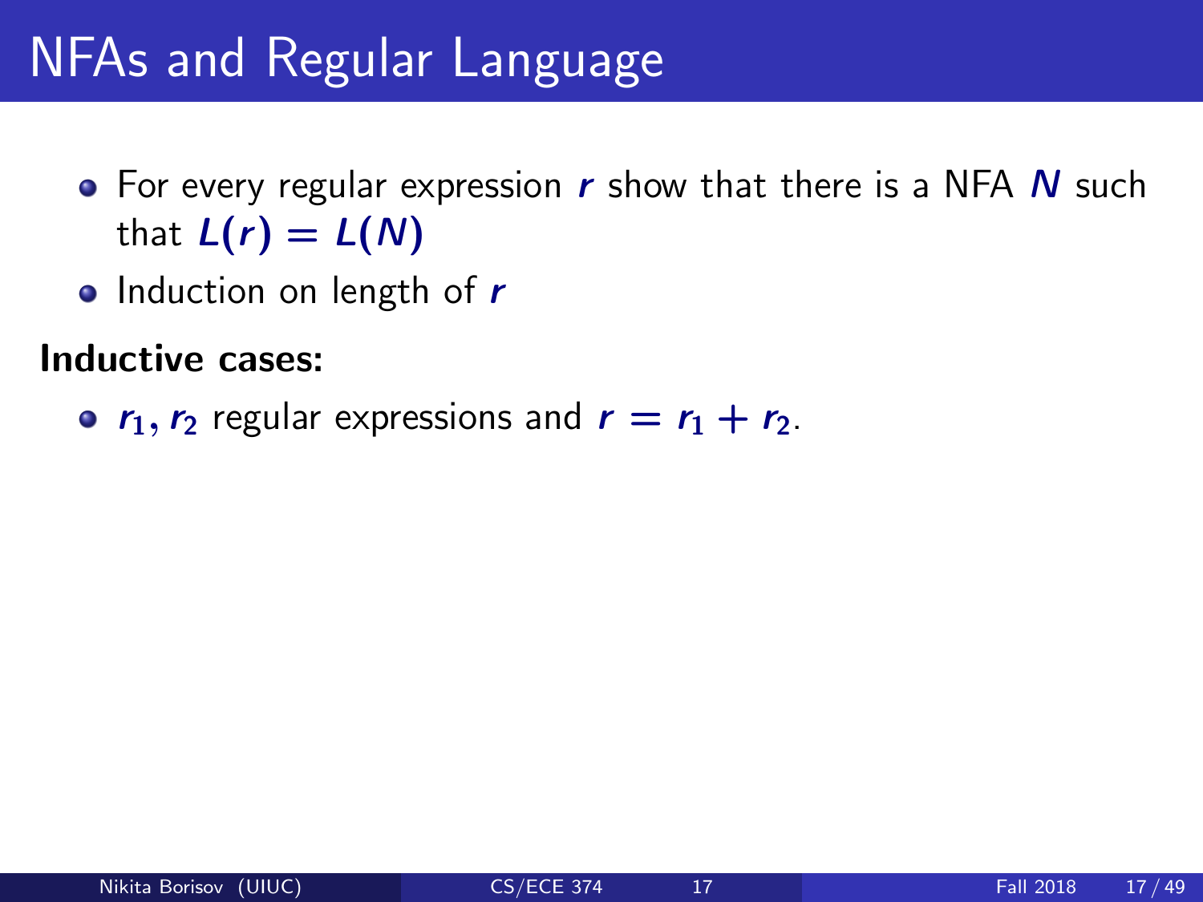# NFAs and Regular Language

- For every regular expression $r$ show that there is a NFA $N$ such that $L(r) = L(N)$
- Induction on length of $r$

**Inductive cases:**

- $r_1, r_2$ regular expressions and $r = r_1 + r_2$.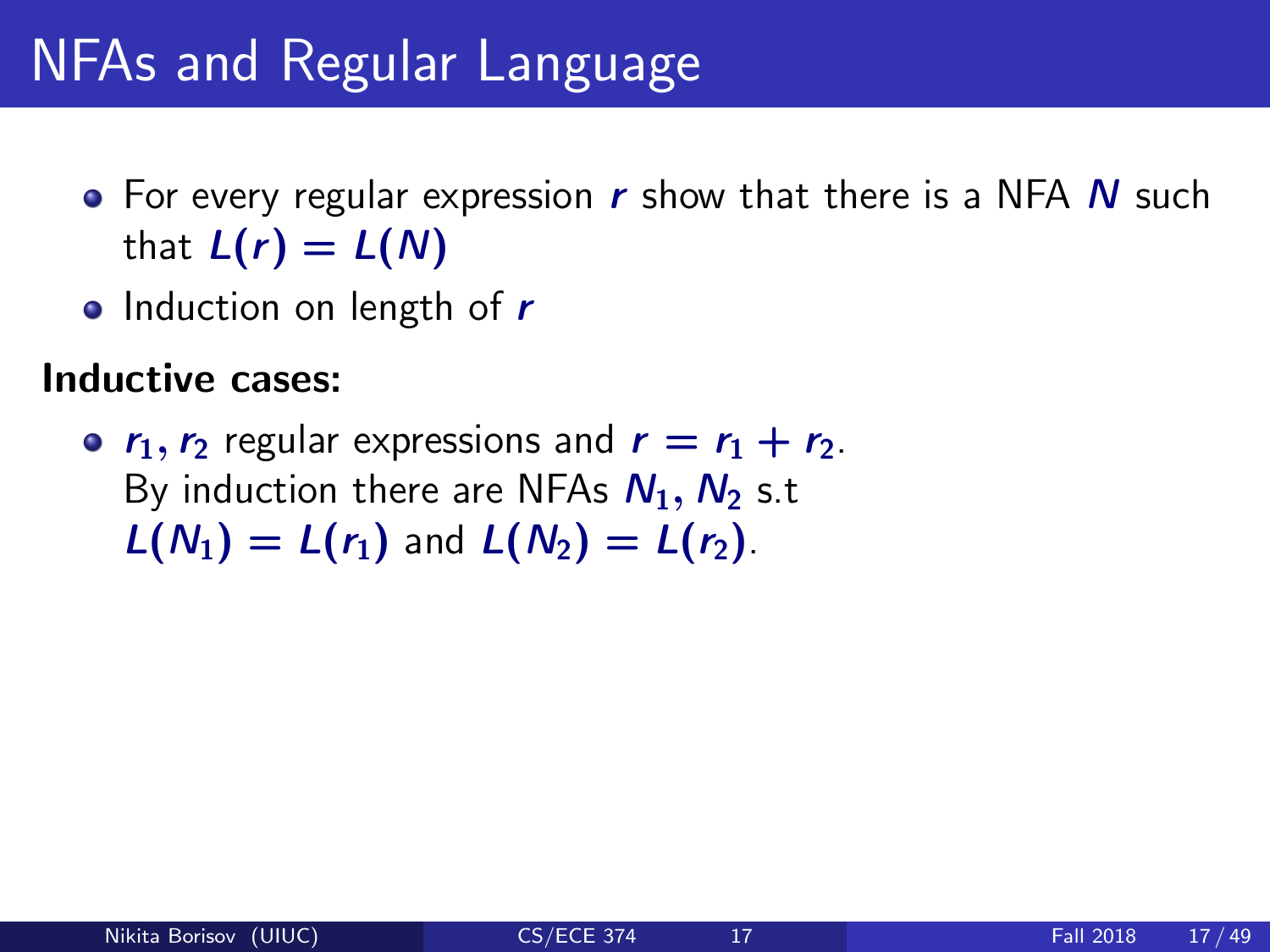# NFAs and Regular Language

- For every regular expression $r$ show that there is a NFA $N$ such that $L(r) = L(N)$
- Induction on length of $r$

**Inductive cases:**

- $r_1, r_2$ regular expressions and $r = r_1 + r_2$.
  By induction there are NFAs $N_1, N_2$ s.t
  $L(N_1) = L(r_1)$ and $L(N_2) = L(r_2)$.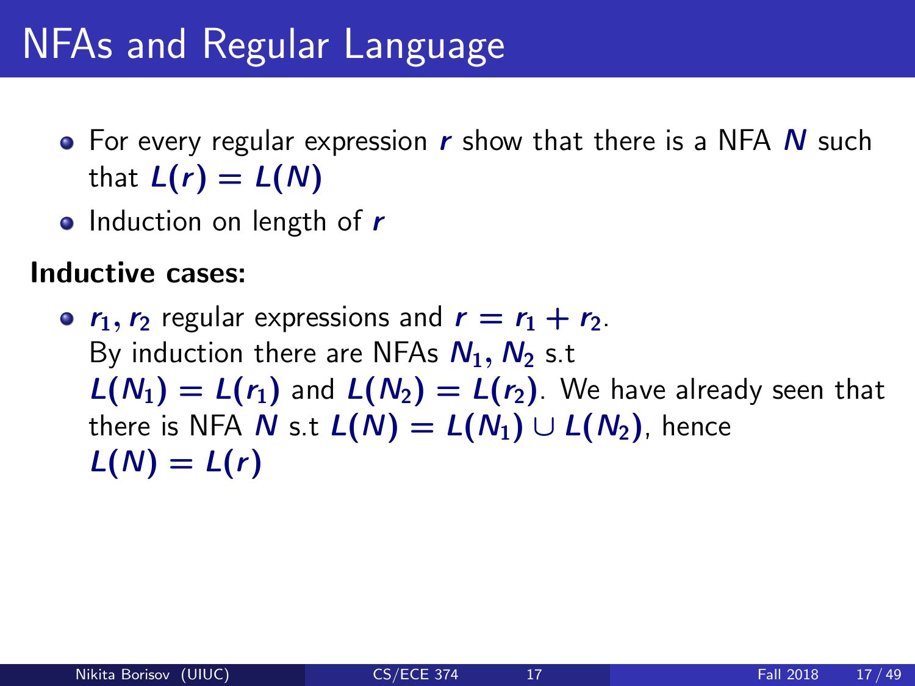# NFAs and Regular Language

- For every regular expression $r$ show that there is a NFA $N$ such that $L(r) = L(N)$
- Induction on length of $r$

**Inductive cases:**

- $r_1, r_2$ regular expressions and $r = r_1 + r_2$.
  By induction there are NFAs $N_1, N_2$ s.t $L(N_1) = L(r_1)$ and $L(N_2) = L(r_2)$. We have already seen that there is NFA $N$ s.t $L(N) = L(N_1) \cup L(N_2)$, hence $L(N) = L(r)$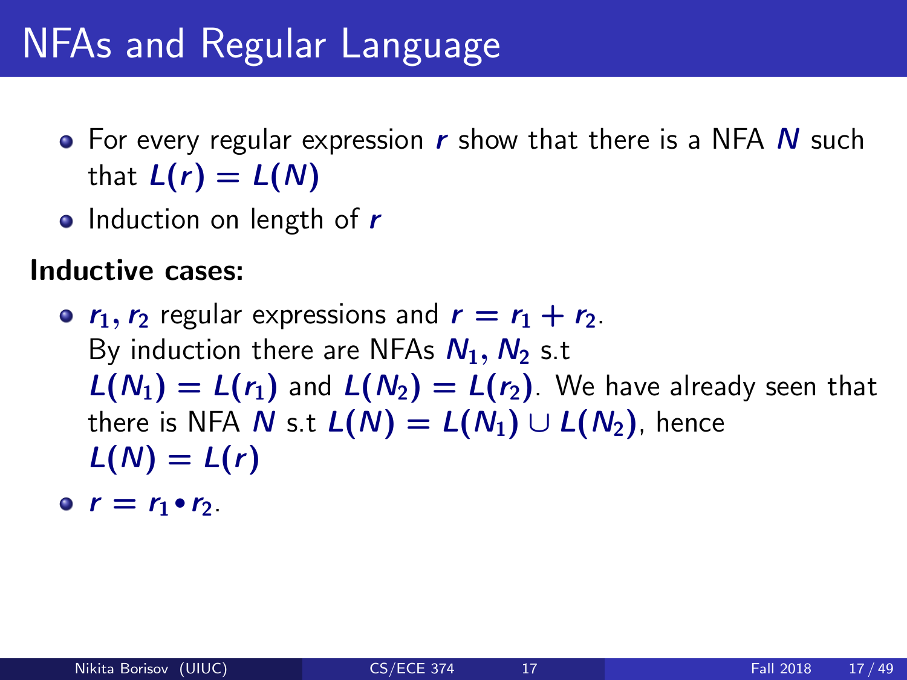# NFAs and Regular Language

- For every regular expression $r$ show that there is a NFA $N$ such that $L(r) = L(N)$
- Induction on length of $r$

**Inductive cases:**

- $r_1, r_2$ regular expressions and $r = r_1 + r_2$.
  By induction there are NFAs $N_1, N_2$ s.t $L(N_1) = L(r_1)$ and $L(N_2) = L(r_2)$. We have already seen that there is NFA $N$ s.t $L(N) = L(N_1) \cup L(N_2)$, hence $L(N) = L(r)$
- $r = r_1 \bullet r_2$.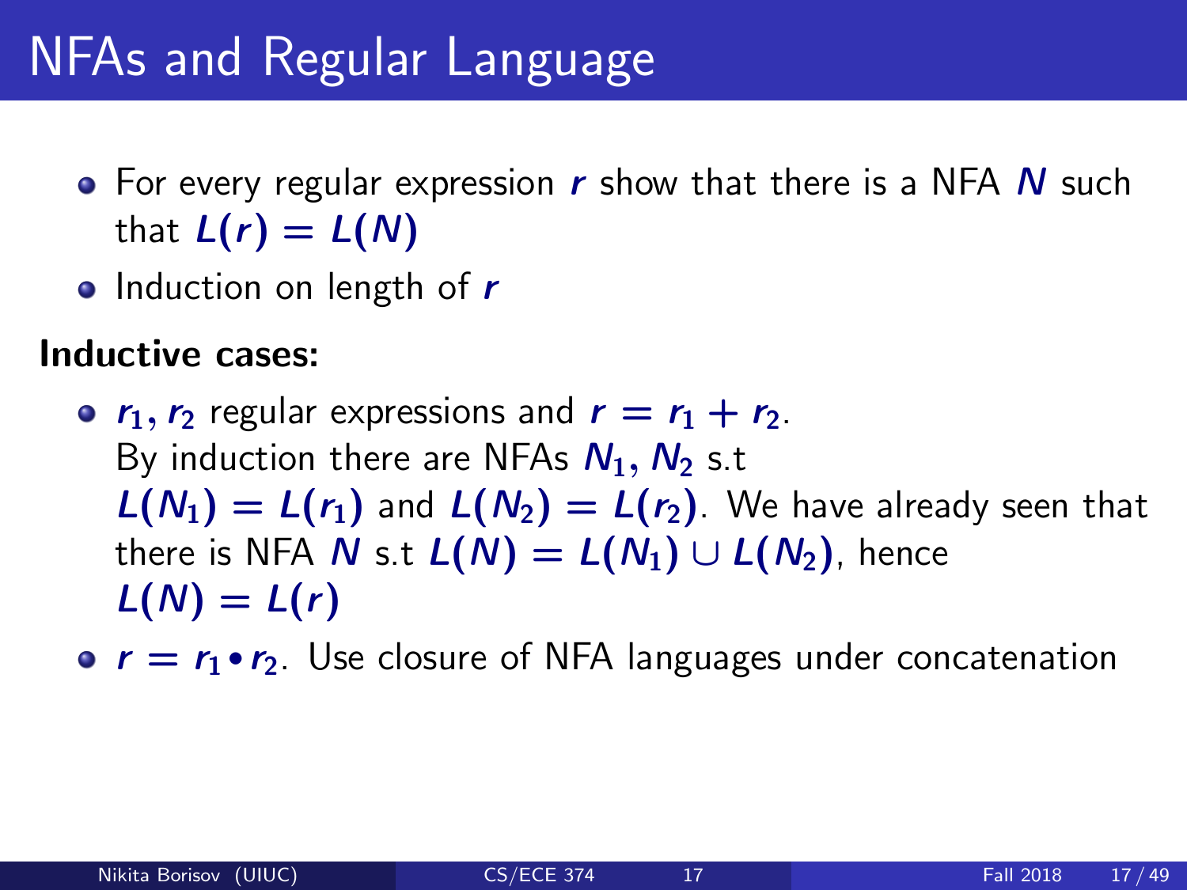# NFAs and Regular Language

- For every regular expression $r$ show that there is a NFA $N$ such that $L(r) = L(N)$
- Induction on length of $r$

**Inductive cases:**

- $r_1, r_2$ regular expressions and $r = r_1 + r_2$. By induction there are NFAs $N_1, N_2$ s.t $L(N_1) = L(r_1)$ and $L(N_2) = L(r_2)$. We have already seen that there is NFA $N$ s.t $L(N) = L(N_1) \cup L(N_2)$, hence $L(N) = L(r)$
- $r = r_1 \bullet r_2$. Use closure of NFA languages under concatenation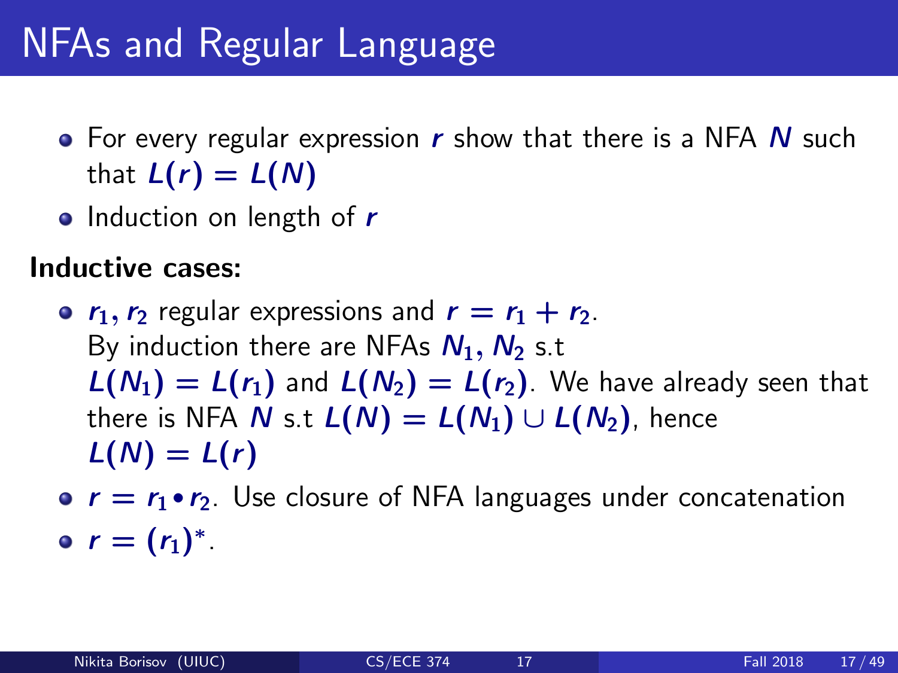# NFAs and Regular Language

- For every regular expression $r$ show that there is a NFA $N$ such that $L(r) = L(N)$
- Induction on length of $r$

**Inductive cases:**

- $r_1, r_2$ regular expressions and $r = r_1 + r_2$. By induction there are NFAs $N_1, N_2$ s.t $L(N_1) = L(r_1)$ and $L(N_2) = L(r_2)$. We have already seen that there is NFA $N$ s.t $L(N) = L(N_1) \cup L(N_2)$, hence $L(N) = L(r)$
- $r = r_1 \bullet r_2$. Use closure of NFA languages under concatenation
- $r = (r_1)^*$.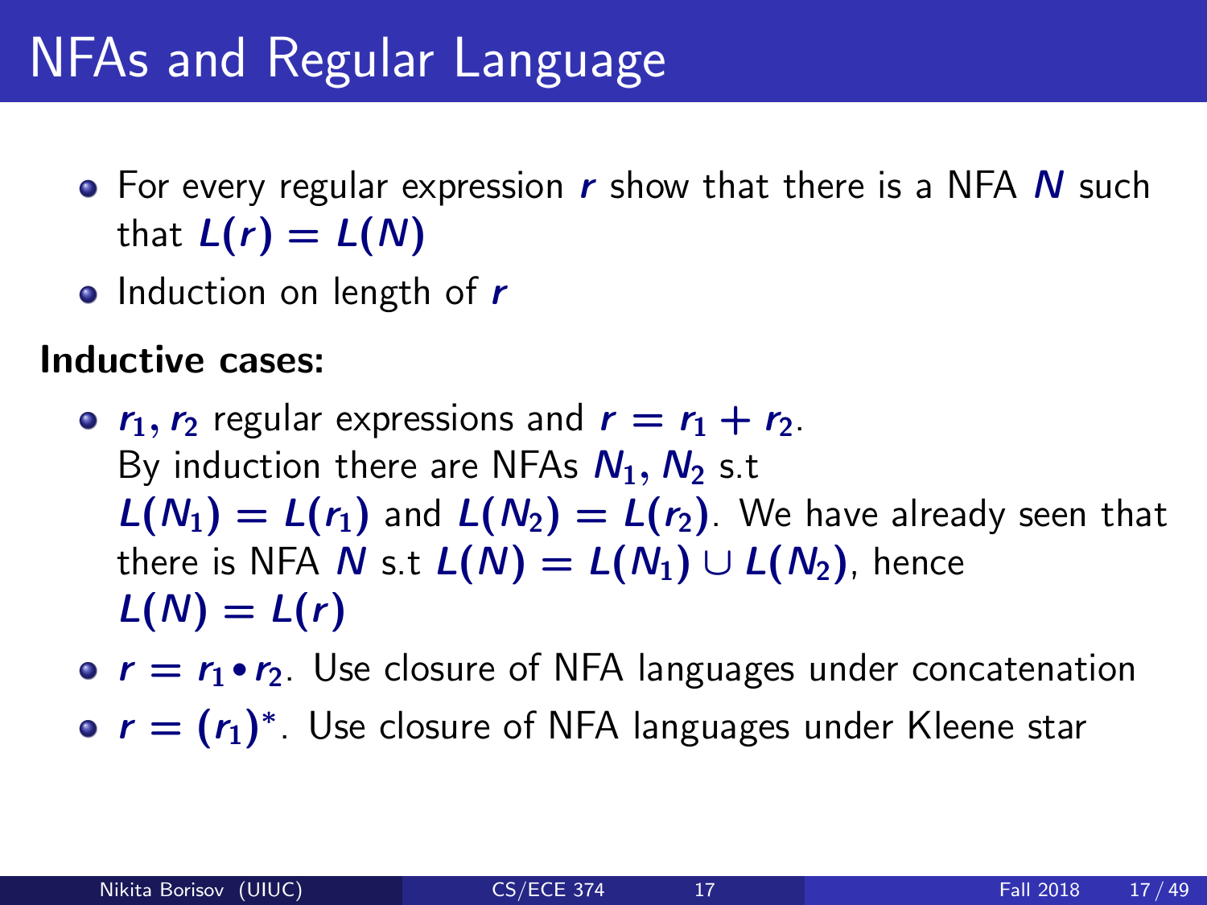# NFAs and Regular Language

- For every regular expression $r$ show that there is a NFA $N$ such that $L(r) = L(N)$
- Induction on length of $r$

**Inductive cases:**

- $r_1, r_2$ regular expressions and $r = r_1 + r_2$.
  By induction there are NFAs $N_1, N_2$ s.t $L(N_1) = L(r_1)$ and $L(N_2) = L(r_2)$. We have already seen that there is NFA $N$ s.t $L(N) = L(N_1) \cup L(N_2)$, hence $L(N) = L(r)$
- $r = r_1 \bullet r_2$. Use closure of NFA languages under concatenation
- $r = (r_1)^*$. Use closure of NFA languages under Kleene star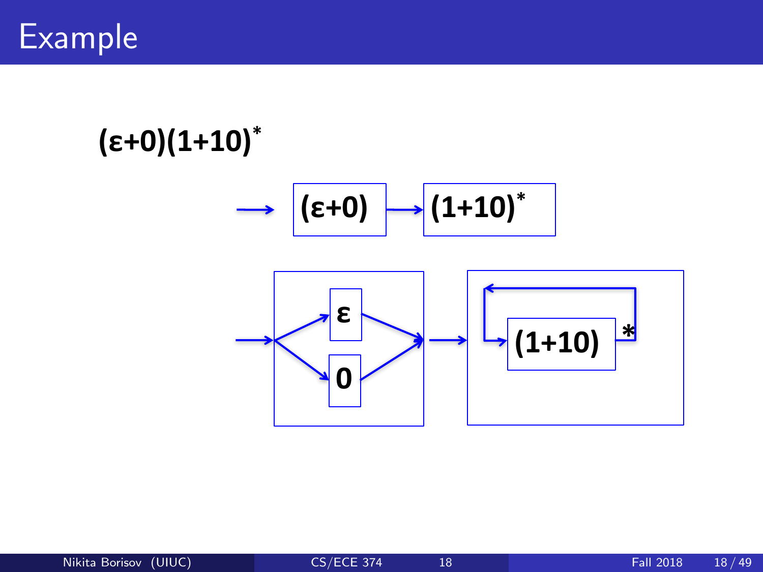# Example

$(\varepsilon+0)(1+10)^*$

$(\varepsilon+0)$ → $(1+10)^*$

$\varepsilon$

$0$

$(1+10)$ $*$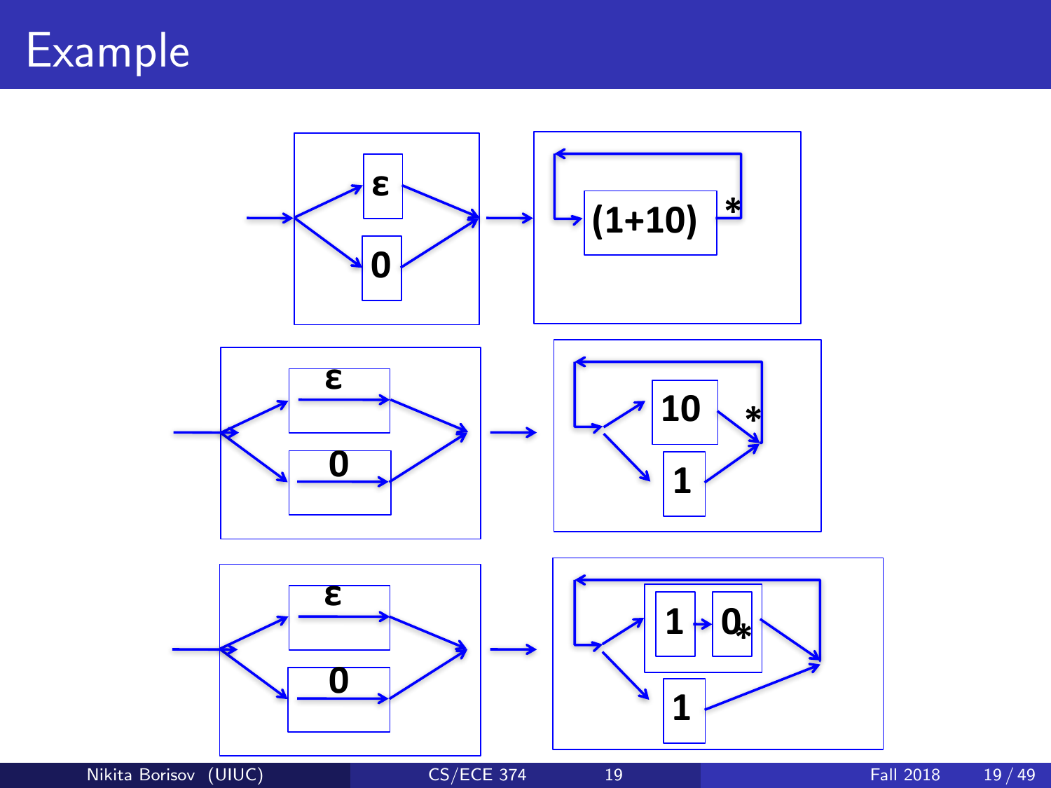# Example

ε

0

(1+10)

*

ε

0

10

*

1

ε

0

1

0

*

1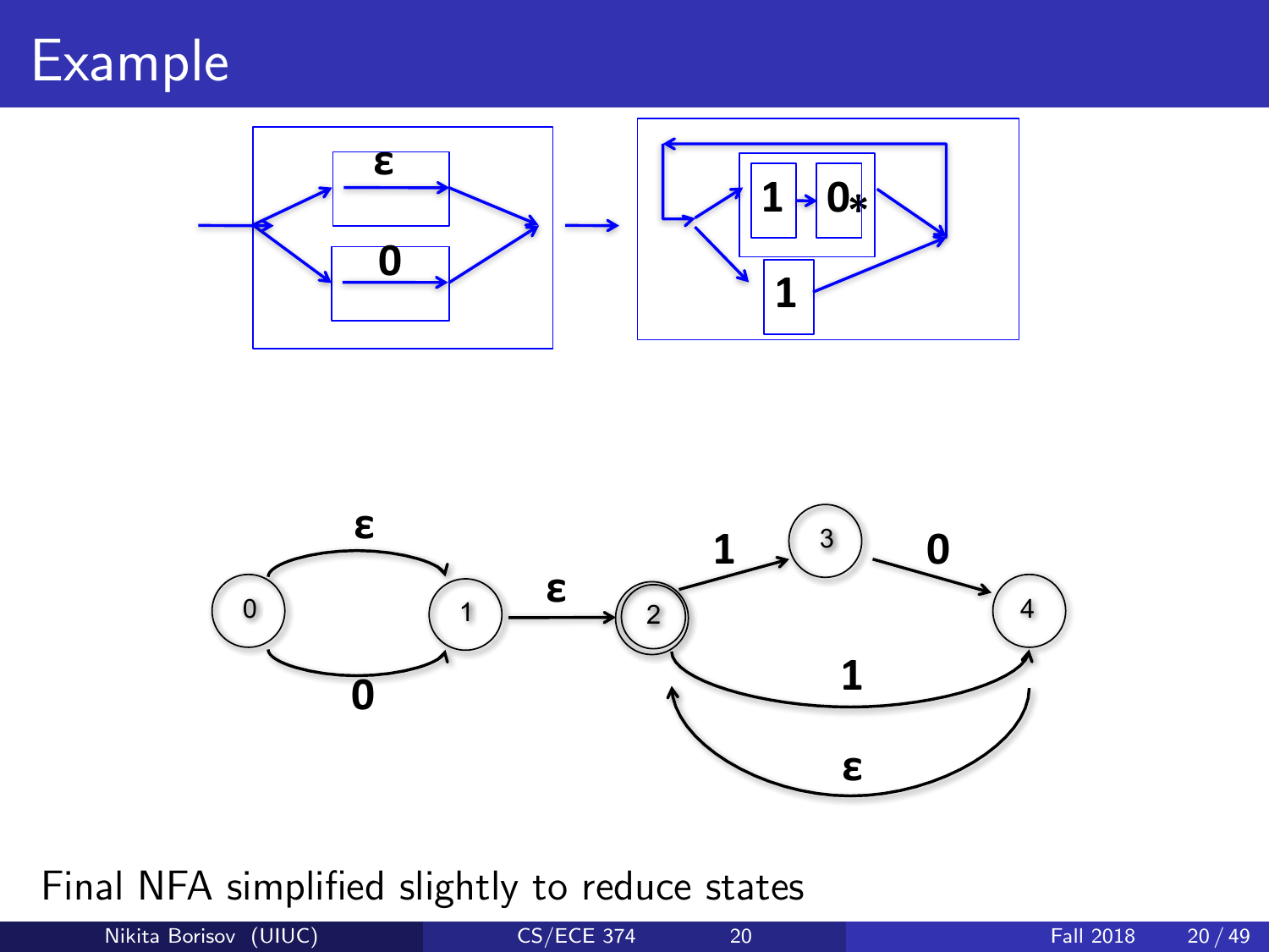# Example

Final NFA simplified slightly to reduce states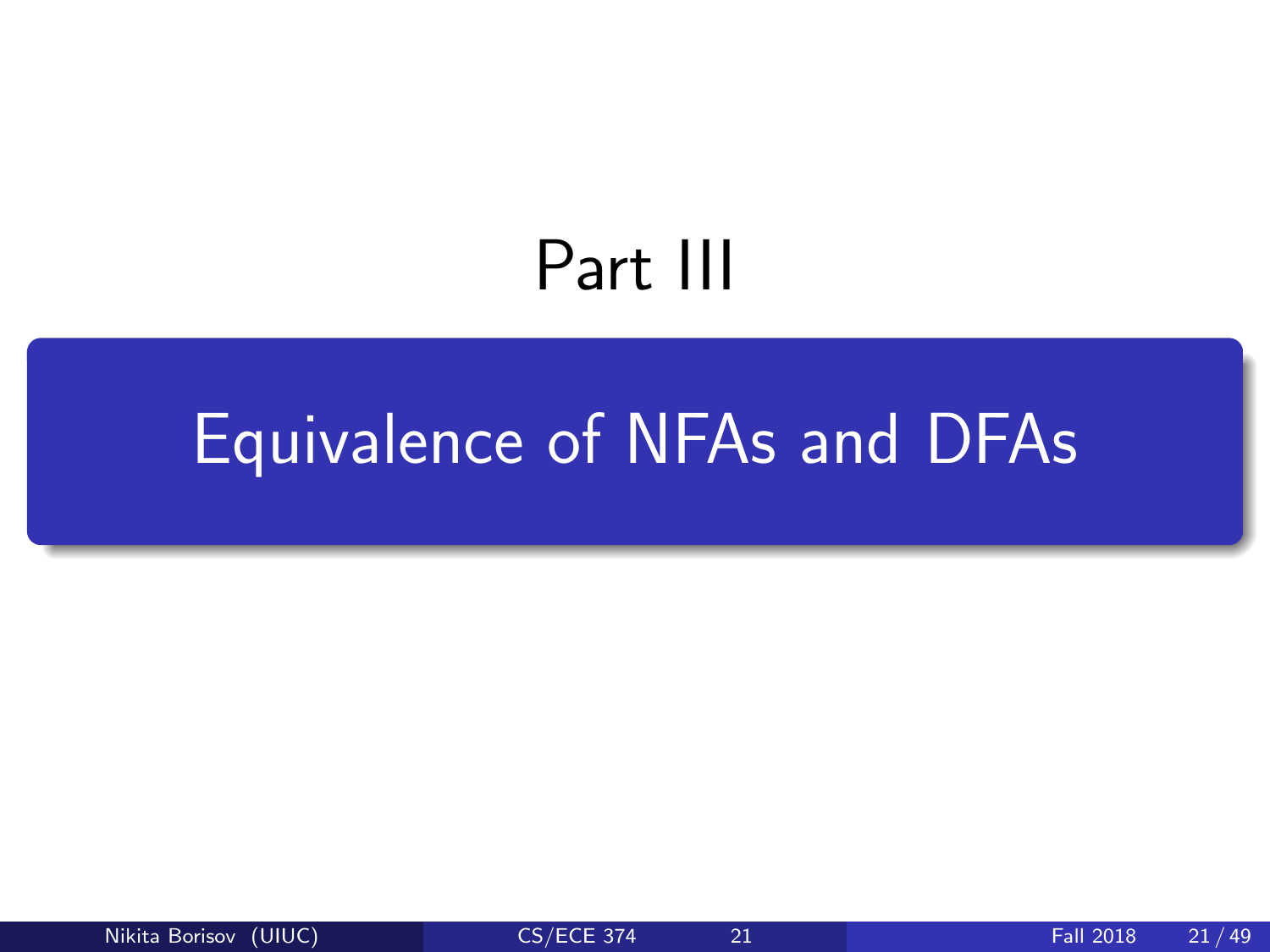# Part III

## Equivalence of NFAs and DFAs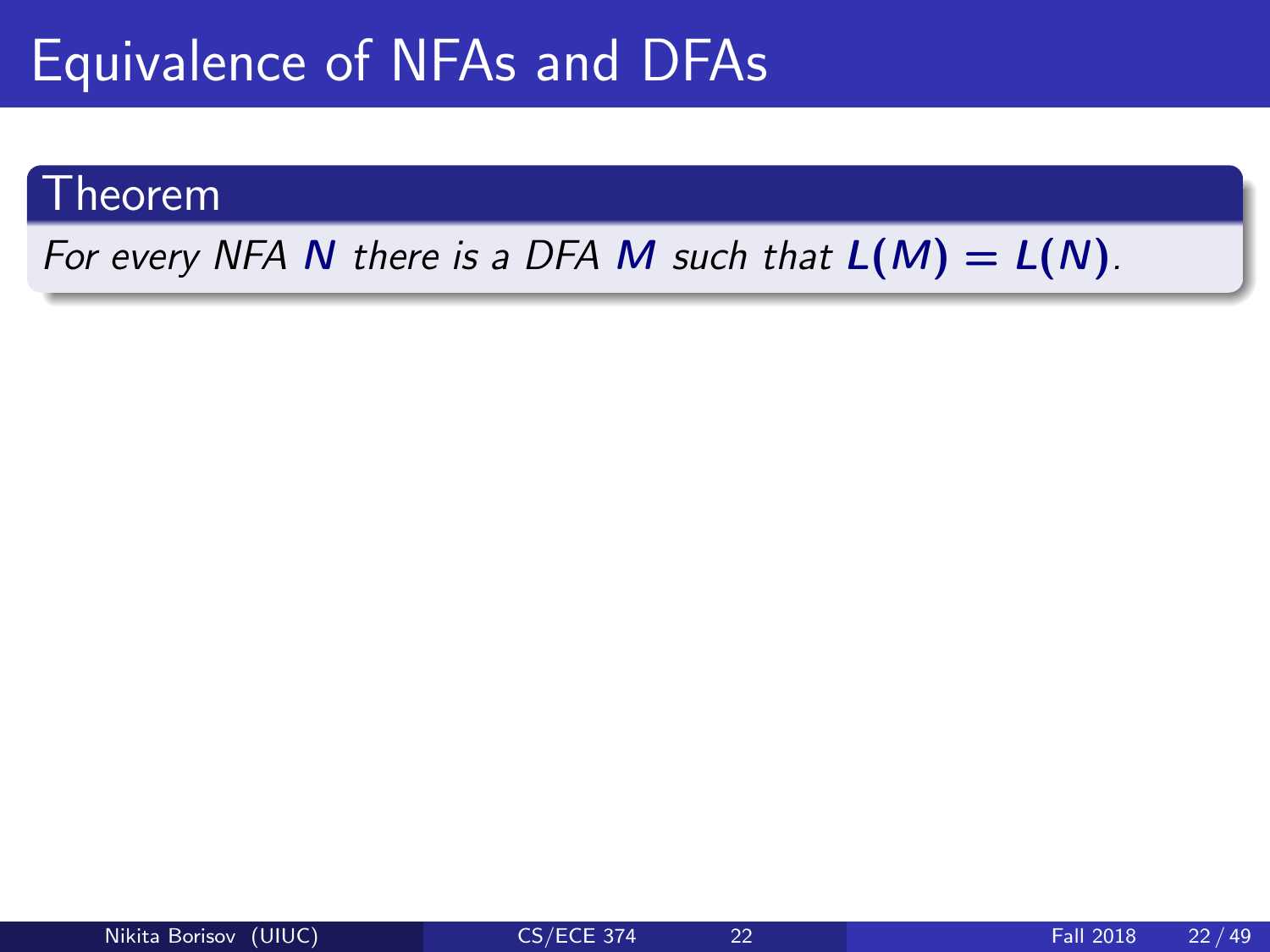# Equivalence of NFAs and DFAs

**Theorem**

*For every NFA $N$ there is a DFA $M$ such that $L(M) = L(N)$.*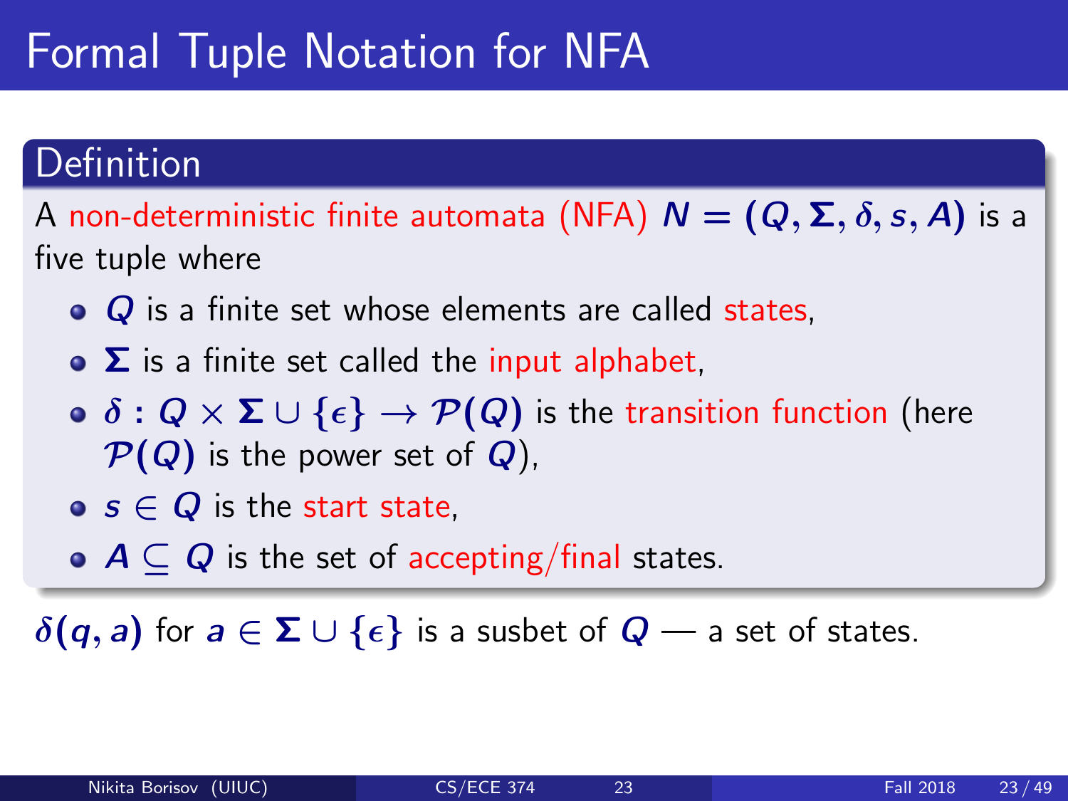# Formal Tuple Notation for NFA

## Definition

A non-deterministic finite automata (NFA) $N = (Q, \Sigma, \delta, s, A)$ is a five tuple where

- $Q$ is a finite set whose elements are called states,
- $\Sigma$ is a finite set called the input alphabet,
- $\delta : Q \times \Sigma \cup \{\epsilon\} \rightarrow \mathcal{P}(Q)$ is the transition function (here $\mathcal{P}(Q)$ is the power set of $Q$),
- $s \in Q$ is the start state,
- $A \subseteq Q$ is the set of accepting/final states.

$\delta(q, a)$ for $a \in \Sigma \cup \{\epsilon\}$ is a susbet of $Q$ — a set of states.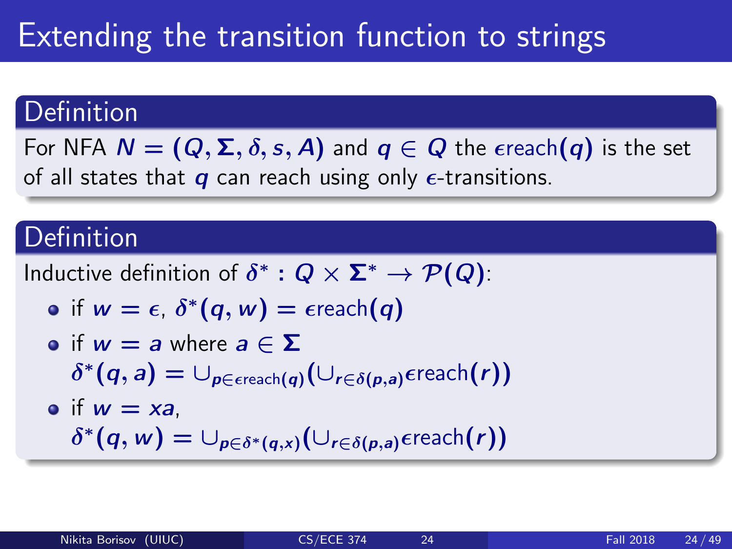# Extending the transition function to strings

## Definition

For NFA $N = (Q, \Sigma, \delta, s, A)$ and $q \in Q$ the $\epsilon\text{reach}(q)$ is the set of all states that $q$ can reach using only $\epsilon$-transitions.

## Definition

Inductive definition of $\delta^* : Q \times \Sigma^* \rightarrow \mathcal{P}(Q)$:

- if $w = \epsilon$, $\delta^*(q, w) = \epsilon\text{reach}(q)$
- if $w = a$ where $a \in \Sigma$
  $\delta^*(q, a) = \cup_{p \in \epsilon\text{reach}(q)} \left( \cup_{r \in \delta(p,a)} \epsilon\text{reach}(r) \right)$
- if $w = xa$,
  $\delta^*(q, w) = \cup_{p \in \delta^*(q,x)} \left( \cup_{r \in \delta(p,a)} \epsilon\text{reach}(r) \right)$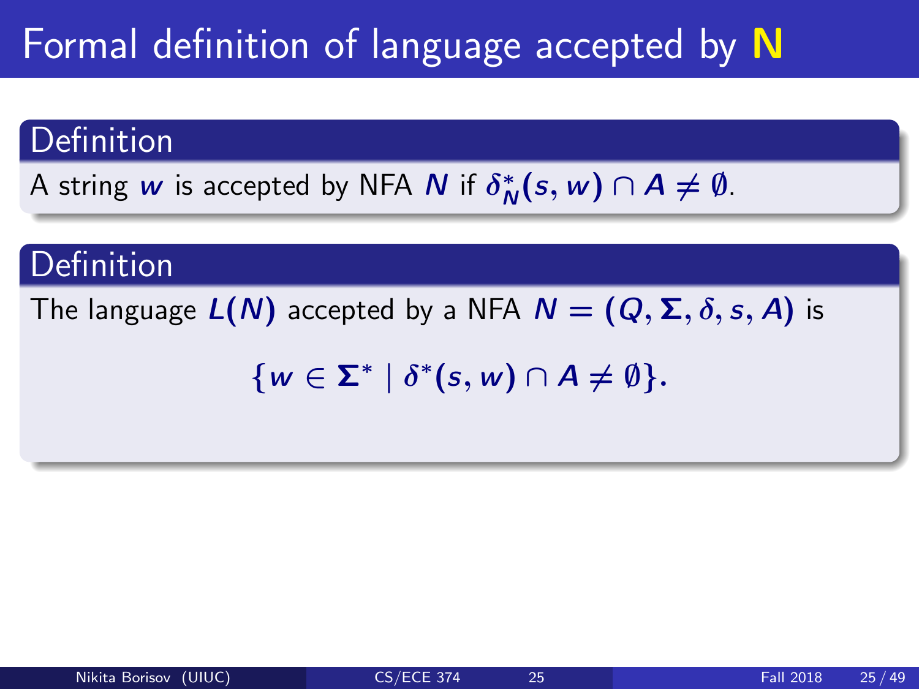# Formal definition of language accepted by **N**

## Definition

A string $w$ is accepted by NFA $N$ if $\delta_N^*(s, w) \cap A \neq \emptyset$.

## Definition

The language $L(N)$ accepted by a NFA $N = (Q, \Sigma, \delta, s, A)$ is

$$\{w \in \Sigma^* \mid \delta^*(s, w) \cap A \neq \emptyset\}.$$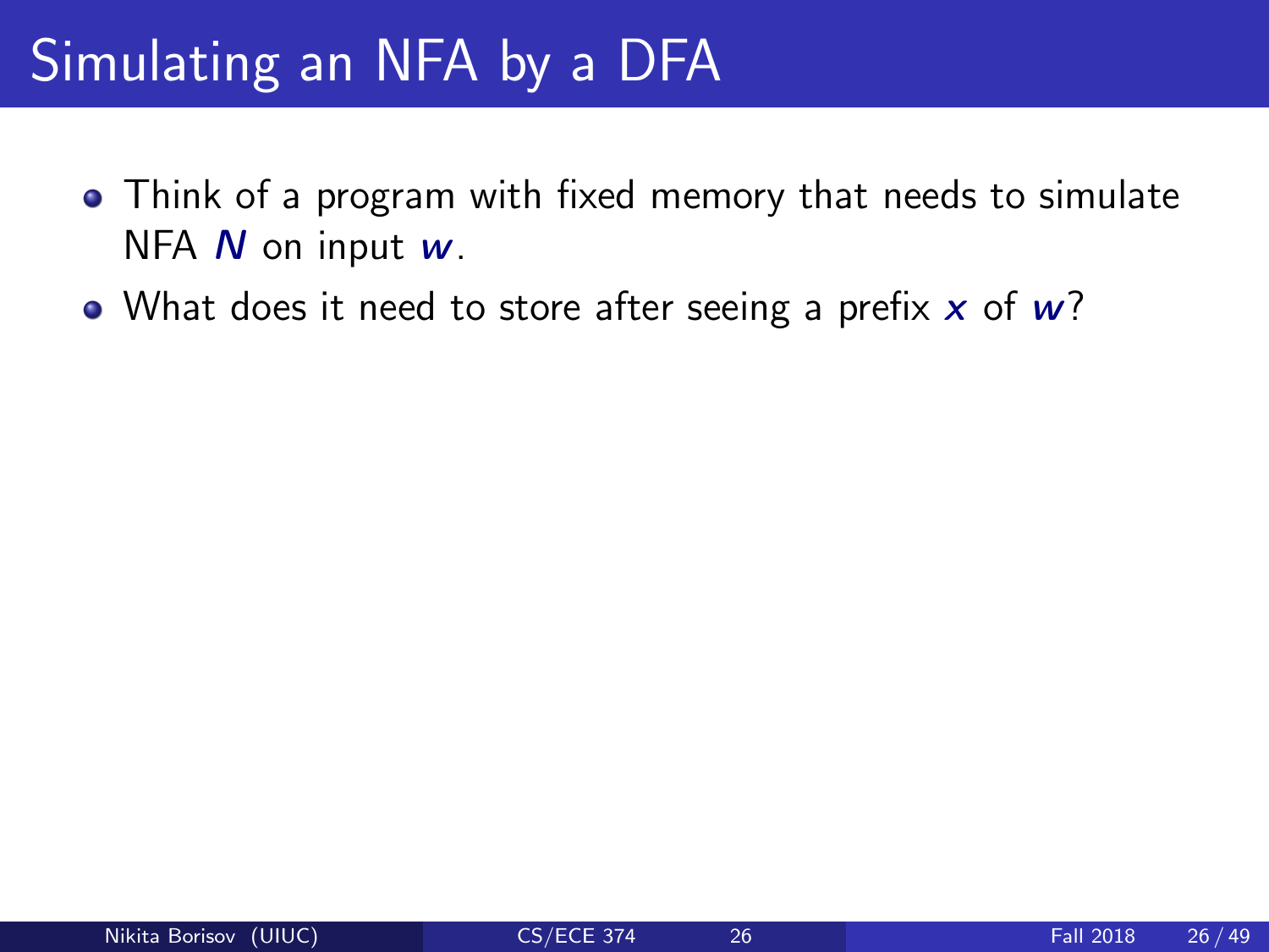# Simulating an NFA by a DFA

- Think of a program with fixed memory that needs to simulate NFA $N$ on input $w$.
- What does it need to store after seeing a prefix $x$ of $w$?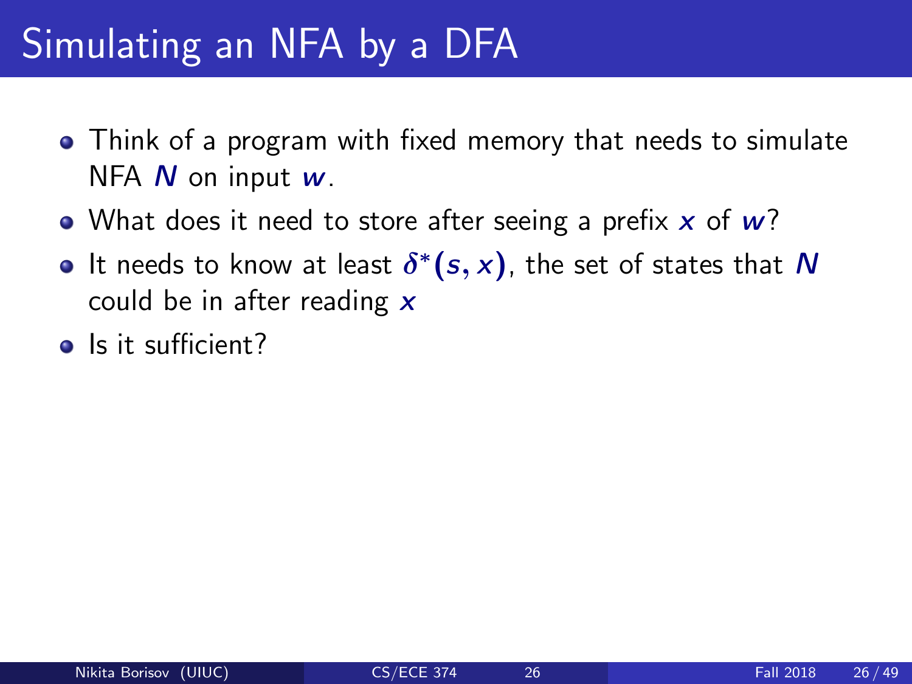# Simulating an NFA by a DFA

- Think of a program with fixed memory that needs to simulate NFA $N$ on input $w$.
- What does it need to store after seeing a prefix $x$ of $w$?
- It needs to know at least $\delta^*(s, x)$, the set of states that $N$ could be in after reading $x$
- Is it sufficient?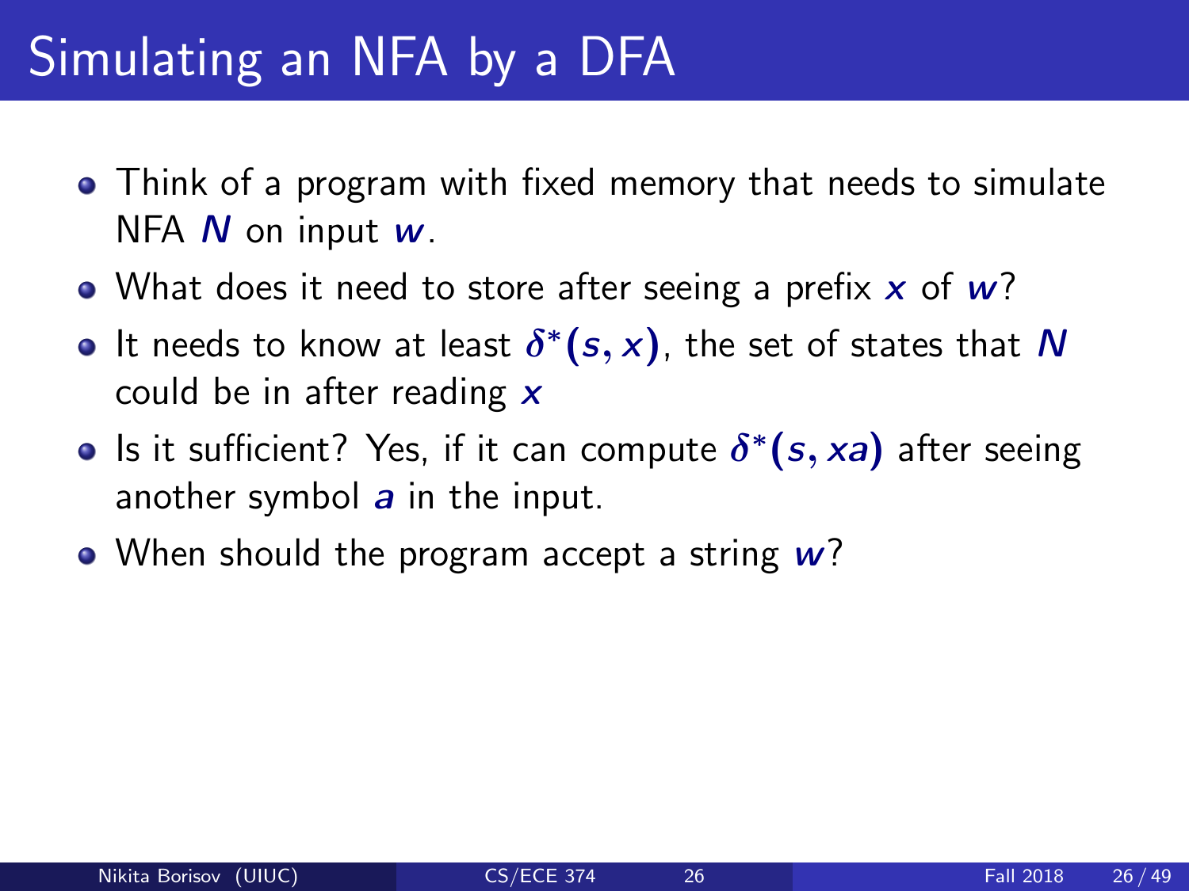# Simulating an NFA by a DFA

- Think of a program with fixed memory that needs to simulate NFA $N$ on input $w$.
- What does it need to store after seeing a prefix $x$ of $w$?
- It needs to know at least $\delta^*(s, x)$, the set of states that $N$ could be in after reading $x$
- Is it sufficient? Yes, if it can compute $\delta^*(s, xa)$ after seeing another symbol $a$ in the input.
- When should the program accept a string $w$?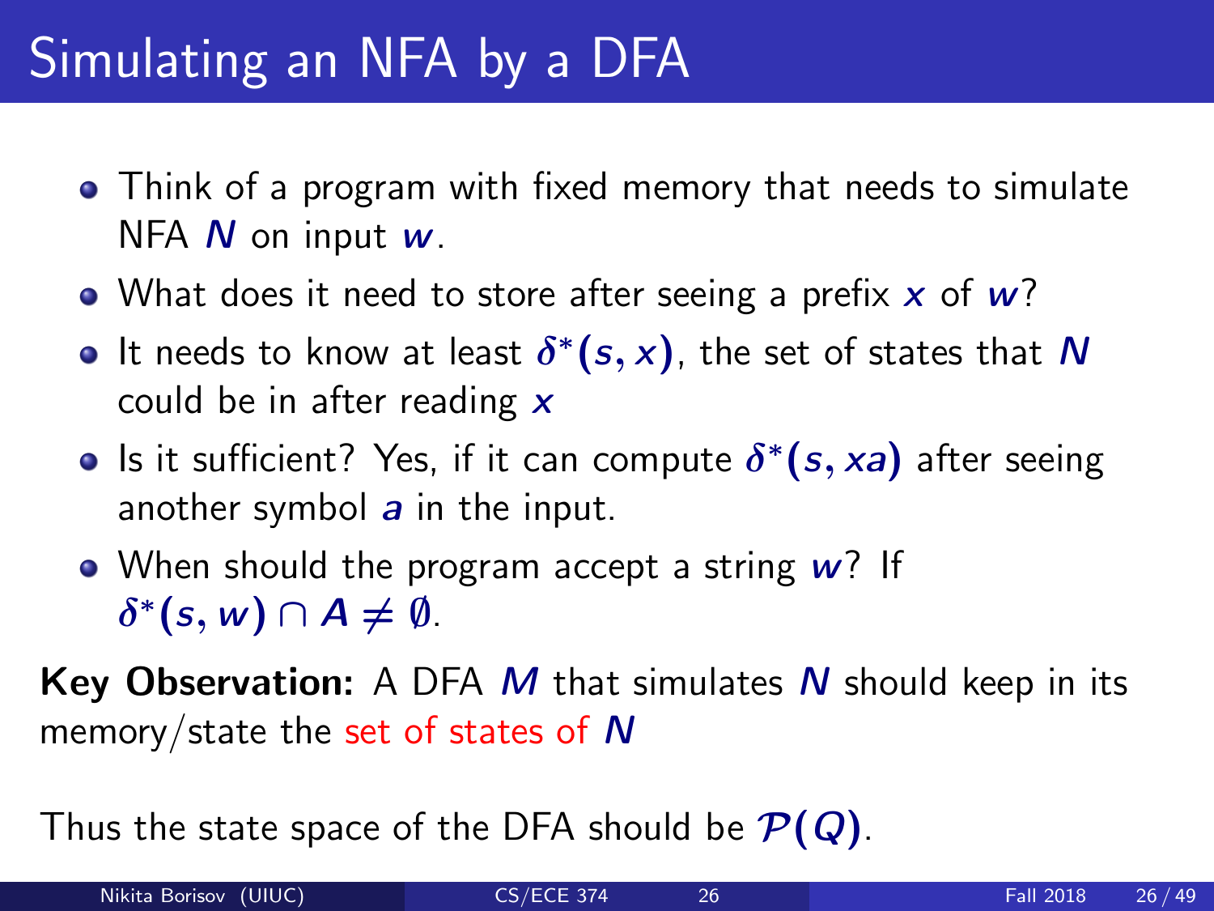# Simulating an NFA by a DFA

- Think of a program with fixed memory that needs to simulate NFA $N$ on input $w$.
- What does it need to store after seeing a prefix $x$ of $w$?
- It needs to know at least $\delta^*(s, x)$, the set of states that $N$ could be in after reading $x$
- Is it sufficient? Yes, if it can compute $\delta^*(s, xa)$ after seeing another symbol $a$ in the input.
- When should the program accept a string $w$? If $\delta^*(s, w) \cap A \neq \emptyset$.

**Key Observation:** A DFA $M$ that simulates $N$ should keep in its memory/state the set of states of $N$

Thus the state space of the DFA should be $\mathcal{P}(Q)$.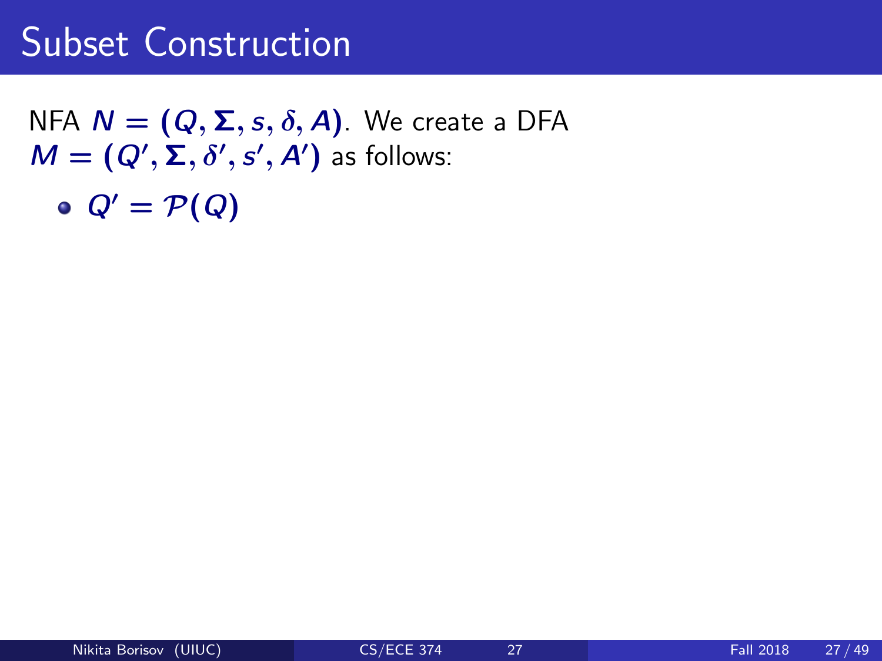# Subset Construction

NFA $N = (Q, \Sigma, s, \delta, A)$. We create a DFA $M = (Q', \Sigma, \delta', s', A')$ as follows:

- $Q' = \mathcal{P}(Q)$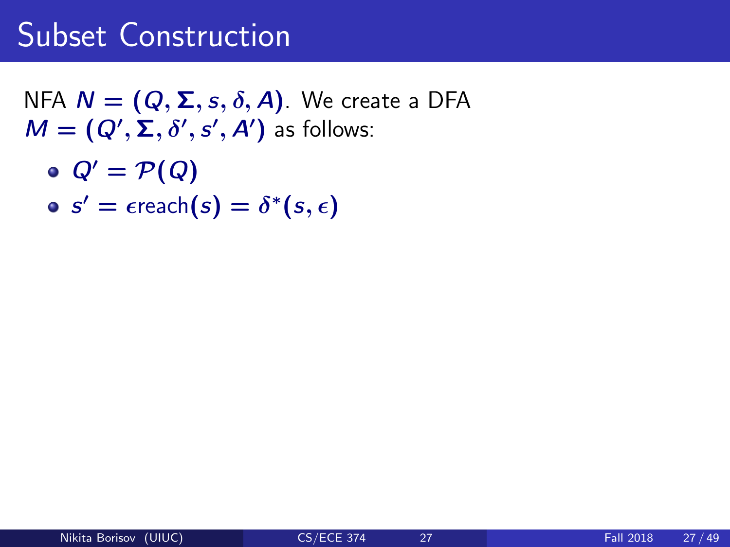# Subset Construction

NFA $N = (Q, \Sigma, s, \delta, A)$. We create a DFA $M = (Q', \Sigma, \delta', s', A')$ as follows:

- $Q' = \mathcal{P}(Q)$
- $s' = \epsilon\text{reach}(s) = \delta^*(s, \epsilon)$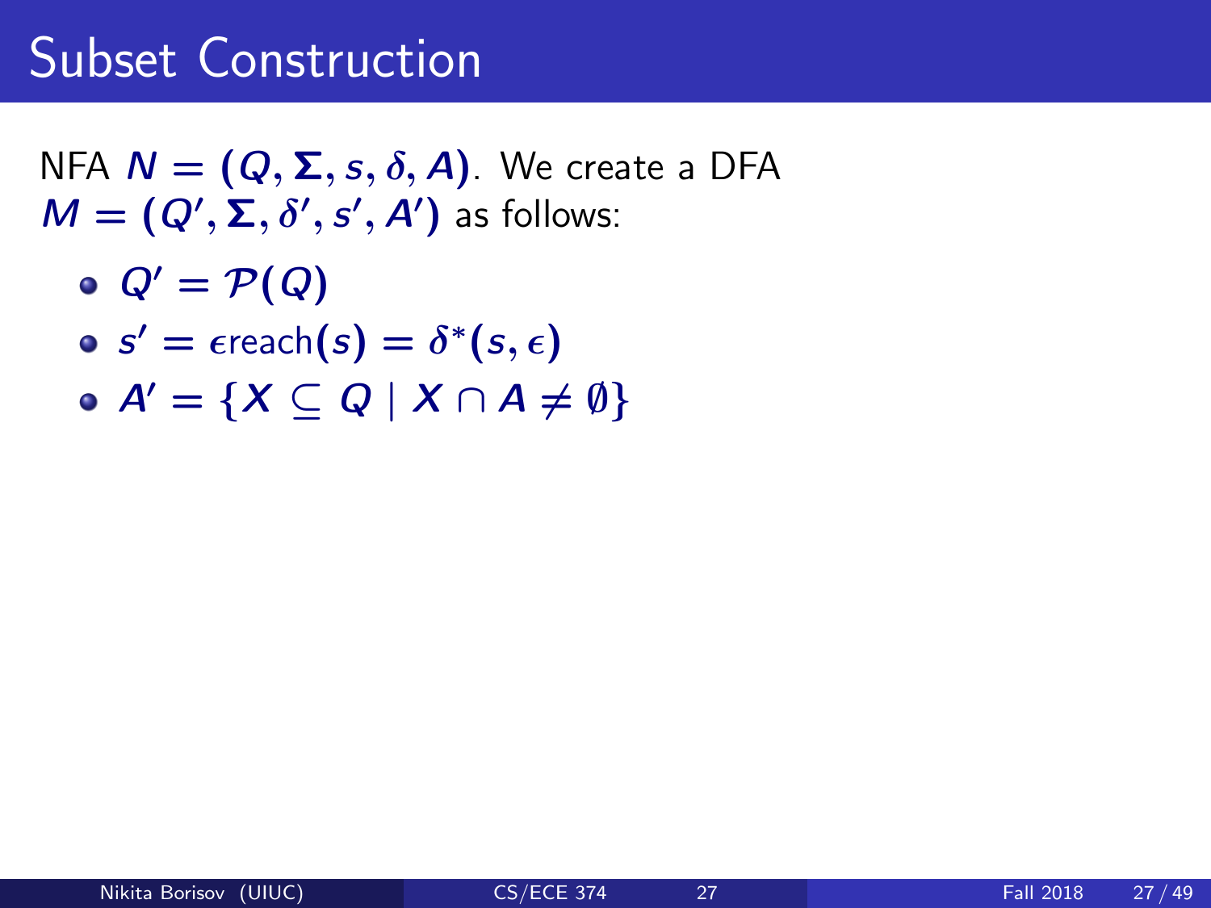# Subset Construction

NFA $N = (Q, \Sigma, s, \delta, A)$. We create a DFA $M = (Q', \Sigma, \delta', s', A')$ as follows:

- $Q' = \mathcal{P}(Q)$
- $s' = \epsilon\text{reach}(s) = \delta^*(s, \epsilon)$
- $A' = \{X \subseteq Q \mid X \cap A \neq \emptyset\}$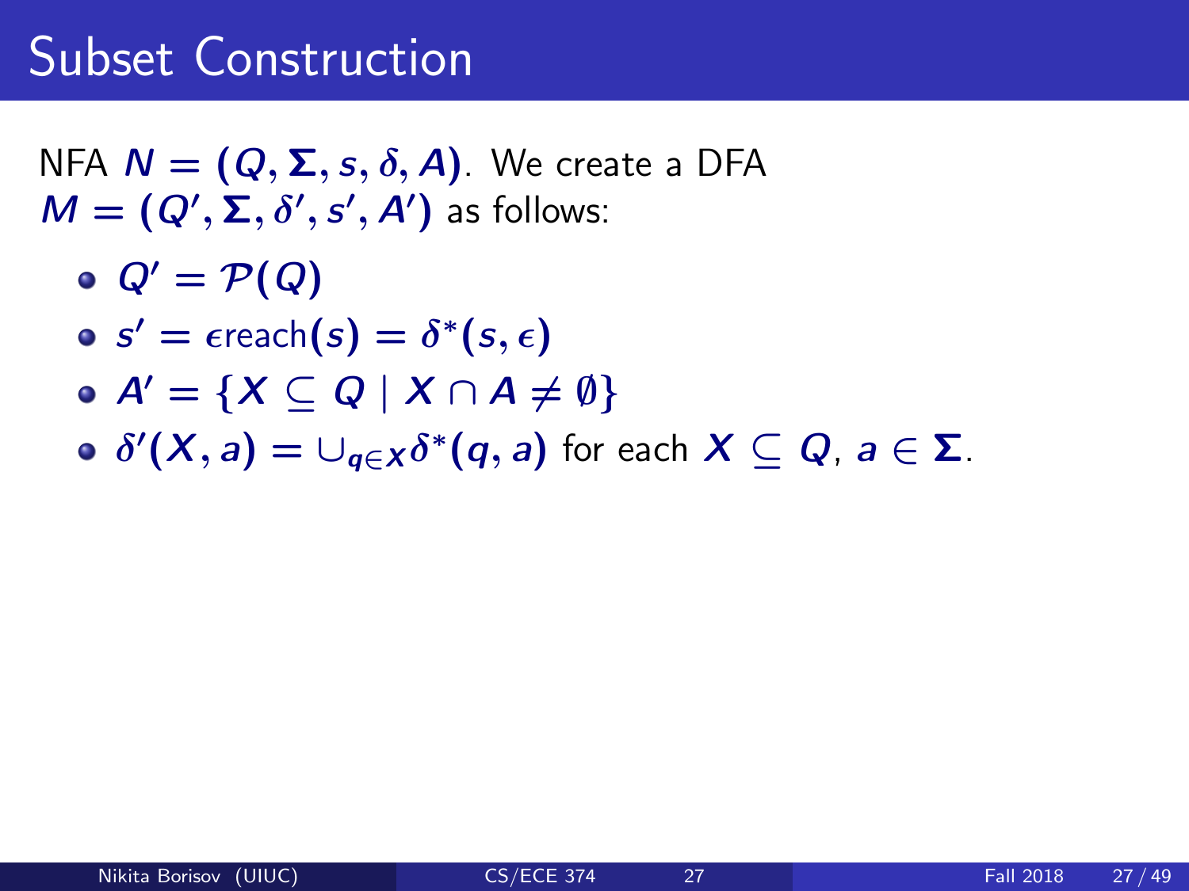# Subset Construction

NFA $N = (Q, \Sigma, s, \delta, A)$. We create a DFA $M = (Q', \Sigma, \delta', s', A')$ as follows:

- $Q' = \mathcal{P}(Q)$
- $s' = \epsilon\text{reach}(s) = \delta^*(s, \epsilon)$
- $A' = \{X \subseteq Q \mid X \cap A \neq \emptyset\}$
- $\delta'(X, a) = \cup_{q \in X} \delta^*(q, a)$ for each $X \subseteq Q$, $a \in \Sigma$.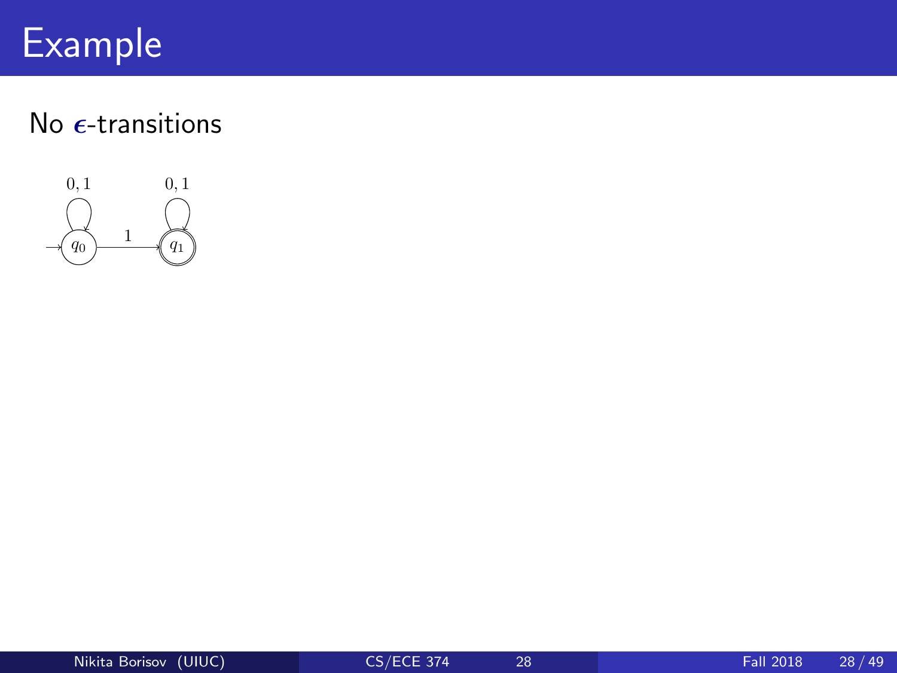# Example

No $\epsilon$-transitions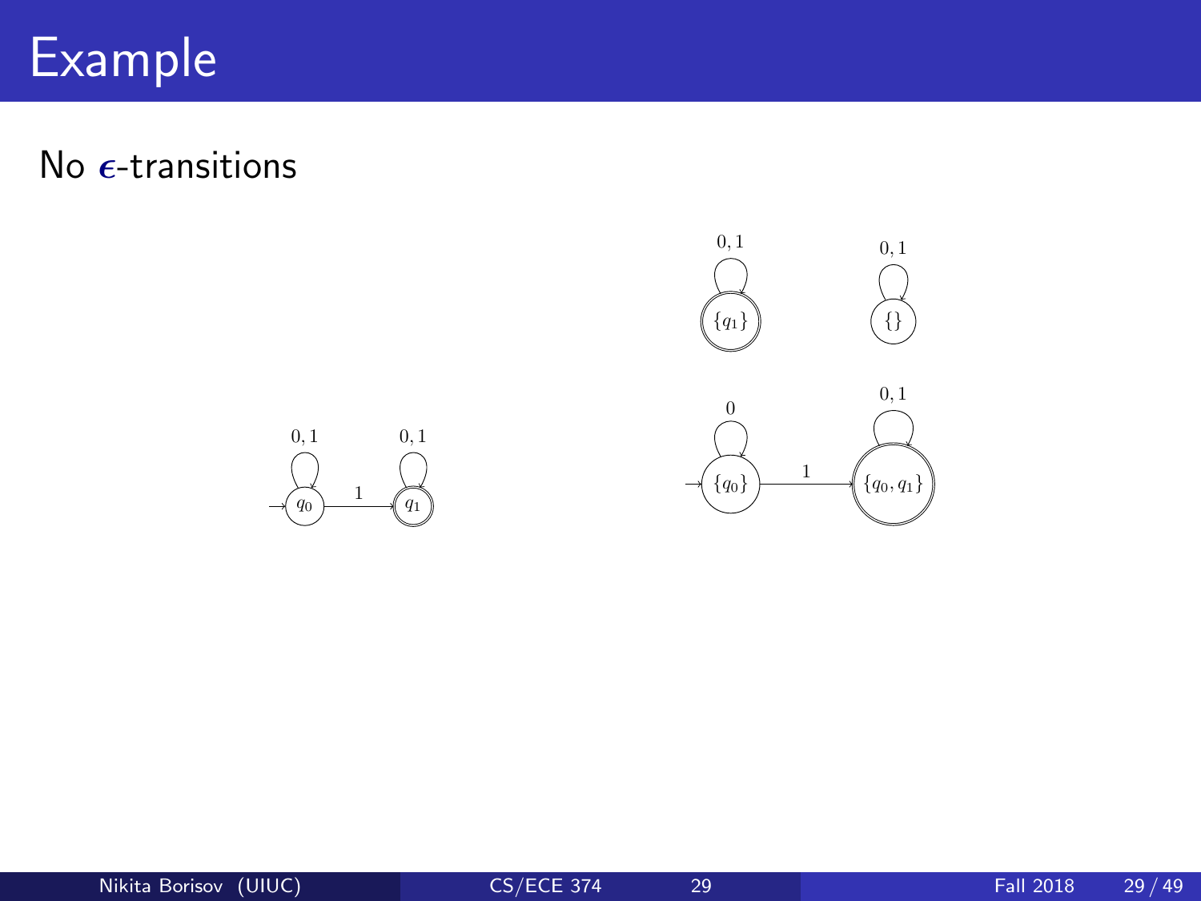# Example

No $\epsilon$-transitions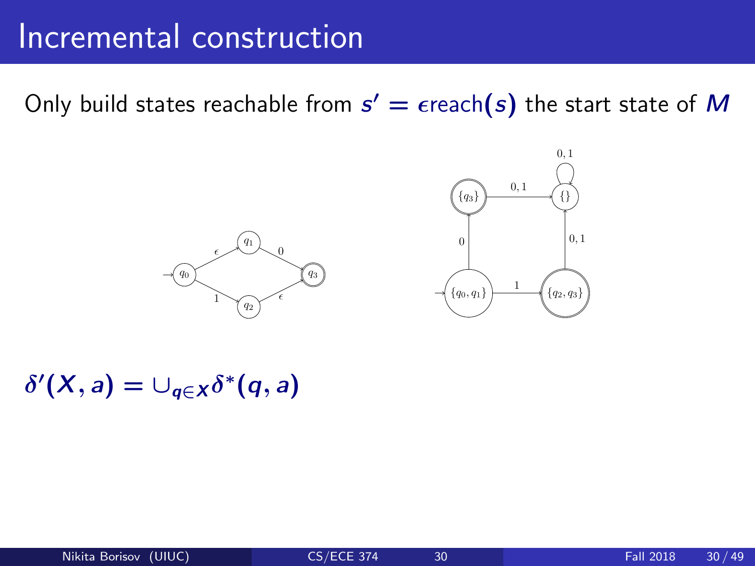# Incremental construction

Only build states reachable from $s' = \epsilon\text{reach}(s)$ the start state of $M$

$\delta'(X, a) = \cup_{q \in X} \delta^*(q, a)$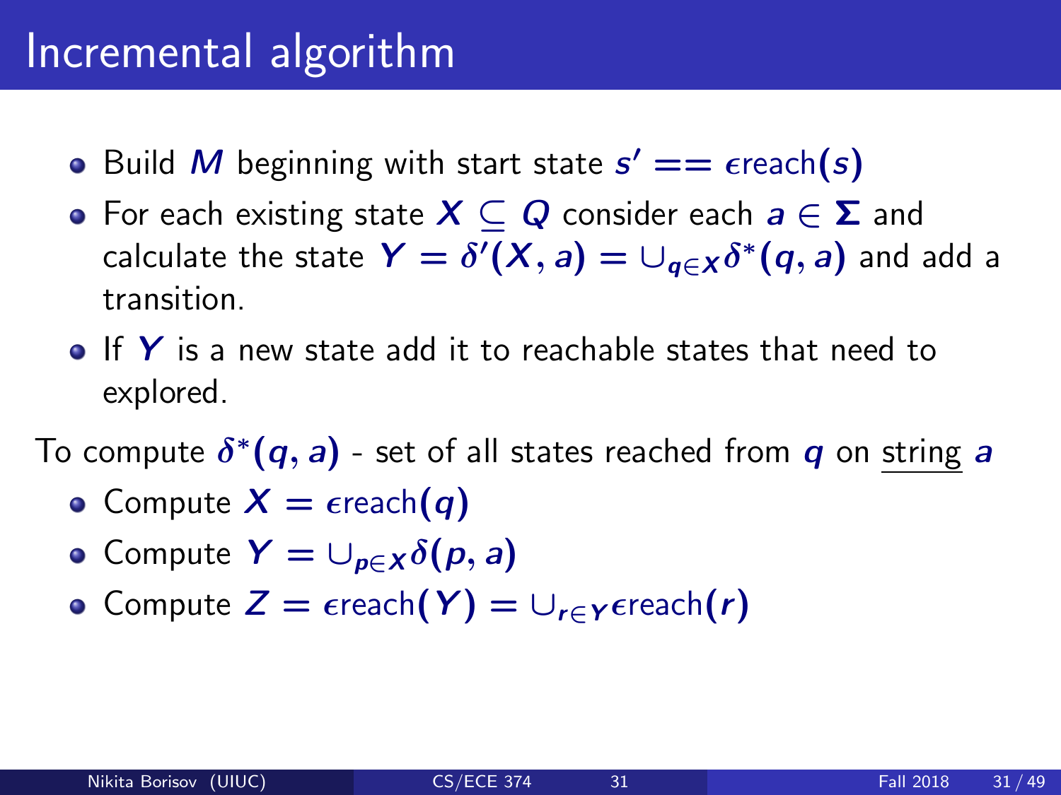# Incremental algorithm

- Build $M$ beginning with start state $s' == \epsilon\text{reach}(s)$
- For each existing state $X \subseteq Q$ consider each $a \in \Sigma$ and calculate the state $Y = \delta'(X, a) = \cup_{q \in X} \delta^*(q, a)$ and add a transition.
- If $Y$ is a new state add it to reachable states that need to explored.

To compute $\delta^*(q, a)$ - set of all states reached from $q$ on string $a$

- Compute $X = \epsilon\text{reach}(q)$
- Compute $Y = \cup_{p \in X} \delta(p, a)$
- Compute $Z = \epsilon\text{reach}(Y) = \cup_{r \in Y} \epsilon\text{reach}(r)$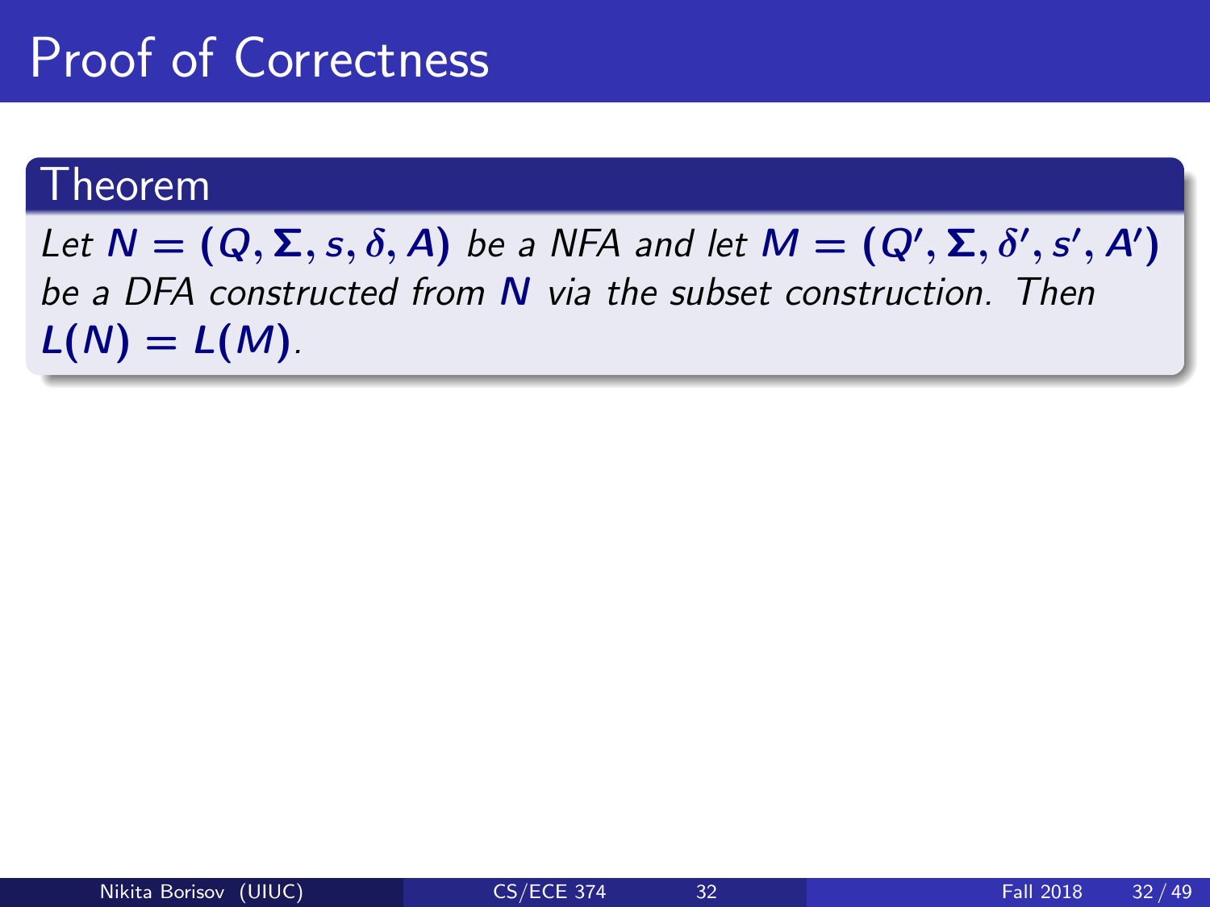# Proof of Correctness

**Theorem**

*Let $N = (Q, \Sigma, s, \delta, A)$ be a NFA and let $M = (Q', \Sigma, \delta', s', A')$ be a DFA constructed from $N$ via the subset construction. Then $L(N) = L(M)$.*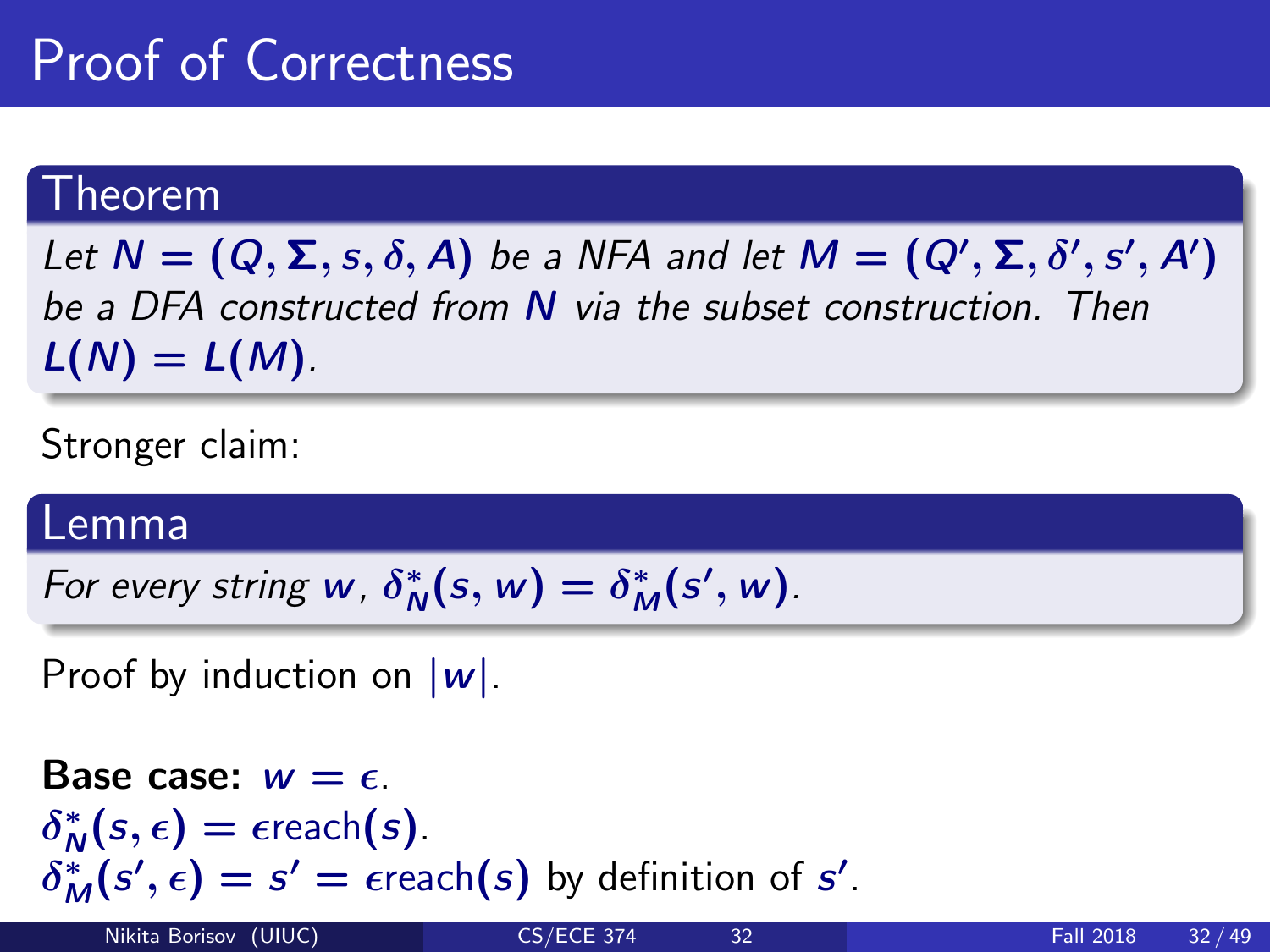# Proof of Correctness

## Theorem

*Let $N = (Q, \Sigma, s, \delta, A)$ be a NFA and let $M = (Q', \Sigma, \delta', s', A')$ be a DFA constructed from $N$ via the subset construction. Then $L(N) = L(M)$.*

Stronger claim:

## Lemma

*For every string $w$, $\delta_N^*(s, w) = \delta_M^*(s', w)$.*

Proof by induction on $|w|$.

**Base case:** $w = \epsilon$.
$\delta_N^*(s, \epsilon) = \epsilon\text{reach}(s)$.
$\delta_M^*(s', \epsilon) = s' = \epsilon\text{reach}(s)$ by definition of $s'$.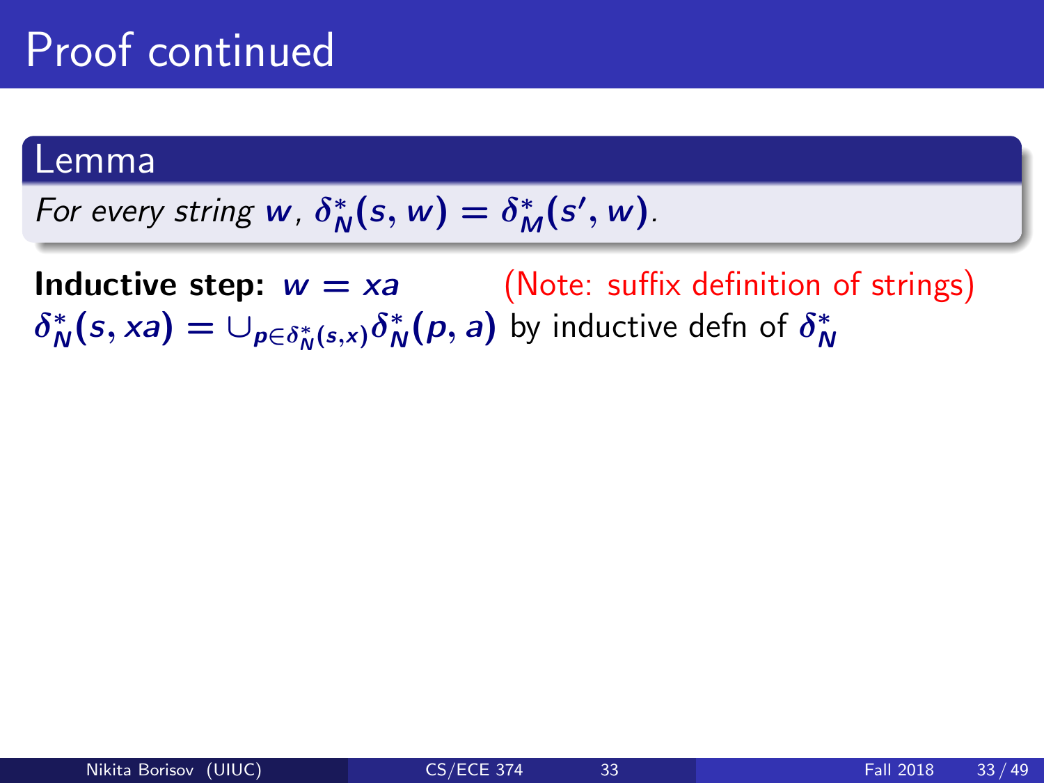# Proof continued

**Lemma**

*For every string $w$, $\delta_N^*(s, w) = \delta_M^*(s', w)$.*

**Inductive step:** $w = xa$ (Note: suffix definition of strings)

$\delta_N^*(s, xa) = \cup_{p \in \delta_N^*(s,x)} \delta_N^*(p, a)$ by inductive defn of $\delta_N^*$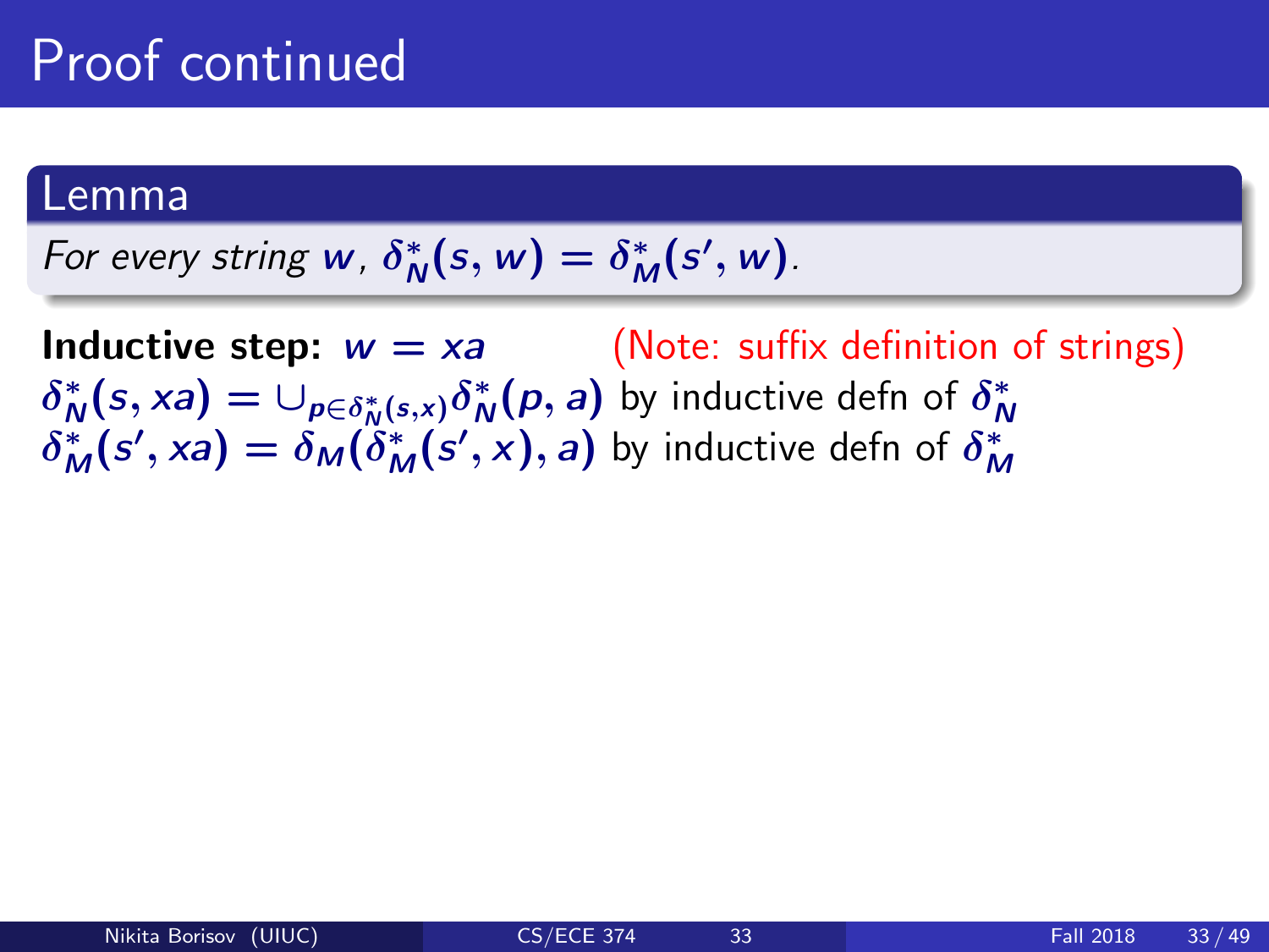# Proof continued

**Lemma**

*For every string $w$, $\delta_N^*(s, w) = \delta_M^*(s', w)$.*

**Inductive step:** $w = xa$ (Note: suffix definition of strings)

$\delta_N^*(s, xa) = \cup_{p \in \delta_N^*(s,x)} \delta_N^*(p, a)$ by inductive defn of $\delta_N^*$

$\delta_M^*(s', xa) = \delta_M(\delta_M^*(s', x), a)$ by inductive defn of $\delta_M^*$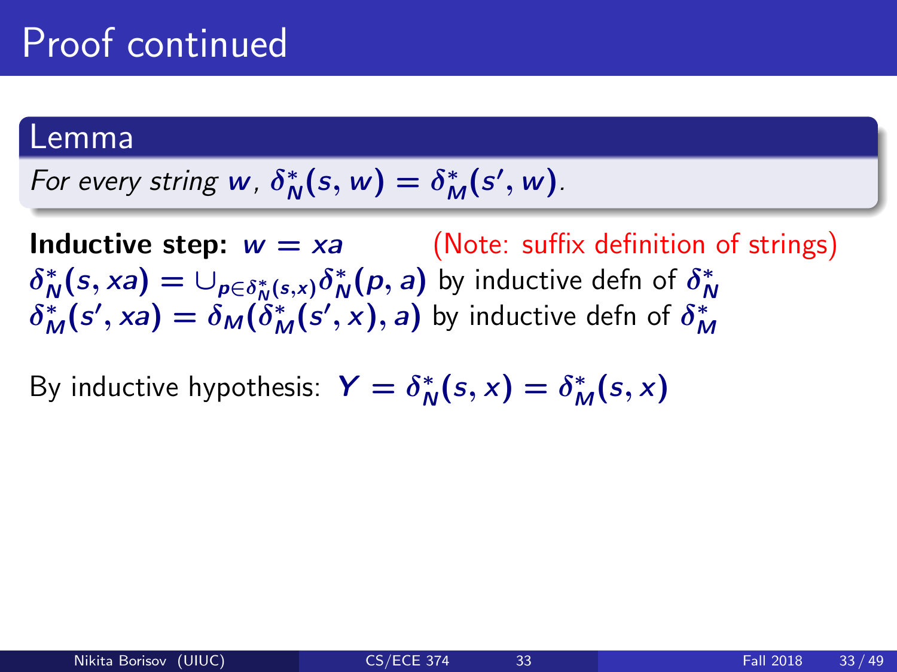# Proof continued

**Lemma**

*For every string $w$, $\delta_N^*(s, w) = \delta_M^*(s', w)$.*

**Inductive step:** $w = xa$ (Note: suffix definition of strings)

$\delta_N^*(s, xa) = \cup_{p \in \delta_N^*(s,x)} \delta_N^*(p, a)$ by inductive defn of $\delta_N^*$

$\delta_M^*(s', xa) = \delta_M(\delta_M^*(s', x), a)$ by inductive defn of $\delta_M^*$

By inductive hypothesis: $Y = \delta_N^*(s, x) = \delta_M^*(s, x)$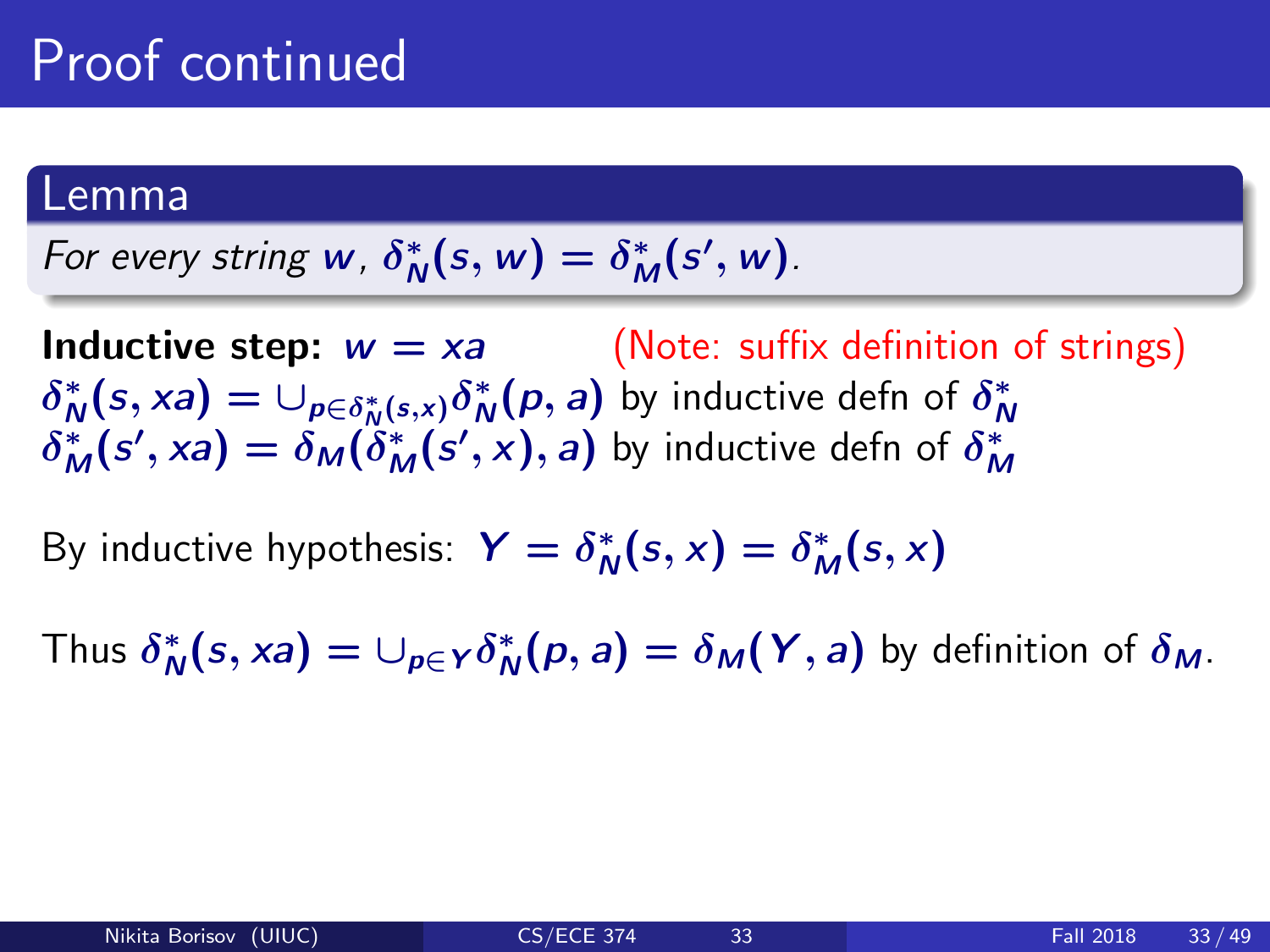# Proof continued

**Lemma**

*For every string $w$, $\delta^*_N(s, w) = \delta^*_M(s', w)$.*

**Inductive step:** $w = xa$ (Note: suffix definition of strings)

$\delta^*_N(s, xa) = \cup_{p \in \delta^*_N(s,x)} \delta^*_N(p, a)$ by inductive defn of $\delta^*_N$

$\delta^*_M(s', xa) = \delta_M(\delta^*_M(s', x), a)$ by inductive defn of $\delta^*_M$

By inductive hypothesis: $Y = \delta^*_N(s, x) = \delta^*_M(s, x)$

Thus $\delta^*_N(s, xa) = \cup_{p \in Y} \delta^*_N(p, a) = \delta_M(Y, a)$ by definition of $\delta_M$.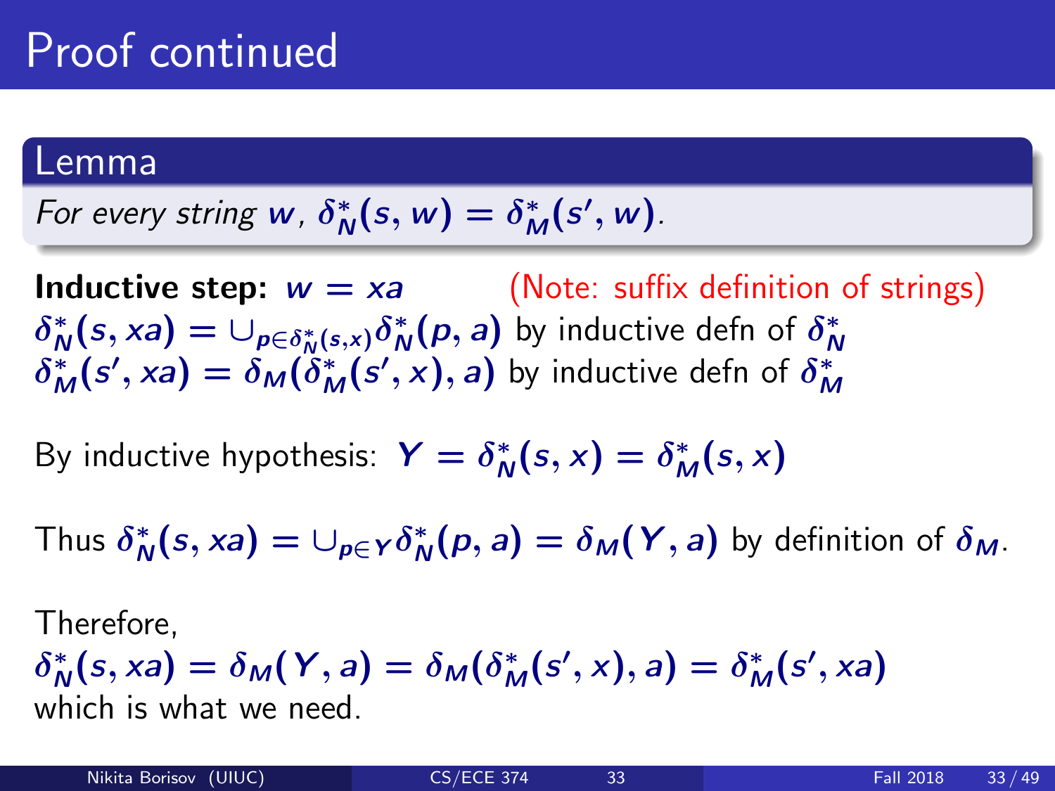# Proof continued

**Lemma**

*For every string $w$, $\delta_N^*(s, w) = \delta_M^*(s', w)$.*

**Inductive step:** $w = xa$ (Note: suffix definition of strings)

$\delta_N^*(s, xa) = \cup_{p \in \delta_N^*(s,x)} \delta_N^*(p, a)$ by inductive defn of $\delta_N^*$

$\delta_M^*(s', xa) = \delta_M(\delta_M^*(s', x), a)$ by inductive defn of $\delta_M^*$

By inductive hypothesis: $Y = \delta_N^*(s, x) = \delta_M^*(s, x)$

Thus $\delta_N^*(s, xa) = \cup_{p \in Y} \delta_N^*(p, a) = \delta_M(Y, a)$ by definition of $\delta_M$.

Therefore,

$\delta_N^*(s, xa) = \delta_M(Y, a) = \delta_M(\delta_M^*(s', x), a) = \delta_M^*(s', xa)$

which is what we need.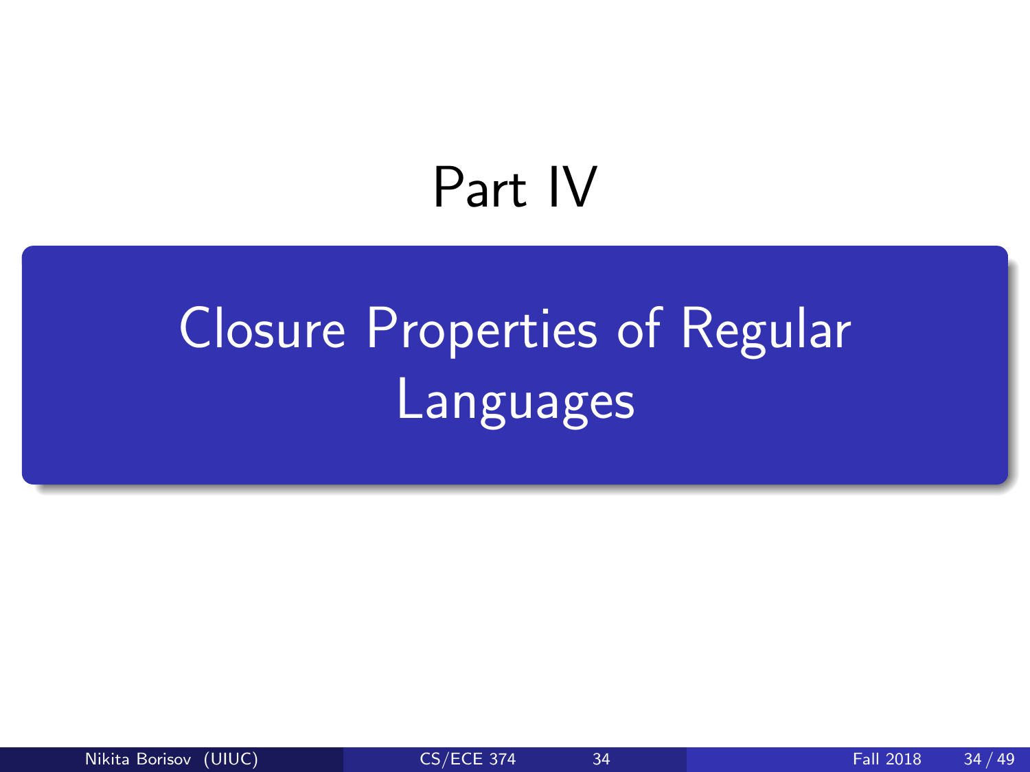# Part IV

## Closure Properties of Regular Languages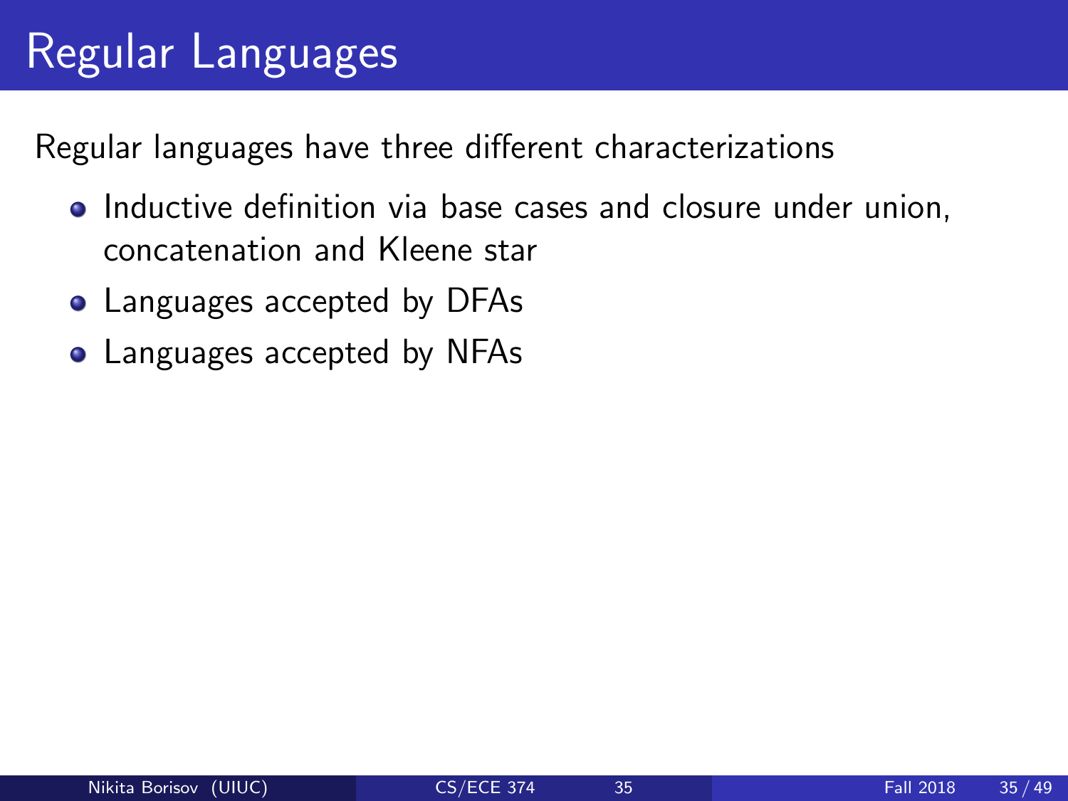# Regular Languages

Regular languages have three different characterizations

- Inductive definition via base cases and closure under union, concatenation and Kleene star
- Languages accepted by DFAs
- Languages accepted by NFAs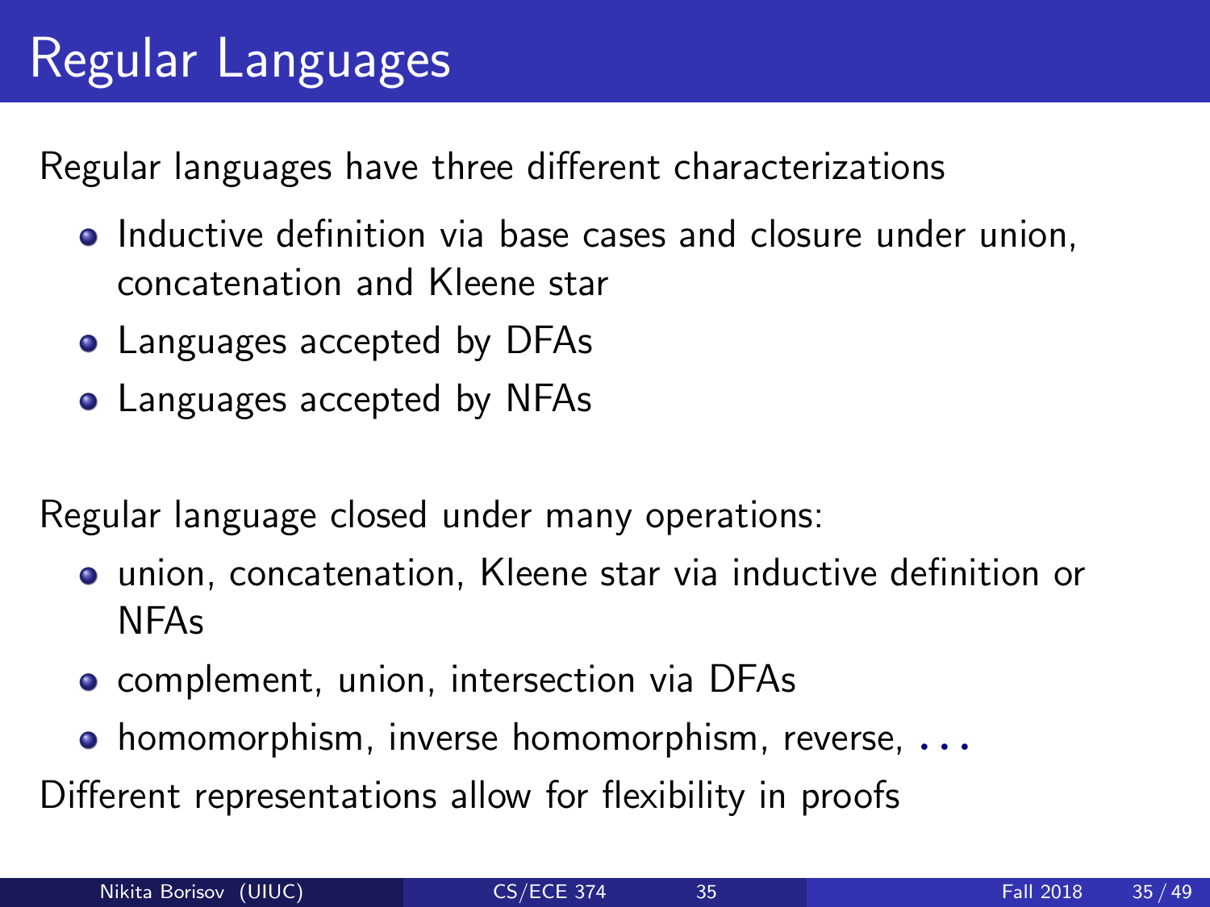# Regular Languages

Regular languages have three different characterizations

- Inductive definition via base cases and closure under union, concatenation and Kleene star
- Languages accepted by DFAs
- Languages accepted by NFAs

Regular language closed under many operations:

- union, concatenation, Kleene star via inductive definition or NFAs
- complement, union, intersection via DFAs
- homomorphism, inverse homomorphism, reverse, ...

Different representations allow for flexibility in proofs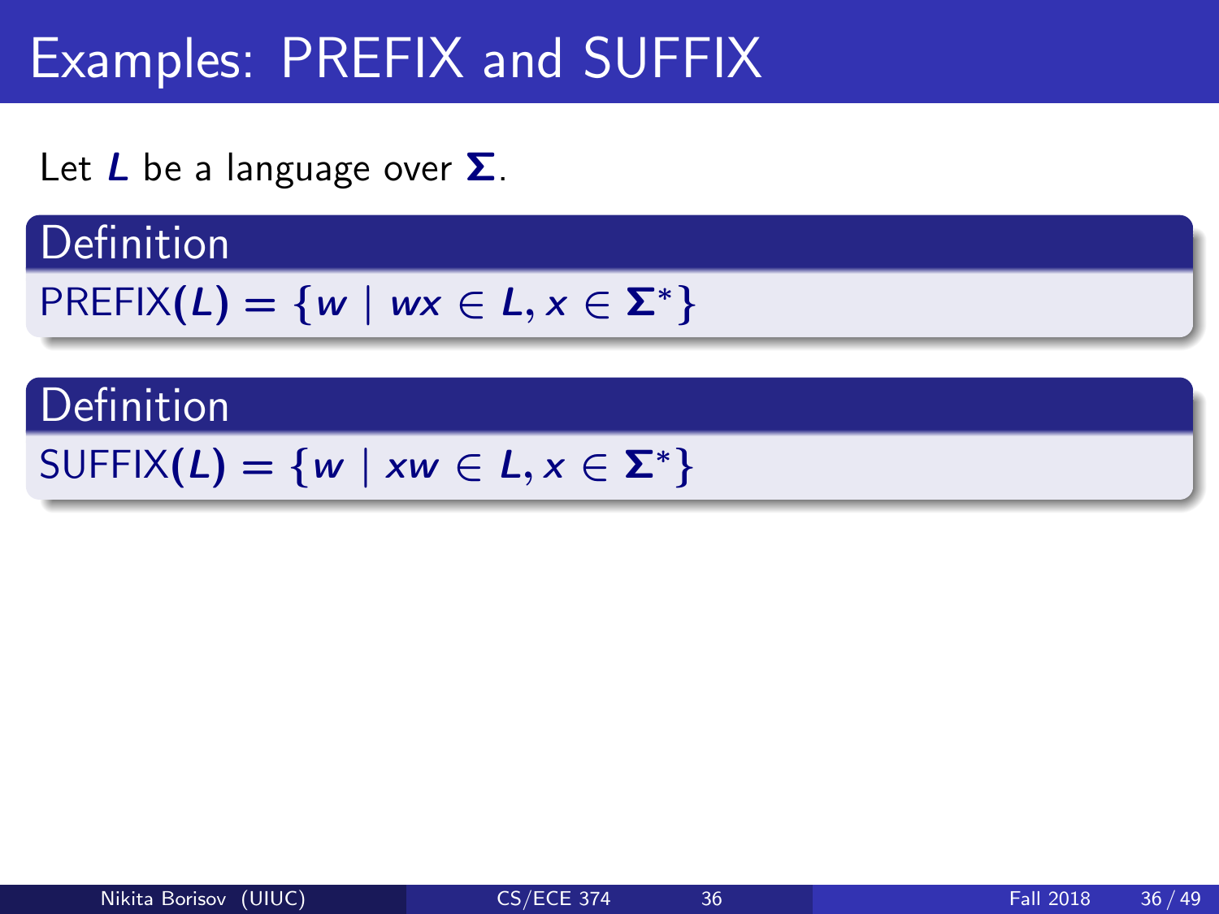# Examples: PREFIX and SUFFIX

Let $L$ be a language over $\Sigma$.

**Definition**

$\text{PREFIX}(L) = \{w \mid wx \in L, x \in \Sigma^*\}$

**Definition**

$\text{SUFFIX}(L) = \{w \mid xw \in L, x \in \Sigma^*\}$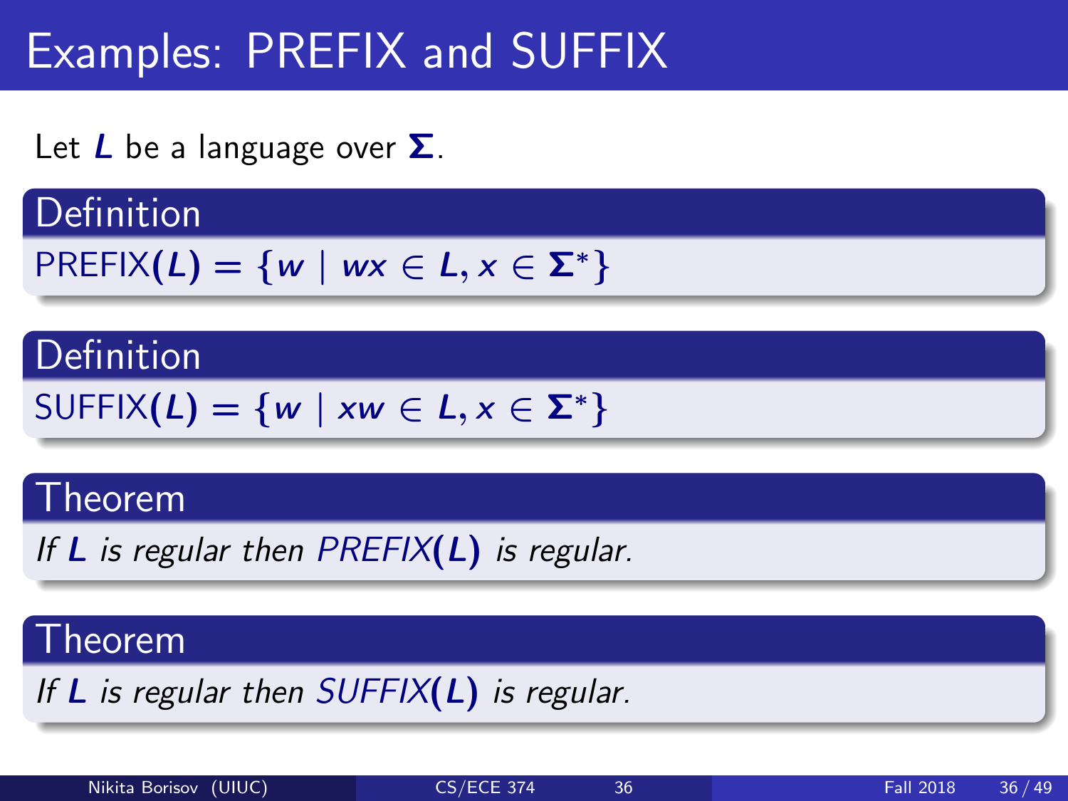# Examples: PREFIX and SUFFIX

Let $L$ be a language over $\Sigma$.

**Definition**

$\text{PREFIX}(L) = \{w \mid wx \in L, x \in \Sigma^*\}$

**Definition**

$\text{SUFFIX}(L) = \{w \mid xw \in L, x \in \Sigma^*\}$

**Theorem**

*If $L$ is regular then $\text{PREFIX}(L)$ is regular.*

**Theorem**

*If $L$ is regular then $\text{SUFFIX}(L)$ is regular.*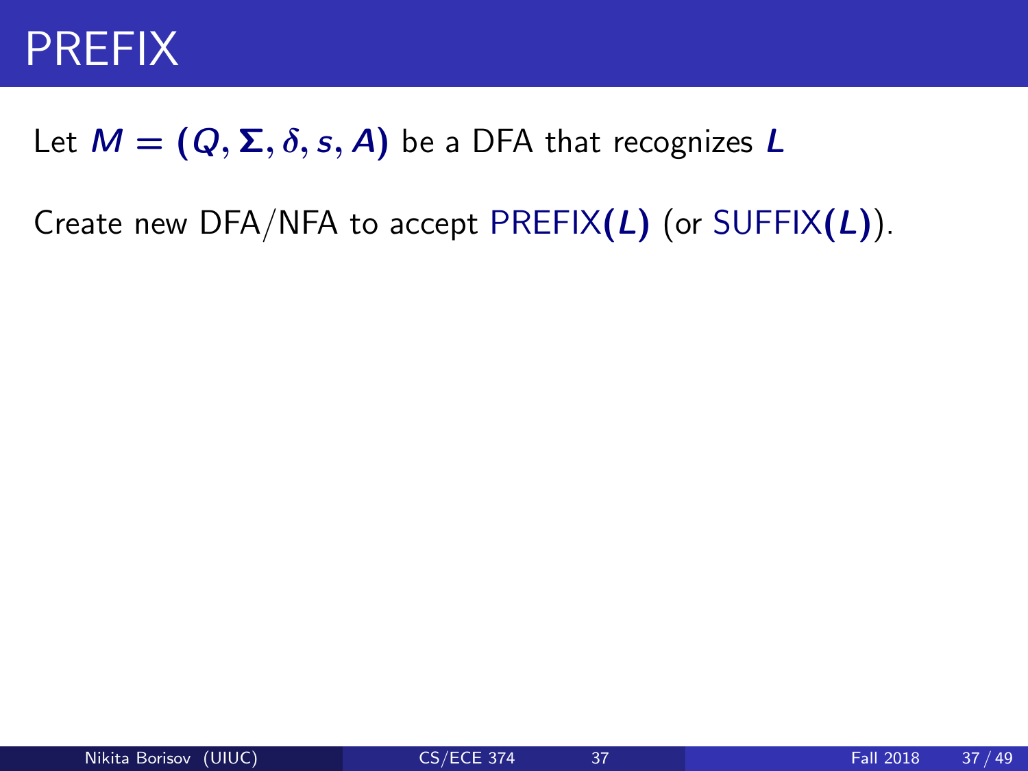# PREFIX

Let $M = (Q, \Sigma, \delta, s, A)$ be a DFA that recognizes $L$

Create new DFA/NFA to accept PREFIX$(L)$ (or SUFFIX$(L)$).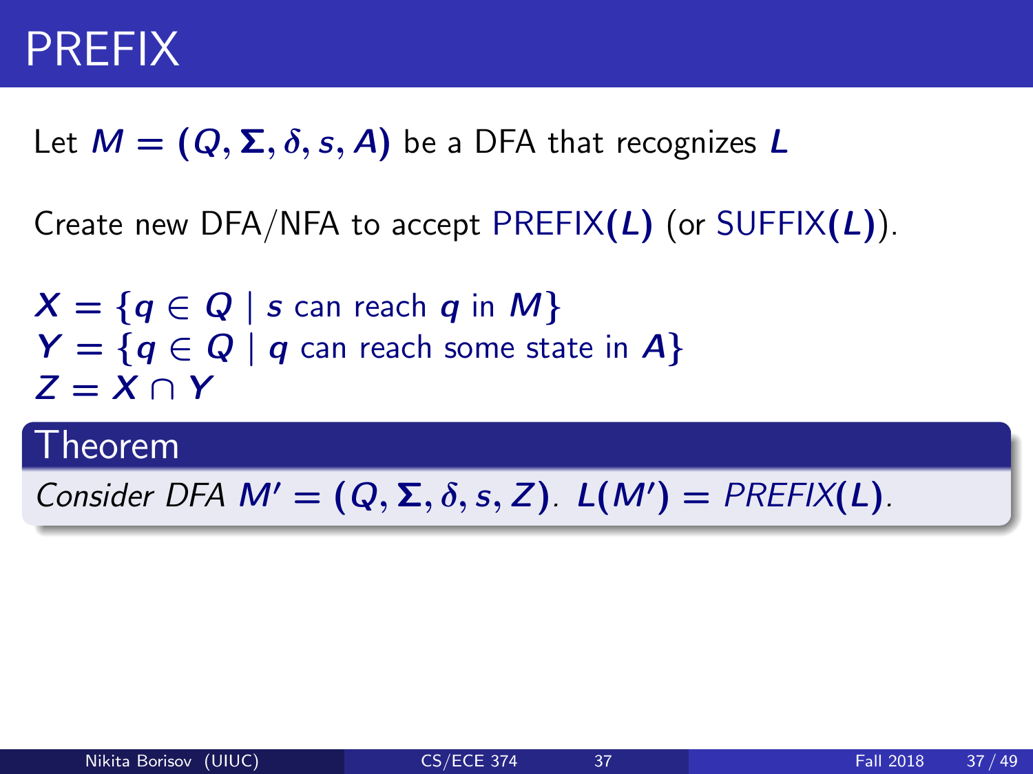# PREFIX

Let $M = (Q, \Sigma, \delta, s, A)$ be a DFA that recognizes $L$

Create new DFA/NFA to accept PREFIX$(L)$ (or SUFFIX$(L)$).

$X = \{q \in Q \mid s \text{ can reach } q \text{ in } M\}$
$Y = \{q \in Q \mid q \text{ can reach some state in } A\}$
$Z = X \cap Y$

**Theorem**

*Consider DFA $M' = (Q, \Sigma, \delta, s, Z)$. $L(M') = PREFIX(L)$.*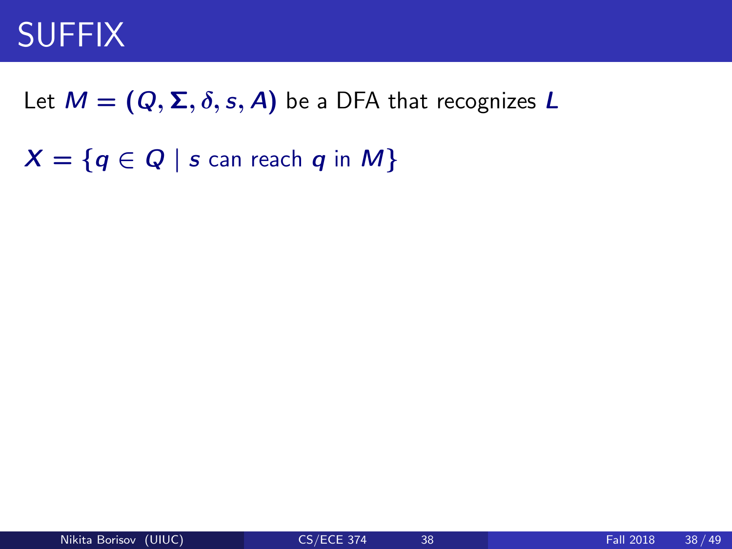# SUFFIX

Let $M = (Q, \Sigma, \delta, s, A)$ be a DFA that recognizes $L$

$X = \{q \in Q \mid s \text{ can reach } q \text{ in } M\}$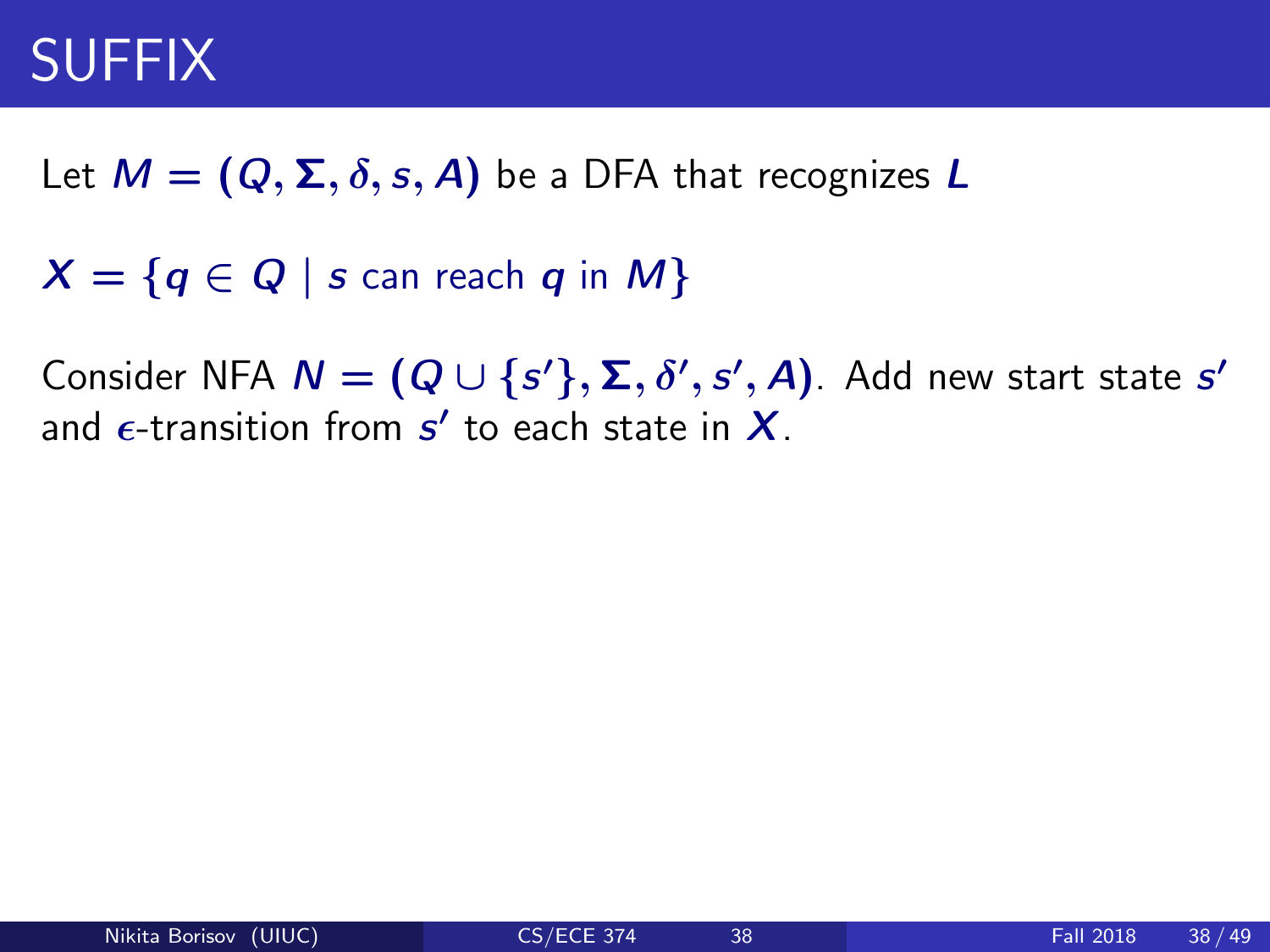# SUFFIX

Let $M = (Q, \Sigma, \delta, s, A)$ be a DFA that recognizes $L$

$X = \{q \in Q \mid s \text{ can reach } q \text{ in } M\}$

Consider NFA $N = (Q \cup \{s'\}, \Sigma, \delta', s', A)$. Add new start state $s'$ and $\epsilon$-transition from $s'$ to each state in $X$.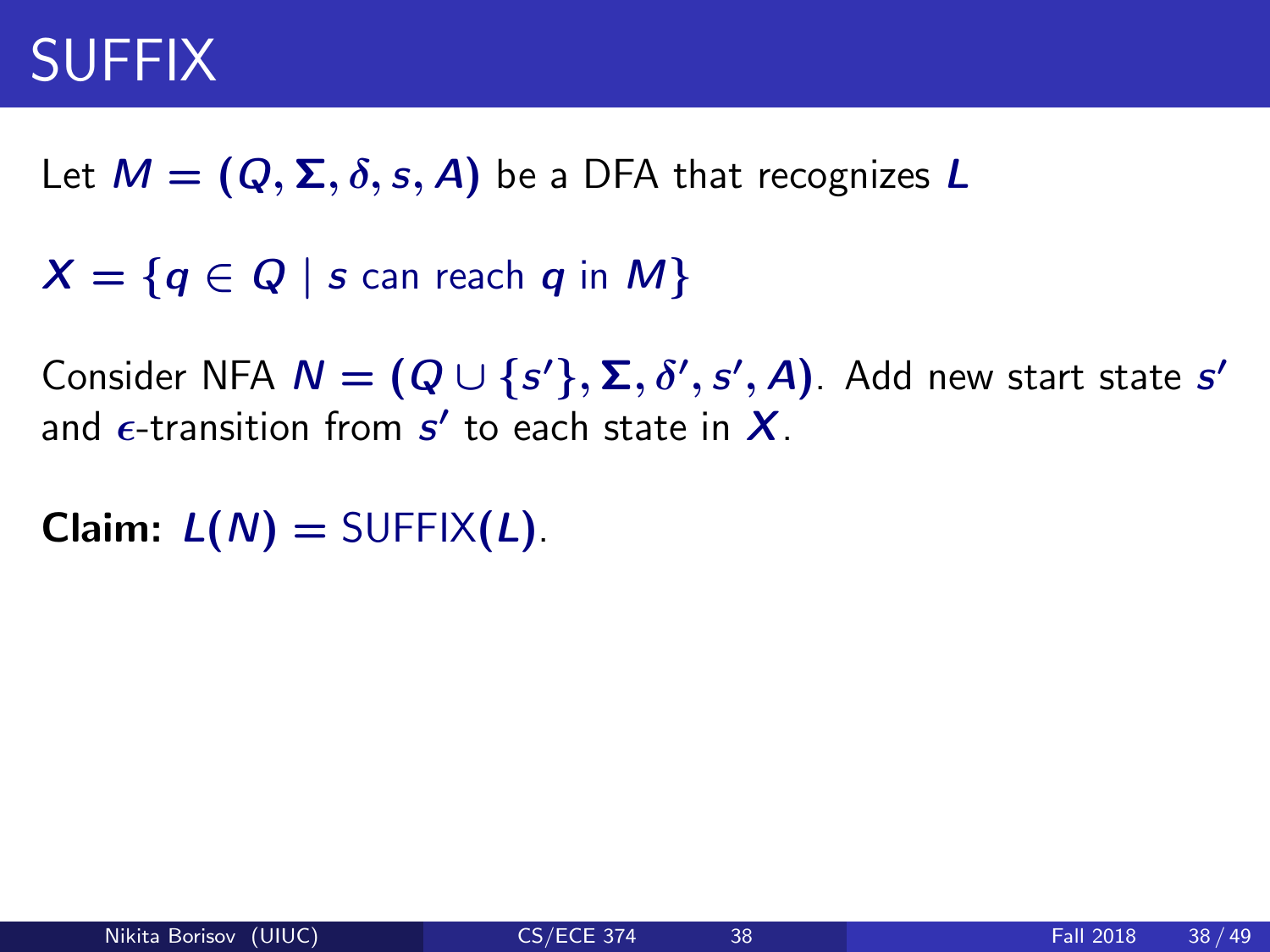# SUFFIX

Let $M = (Q, \Sigma, \delta, s, A)$ be a DFA that recognizes $L$

$X = \{q \in Q \mid s \text{ can reach } q \text{ in } M\}$

Consider NFA $N = (Q \cup \{s'\}, \Sigma, \delta', s', A)$. Add new start state $s'$ and $\epsilon$-transition from $s'$ to each state in $X$.

**Claim:** $L(N) = \text{SUFFIX}(L)$.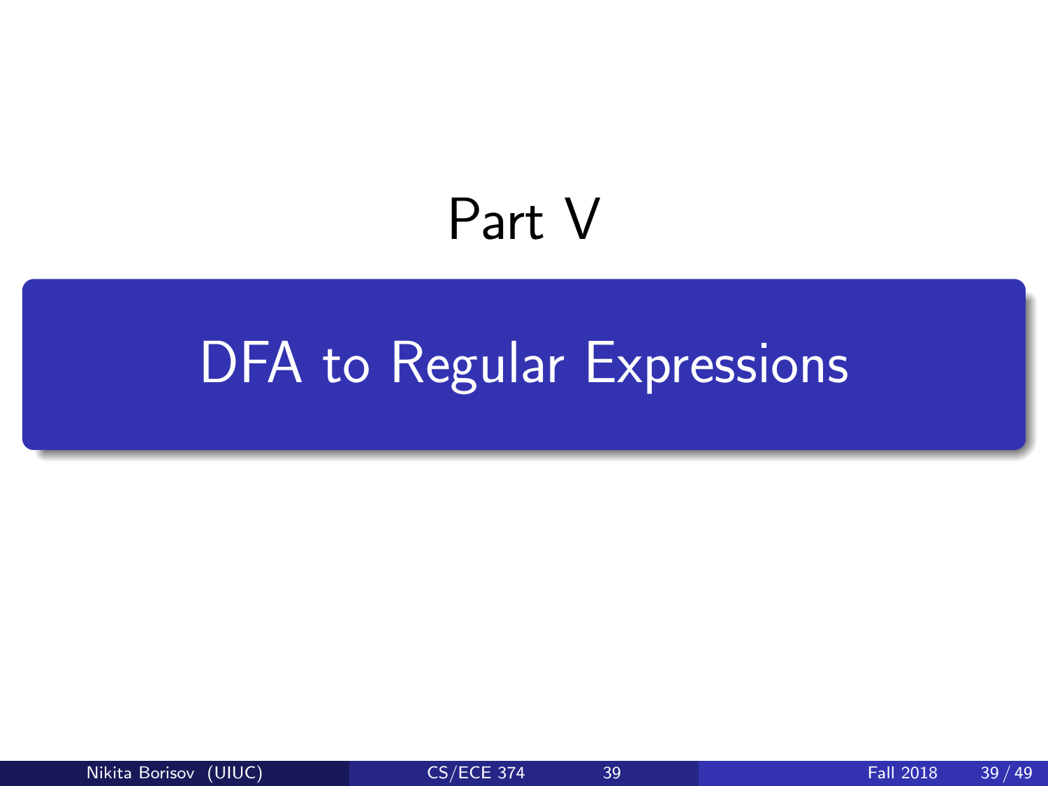# Part V

## DFA to Regular Expressions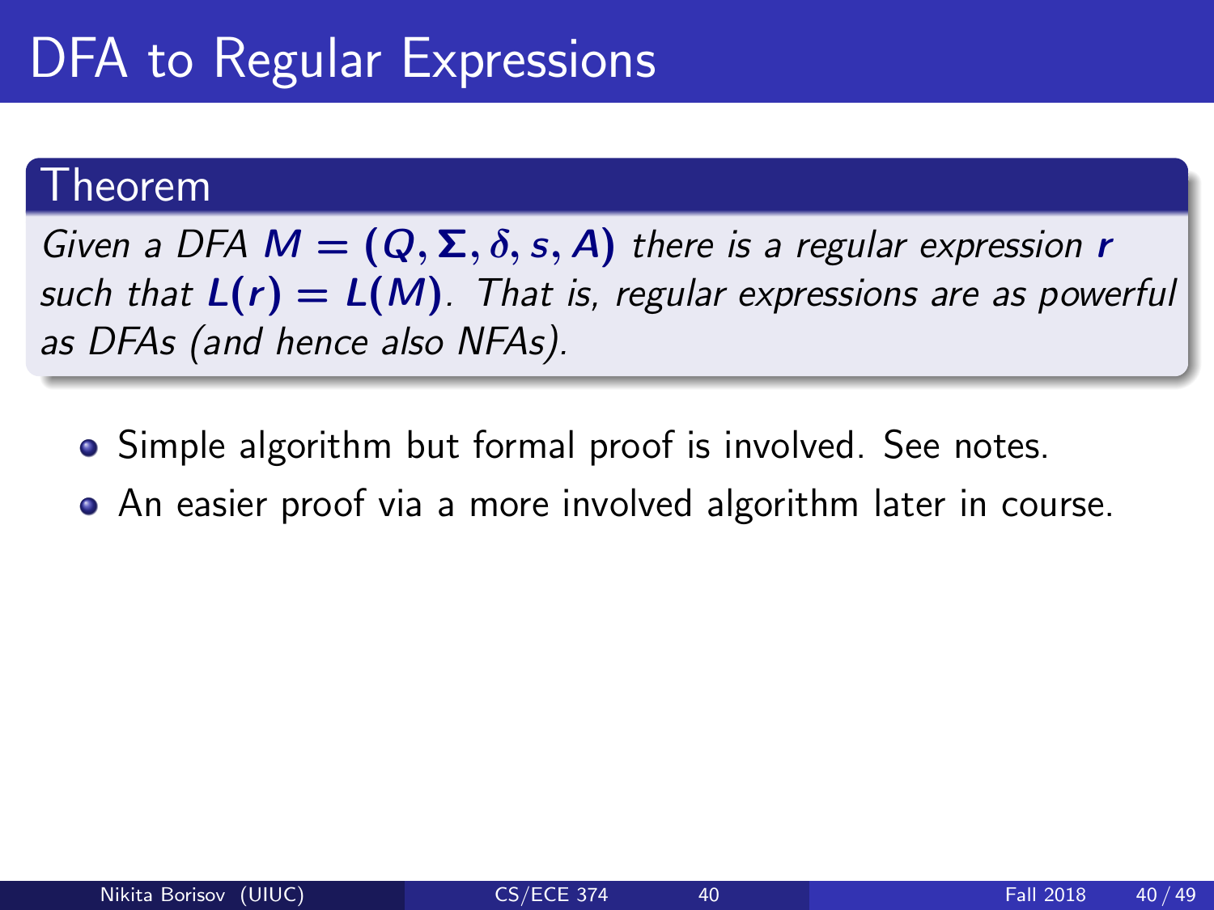# DFA to Regular Expressions

**Theorem**

*Given a DFA $M = (Q, \Sigma, \delta, s, A)$ there is a regular expression $r$ such that $L(r) = L(M)$. That is, regular expressions are as powerful as DFAs (and hence also NFAs).*

- Simple algorithm but formal proof is involved. See notes.
- An easier proof via a more involved algorithm later in course.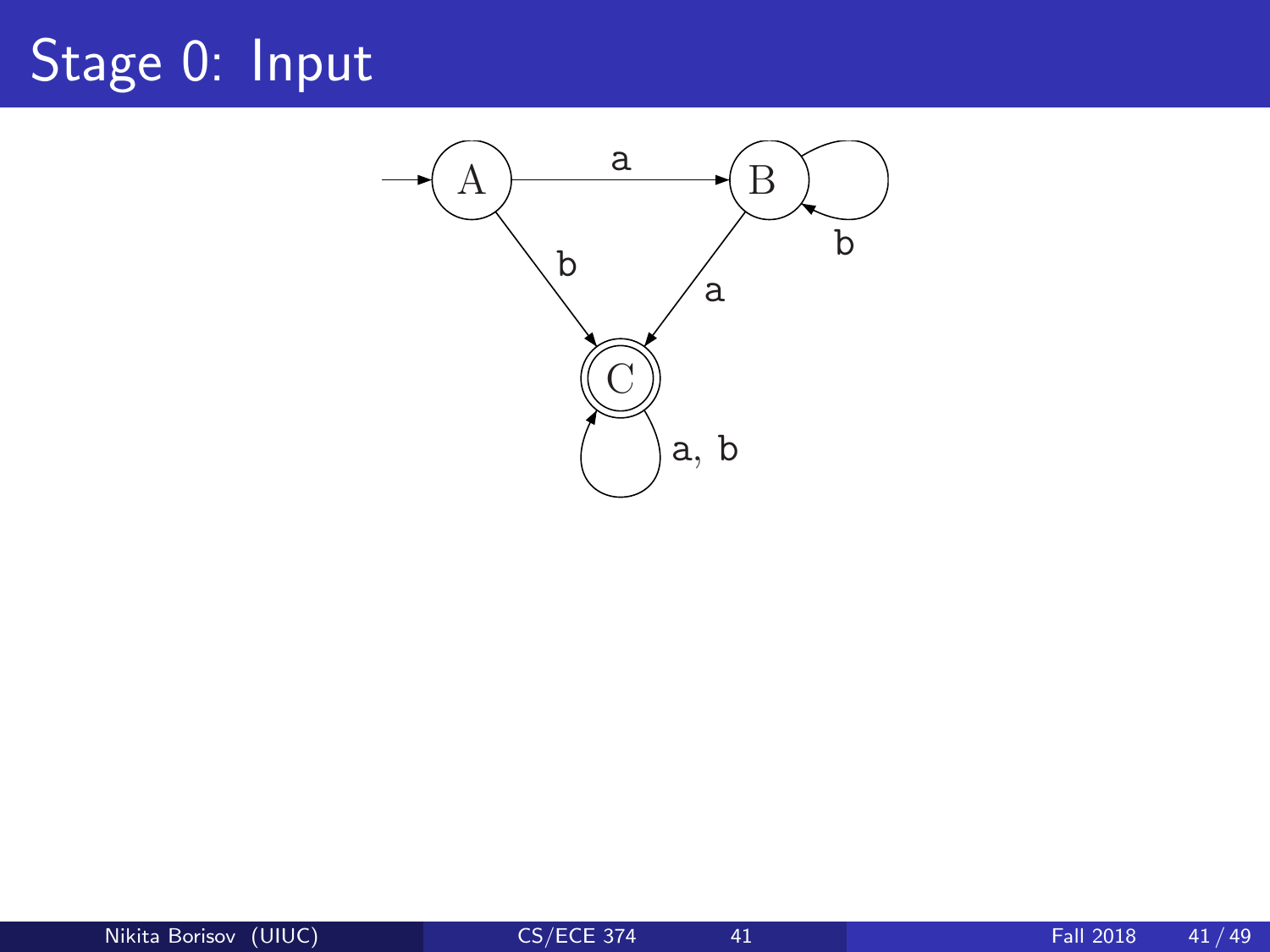# Stage 0: Input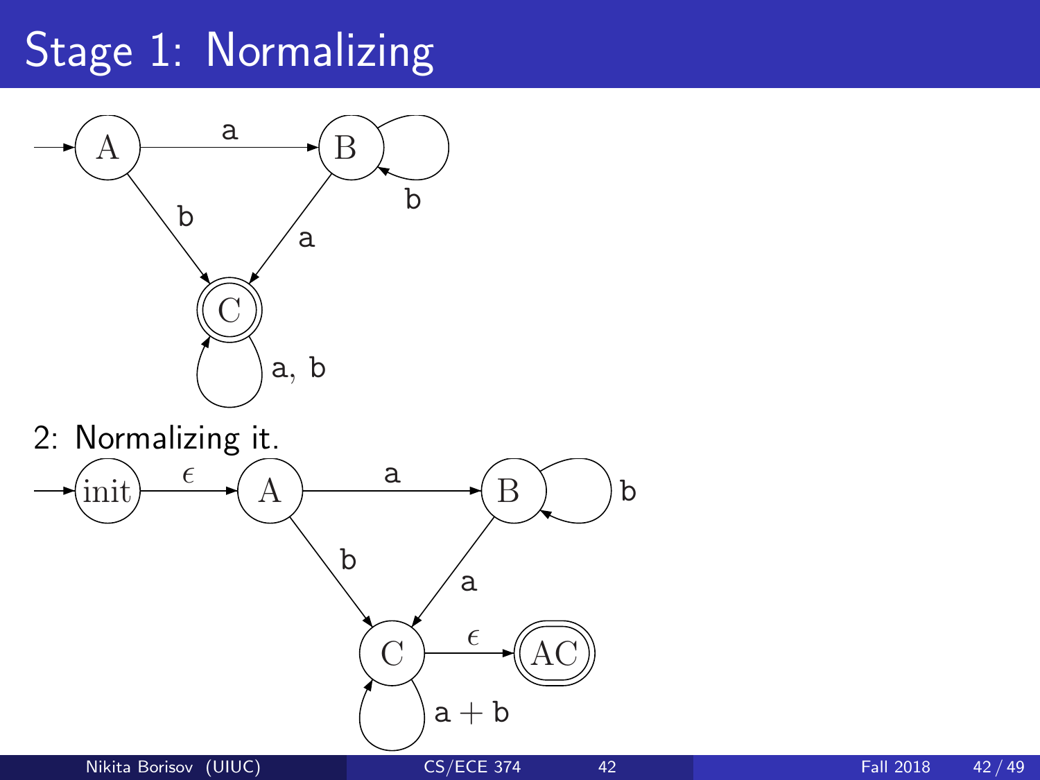# Stage 1: Normalizing

2: Normalizing it.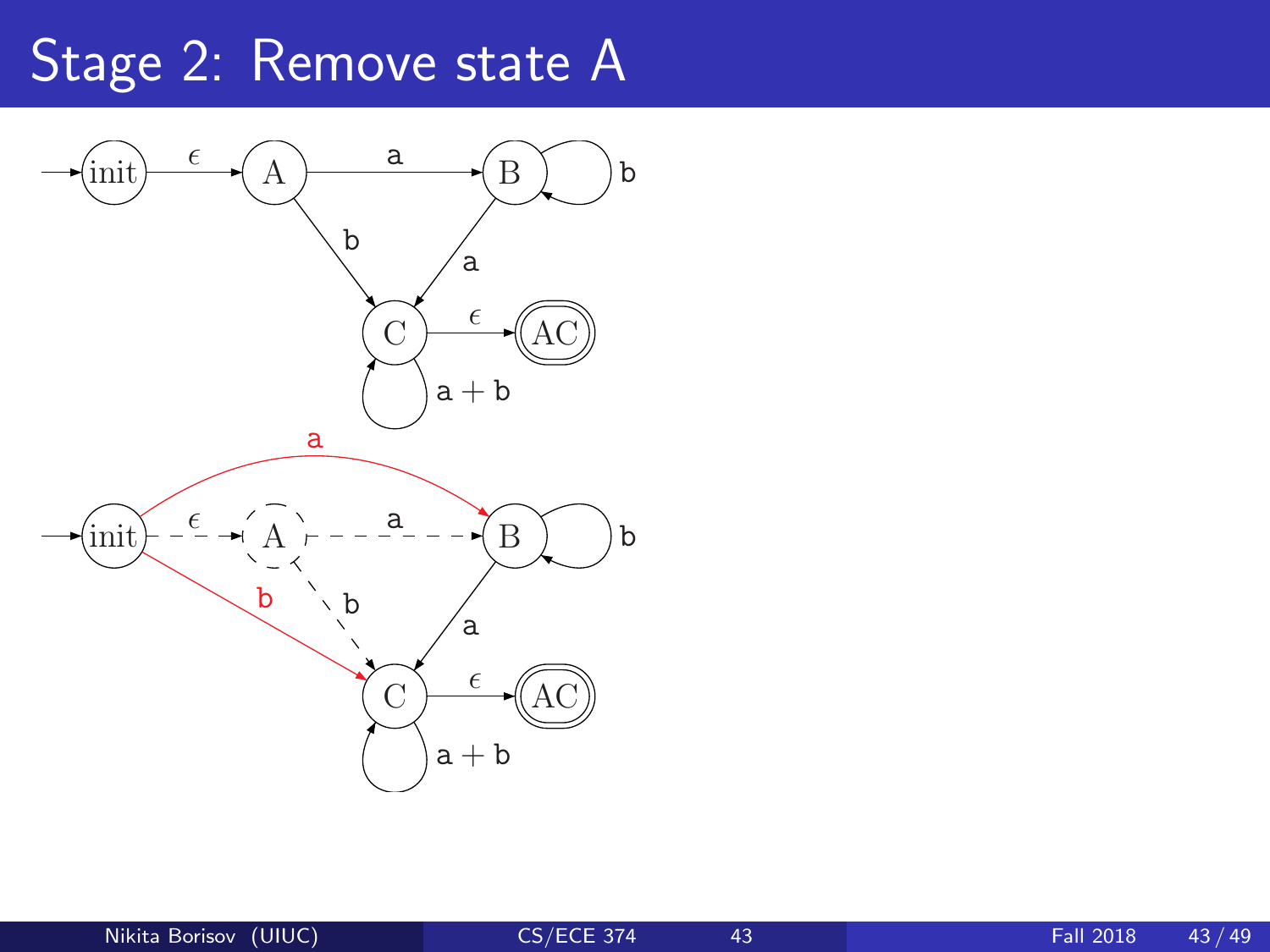# Stage 2: Remove state A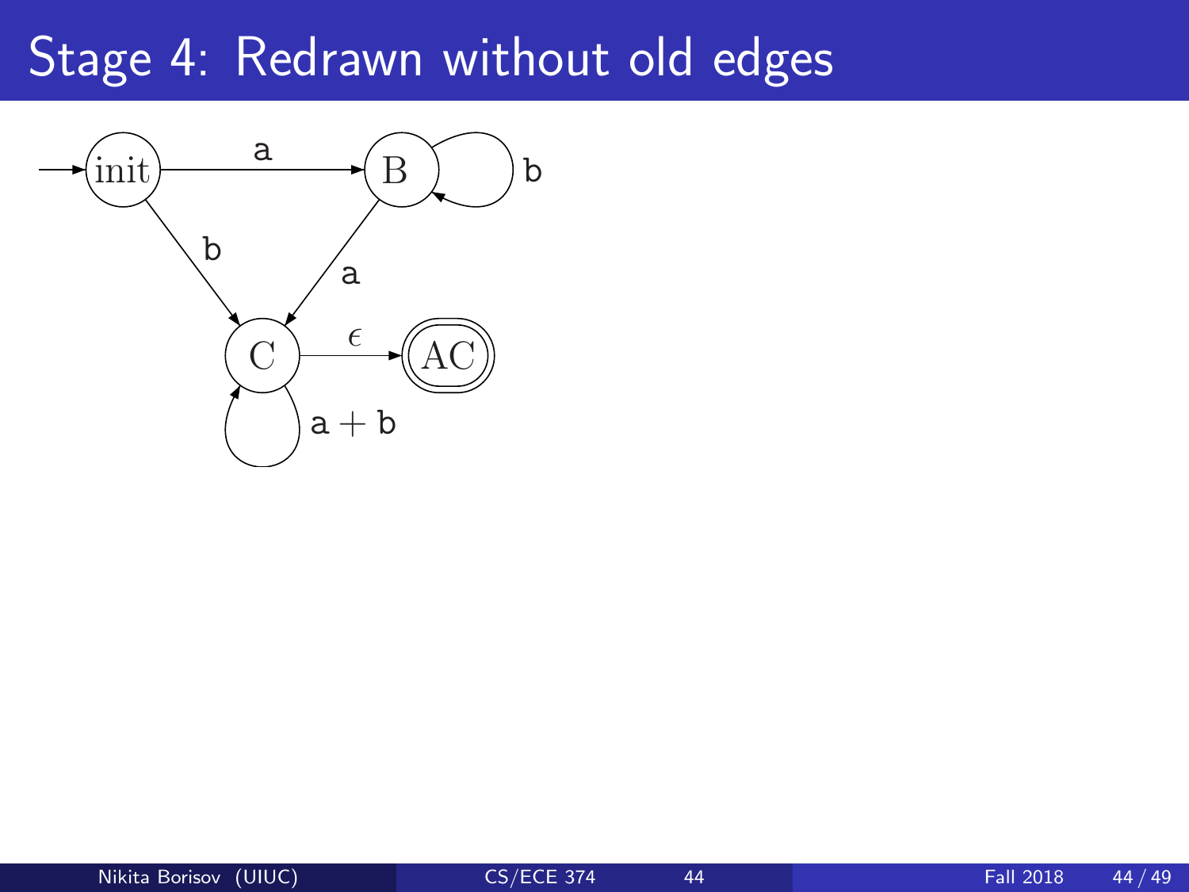# Stage 4: Redrawn without old edges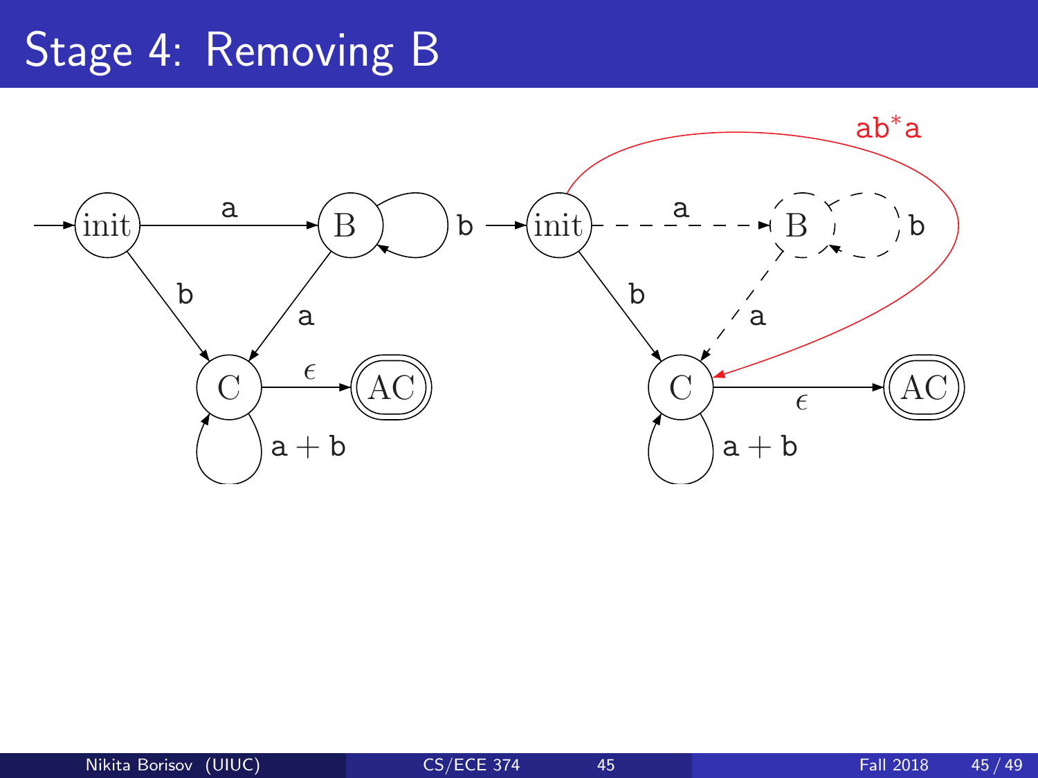# Stage 4: Removing B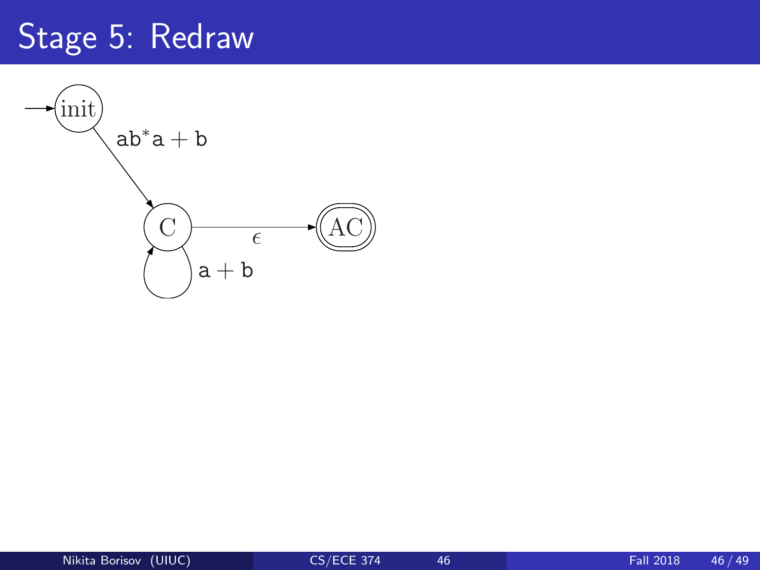# Stage 5: Redraw

init

$\mathtt{ab^*a + b}$

C

$\epsilon$

AC

$\mathtt{a + b}$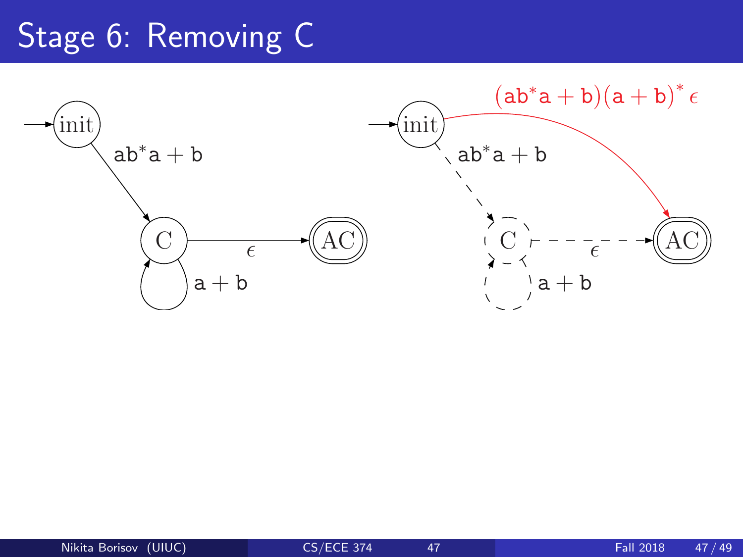# Stage 6: Removing C

init → C: $ab^*a + b$

C → C: $a + b$

C → AC: $\epsilon$

init → AC: $(ab^*a + b)(a + b)^* \epsilon$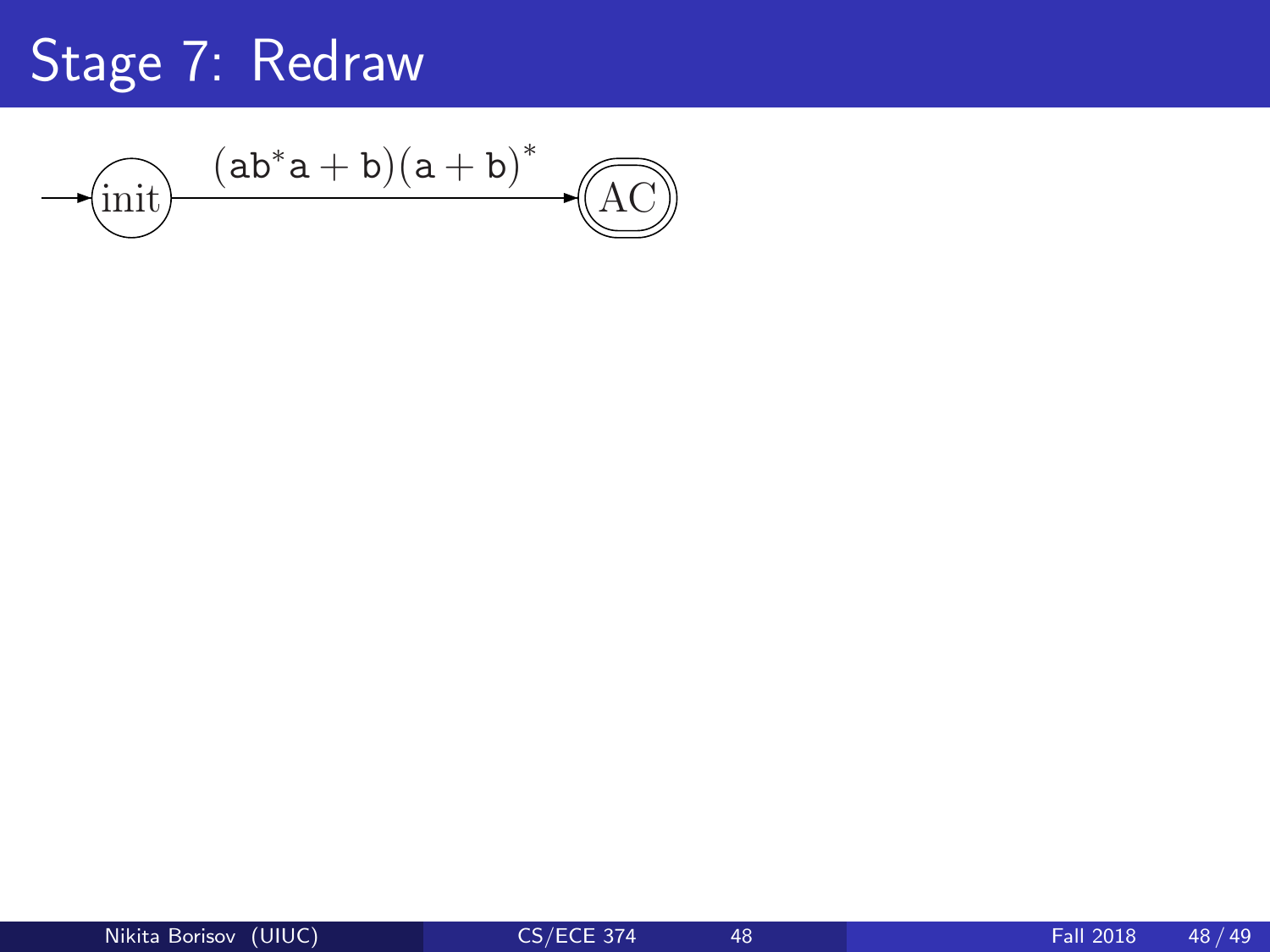# Stage 7: Redraw

$\rightarrow$ (init) $\xrightarrow{(\mathtt{ab}^*\mathtt{a} + \mathtt{b})(\mathtt{a} + \mathtt{b})^*}$ ((AC))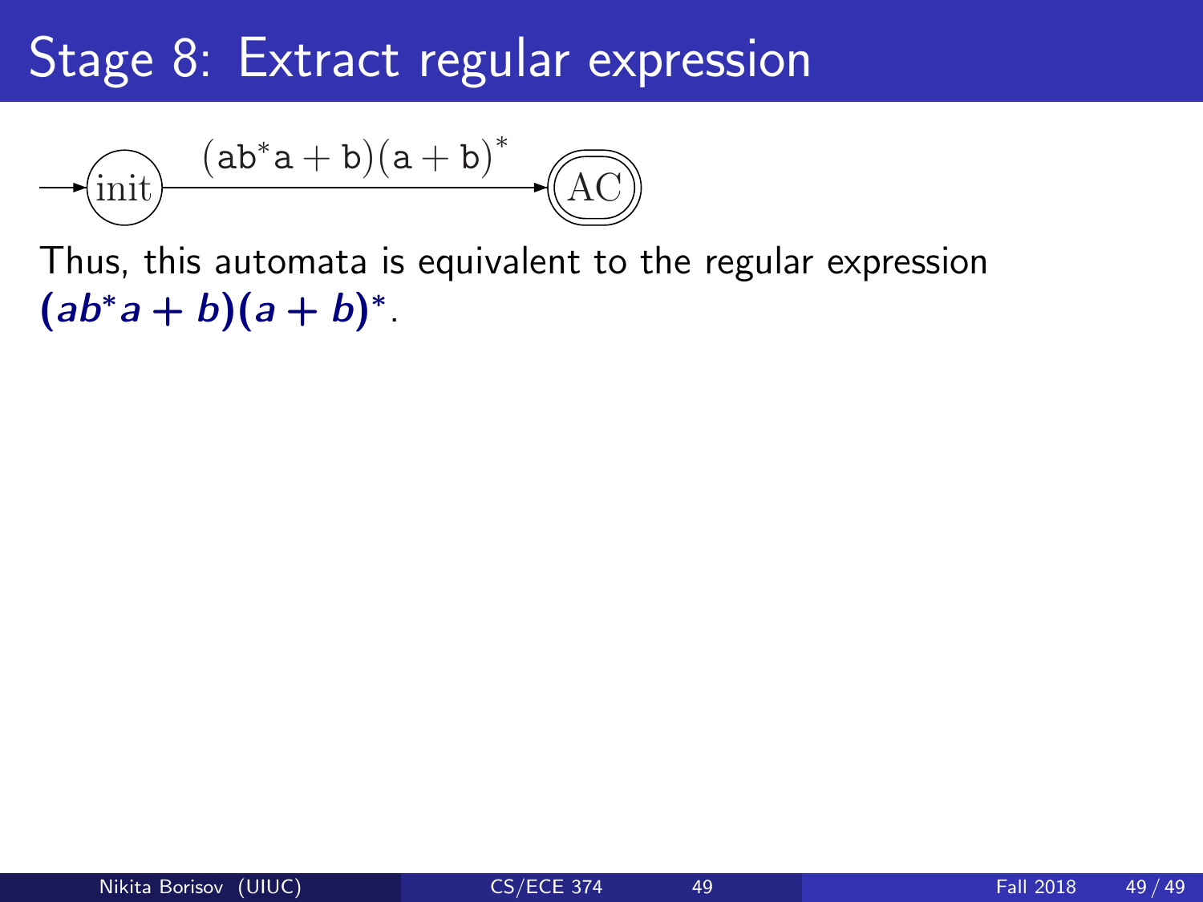# Stage 8: Extract regular expression

init

$(ab^*a + b)(a + b)^*$

AC

Thus, this automata is equivalent to the regular expression $(ab^*a + b)(a + b)^*$.